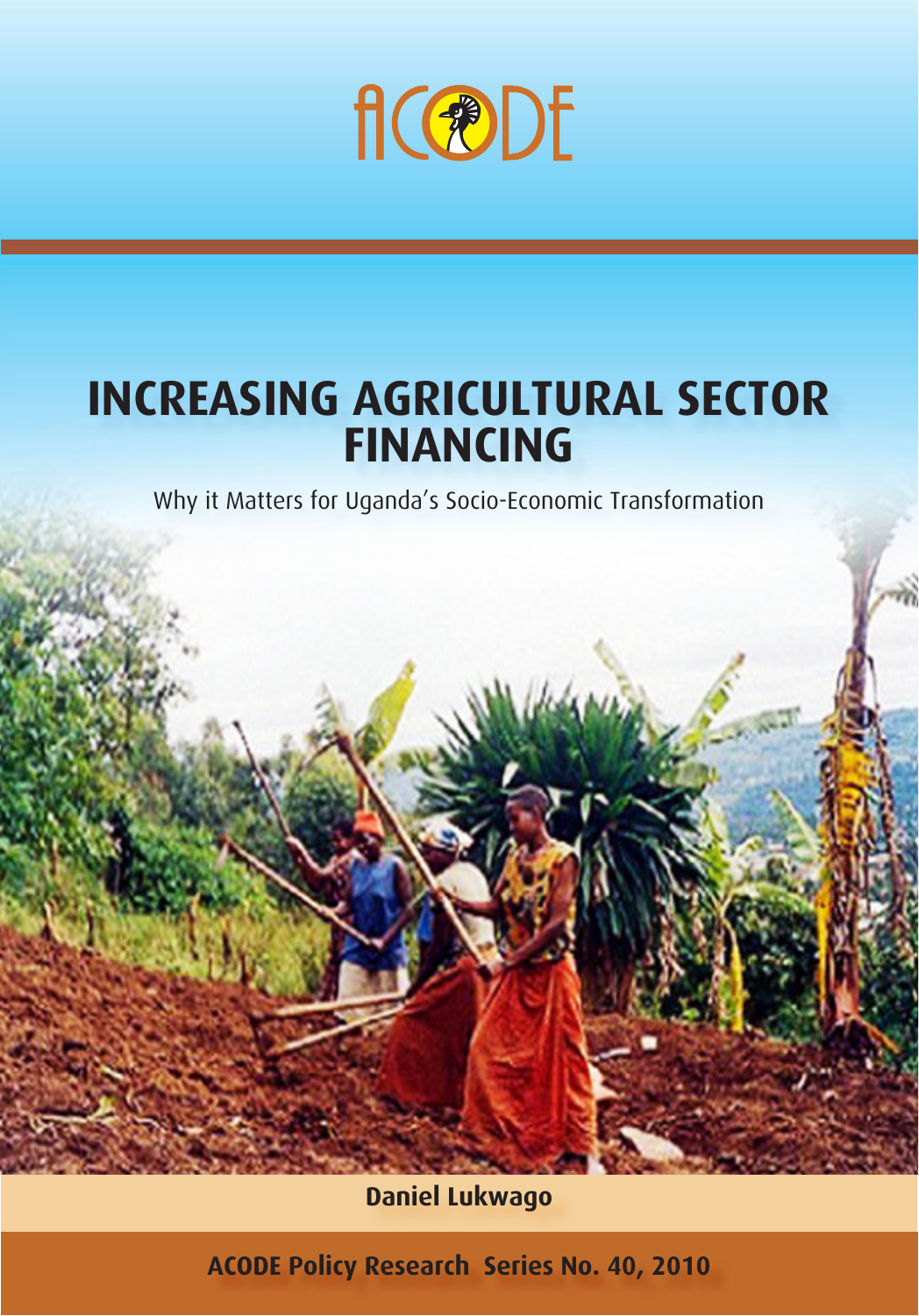ACODE

# INCREASING AGRICULTURAL SECTOR FINANCING

Why it Matters for Uganda's Socio-Economic Transformation

**Daniel Lukwago**

**ACODE Policy Research Series No. 40, 2010**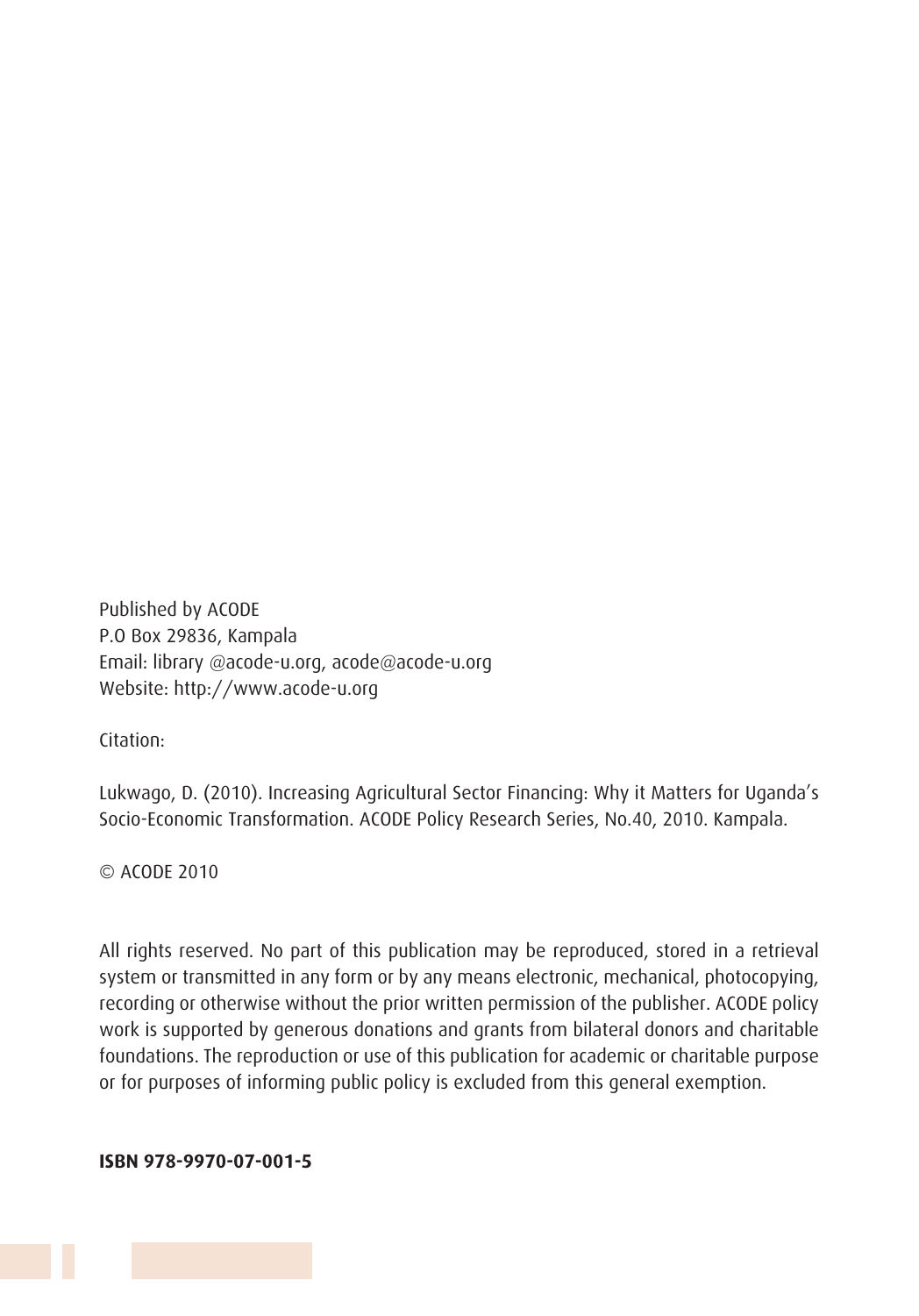Published by ACODE
P.O Box 29836, Kampala
Email: library @acode-u.org, acode@acode-u.org
Website: http://www.acode-u.org

Citation:

Lukwago, D. (2010). Increasing Agricultural Sector Financing: Why it Matters for Uganda's Socio-Economic Transformation. ACODE Policy Research Series, No.40, 2010. Kampala.

© ACODE 2010

All rights reserved. No part of this publication may be reproduced, stored in a retrieval system or transmitted in any form or by any means electronic, mechanical, photocopying, recording or otherwise without the prior written permission of the publisher. ACODE policy work is supported by generous donations and grants from bilateral donors and charitable foundations. The reproduction or use of this publication for academic or charitable purpose or for purposes of informing public policy is excluded from this general exemption.

**ISBN 978-9970-07-001-5**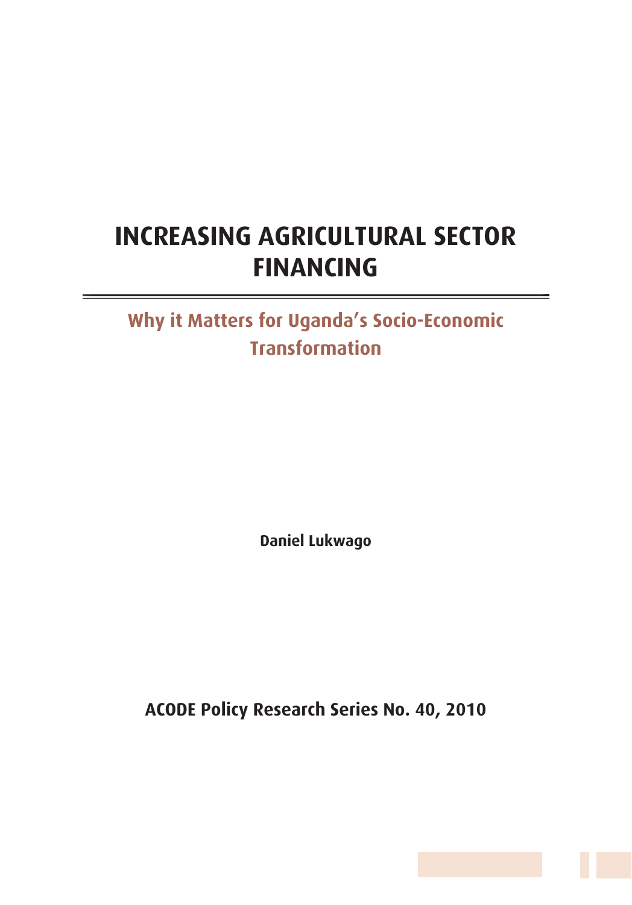# INCREASING AGRICULTURAL SECTOR FINANCING

## Why it Matters for Uganda's Socio-Economic Transformation

**Daniel Lukwago**

**ACODE Policy Research Series No. 40, 2010**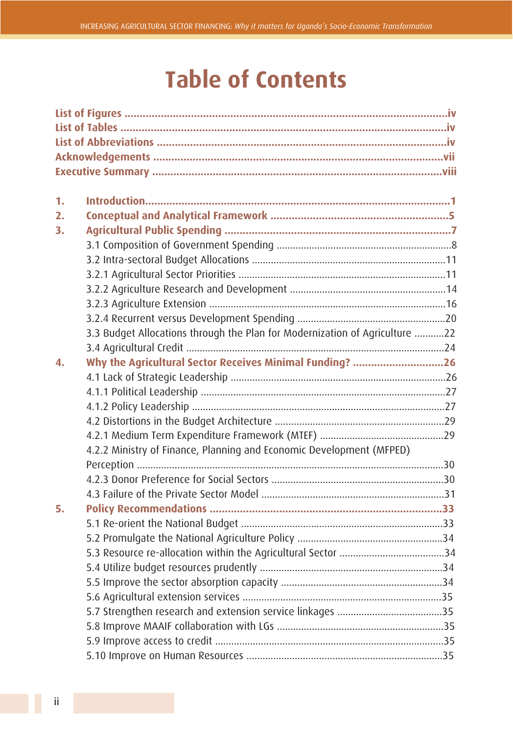# Table of Contents

**List of Figures** ............................................................ iv
**List of Tables** ............................................................ iv
**List of Abbreviations** ............................................................ iv
**Acknowledgements** ............................................................ vii
**Executive Summary** ............................................................ viii

**1. Introduction** ............................................................ 1
**2. Conceptual and Analytical Framework** ............................................................ 5
**3. Agricultural Public Spending** ............................................................ 7
3.1 Composition of Government Spending ............................................................ 8
3.2 Intra-sectoral Budget Allocations ............................................................ 11
3.2.1 Agricultural Sector Priorities ............................................................ 11
3.2.2 Agriculture Research and Development ............................................................ 14
3.2.3 Agriculture Extension ............................................................ 16
3.2.4 Recurrent versus Development Spending ............................................................ 20
3.3 Budget Allocations through the Plan for Modernization of Agriculture ............................................................ 22
3.4 Agricultural Credit ............................................................ 24
**4. Why the Agricultural Sector Receives Minimal Funding?** ............................................................ 26
4.1 Lack of Strategic Leadership ............................................................ 26
4.1.1 Political Leadership ............................................................ 27
4.1.2 Policy Leadership ............................................................ 27
4.2 Distortions in the Budget Architecture ............................................................ 29
4.2.1 Medium Term Expenditure Framework (MTEF) ............................................................ 29
4.2.2 Ministry of Finance, Planning and Economic Development (MFPED) Perception ............................................................ 30
4.2.3 Donor Preference for Social Sectors ............................................................ 30
4.3 Failure of the Private Sector Model ............................................................ 31
**5. Policy Recommendations** ............................................................ 33
5.1 Re-orient the National Budget ............................................................ 33
5.2 Promulgate the National Agriculture Policy ............................................................ 34
5.3 Resource re-allocation within the Agricultural Sector ............................................................ 34
5.4 Utilize budget resources prudently ............................................................ 34
5.5 Improve the sector absorption capacity ............................................................ 34
5.6 Agricultural extension services ............................................................ 35
5.7 Strengthen research and extension service linkages ............................................................ 35
5.8 Improve MAAIF collaboration with LGs ............................................................ 35
5.9 Improve access to credit ............................................................ 35
5.10 Improve on Human Resources ............................................................ 35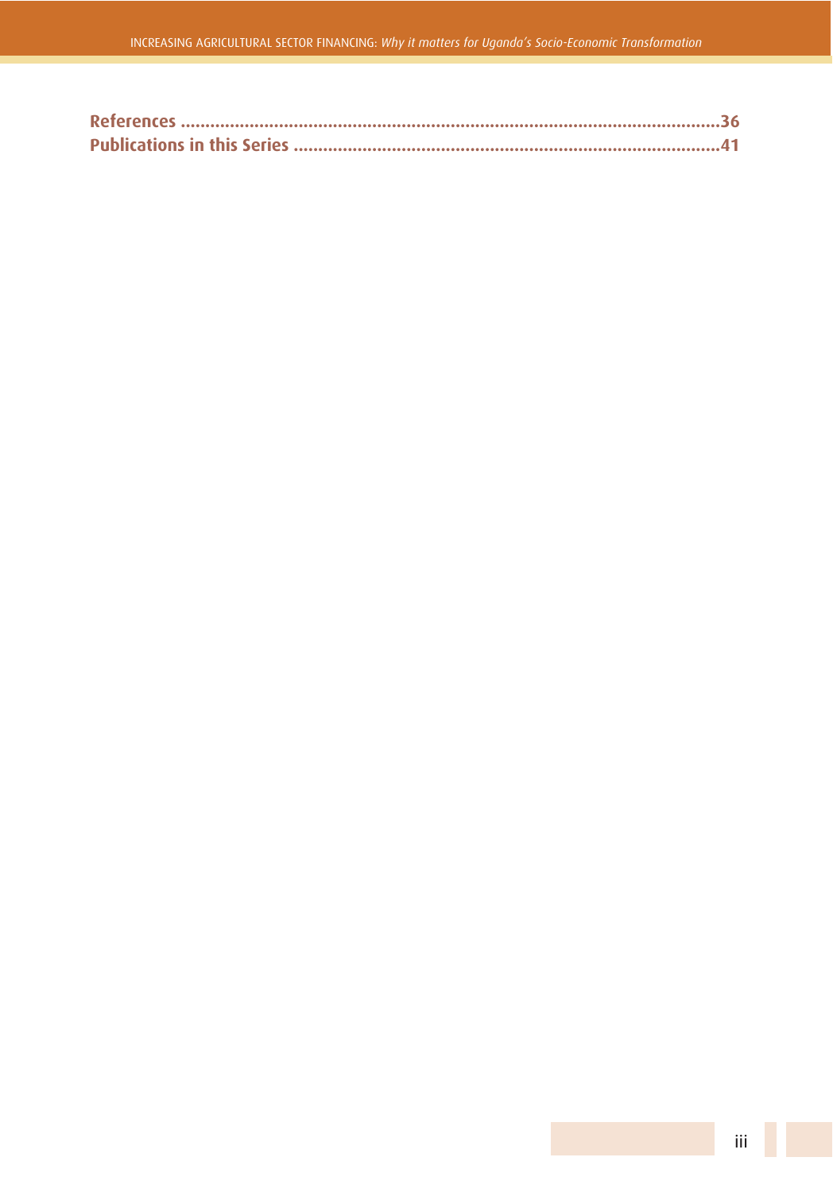**References ..........................................................................................................36**
**Publications in this Series .........................................................................................41**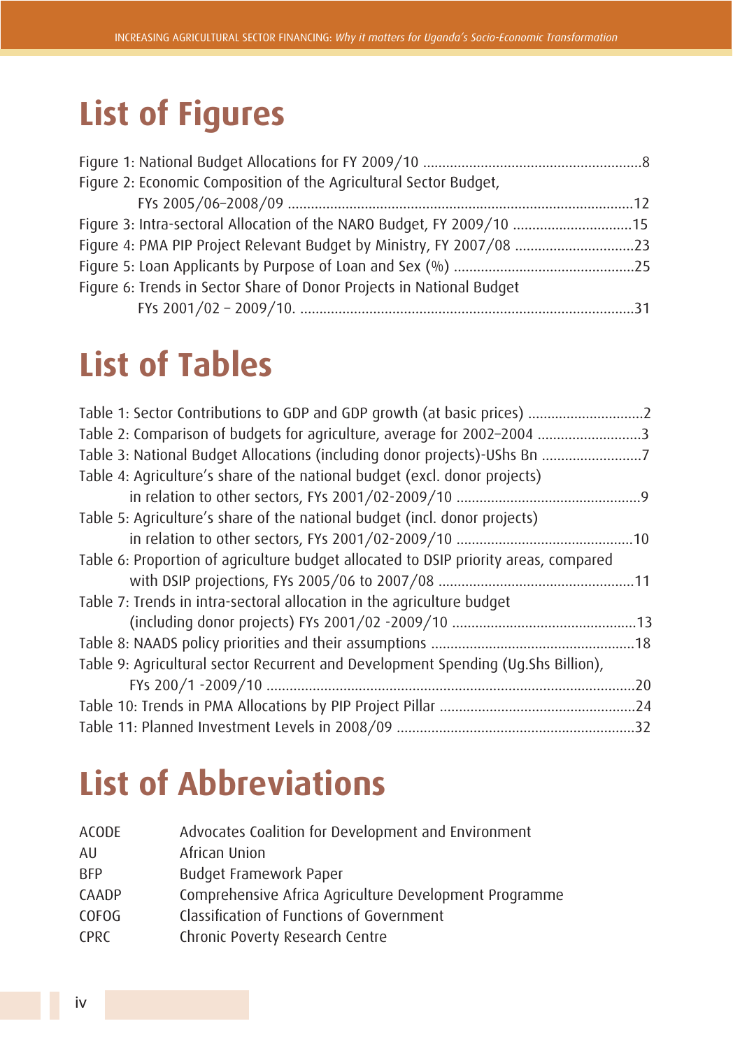# List of Figures

Figure 1: National Budget Allocations for FY 2009/10 ........................................................8
Figure 2: Economic Composition of the Agricultural Sector Budget,
FYs 2005/06–2008/09 ........................................................................................12
Figure 3: Intra-sectoral Allocation of the NARO Budget, FY 2009/10 ..............................15
Figure 4: PMA PIP Project Relevant Budget by Ministry, FY 2007/08 ..............................23
Figure 5: Loan Applicants by Purpose of Loan and Sex (%) ..............................................25
Figure 6: Trends in Sector Share of Donor Projects in National Budget
FYs 2001/02 – 2009/10. ......................................................................................31

# List of Tables

Table 1: Sector Contributions to GDP and GDP growth (at basic prices) .............................2
Table 2: Comparison of budgets for agriculture, average for 2002–2004 ..........................3
Table 3: National Budget Allocations (including donor projects)-UShs Bn .........................7
Table 4: Agriculture's share of the national budget (excl. donor projects)
in relation to other sectors, FYs 2001/02-2009/10 ..............................................9
Table 5: Agriculture's share of the national budget (incl. donor projects)
in relation to other sectors, FYs 2001/02-2009/10 ..............................................10
Table 6: Proportion of agriculture budget allocated to DSIP priority areas, compared
with DSIP projections, FYs 2005/06 to 2007/08 ..................................................11
Table 7: Trends in intra-sectoral allocation in the agriculture budget
(including donor projects) FYs 2001/02 -2009/10 ...............................................13
Table 8: NAADS policy priorities and their assumptions ....................................................18
Table 9: Agricultural sector Recurrent and Development Spending (Ug.Shs Billion),
FYs 200/1 -2009/10 ...............................................................................................20
Table 10: Trends in PMA Allocations by PIP Project Pillar ..................................................24
Table 11: Planned Investment Levels in 2008/09 .............................................................32

# List of Abbreviations

| | |
|---|---|
| ACODE | Advocates Coalition for Development and Environment |
| AU | African Union |
| BFP | Budget Framework Paper |
| CAADP | Comprehensive Africa Agriculture Development Programme |
| COFOG | Classification of Functions of Government |
| CPRC | Chronic Poverty Research Centre |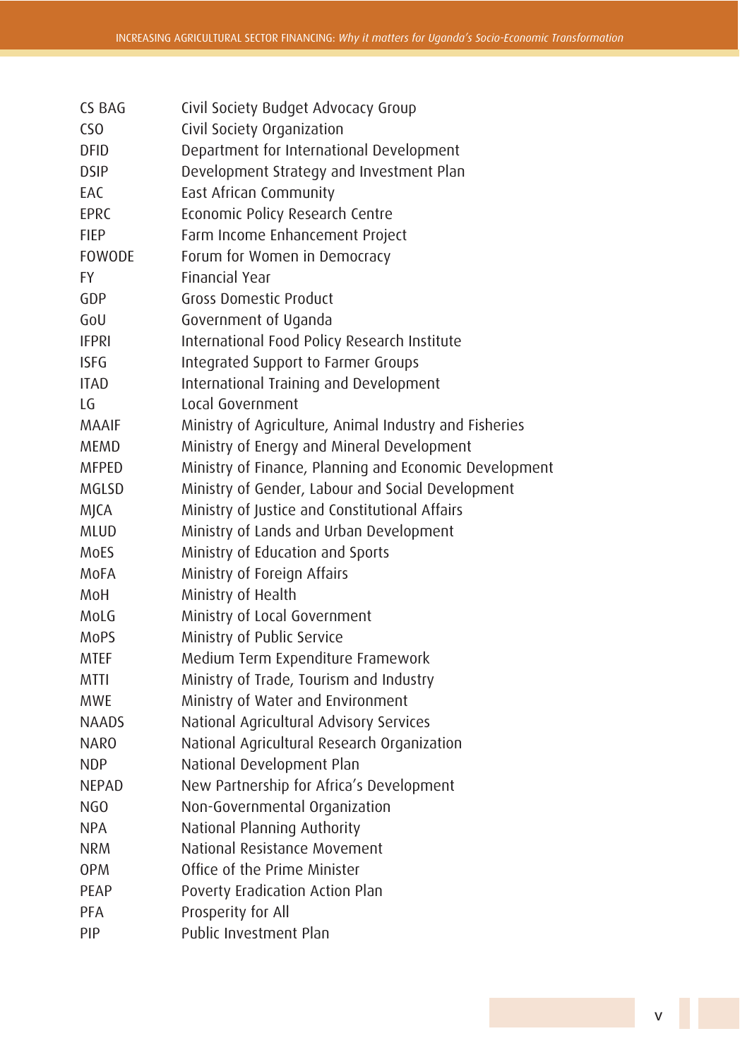| | |
|---|---|
| CS BAG | Civil Society Budget Advocacy Group |
| CSO | Civil Society Organization |
| DFID | Department for International Development |
| DSIP | Development Strategy and Investment Plan |
| EAC | East African Community |
| EPRC | Economic Policy Research Centre |
| FIEP | Farm Income Enhancement Project |
| FOWODE | Forum for Women in Democracy |
| FY | Financial Year |
| GDP | Gross Domestic Product |
| GoU | Government of Uganda |
| IFPRI | International Food Policy Research Institute |
| ISFG | Integrated Support to Farmer Groups |
| ITAD | International Training and Development |
| LG | Local Government |
| MAAIF | Ministry of Agriculture, Animal Industry and Fisheries |
| MEMD | Ministry of Energy and Mineral Development |
| MFPED | Ministry of Finance, Planning and Economic Development |
| MGLSD | Ministry of Gender, Labour and Social Development |
| MJCA | Ministry of Justice and Constitutional Affairs |
| MLUD | Ministry of Lands and Urban Development |
| MoES | Ministry of Education and Sports |
| MoFA | Ministry of Foreign Affairs |
| MoH | Ministry of Health |
| MoLG | Ministry of Local Government |
| MoPS | Ministry of Public Service |
| MTEF | Medium Term Expenditure Framework |
| MTTI | Ministry of Trade, Tourism and Industry |
| MWE | Ministry of Water and Environment |
| NAADS | National Agricultural Advisory Services |
| NARO | National Agricultural Research Organization |
| NDP | National Development Plan |
| NEPAD | New Partnership for Africa's Development |
| NGO | Non-Governmental Organization |
| NPA | National Planning Authority |
| NRM | National Resistance Movement |
| OPM | Office of the Prime Minister |
| PEAP | Poverty Eradication Action Plan |
| PFA | Prosperity for All |
| PIP | Public Investment Plan |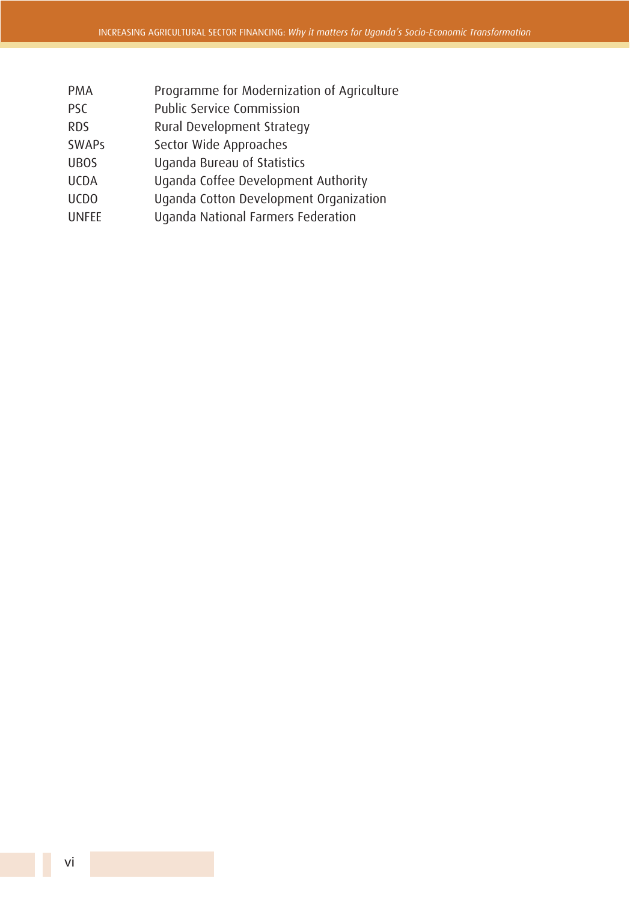| | |
|---|---|
| PMA | Programme for Modernization of Agriculture |
| PSC | Public Service Commission |
| RDS | Rural Development Strategy |
| SWAPs | Sector Wide Approaches |
| UBOS | Uganda Bureau of Statistics |
| UCDA | Uganda Coffee Development Authority |
| UCDO | Uganda Cotton Development Organization |
| UNFEE | Uganda National Farmers Federation |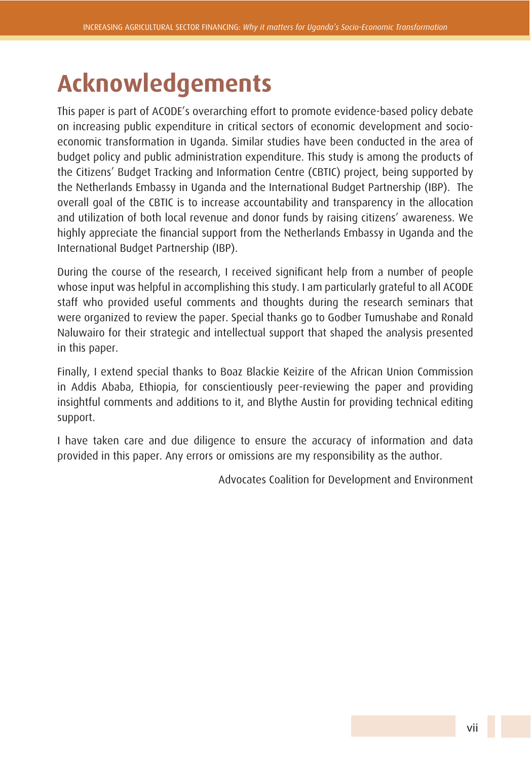# Acknowledgements

This paper is part of ACODE's overarching effort to promote evidence-based policy debate on increasing public expenditure in critical sectors of economic development and socio-economic transformation in Uganda. Similar studies have been conducted in the area of budget policy and public administration expenditure. This study is among the products of the Citizens' Budget Tracking and Information Centre (CBTIC) project, being supported by the Netherlands Embassy in Uganda and the International Budget Partnership (IBP). The overall goal of the CBTIC is to increase accountability and transparency in the allocation and utilization of both local revenue and donor funds by raising citizens' awareness. We highly appreciate the financial support from the Netherlands Embassy in Uganda and the International Budget Partnership (IBP).

During the course of the research, I received significant help from a number of people whose input was helpful in accomplishing this study. I am particularly grateful to all ACODE staff who provided useful comments and thoughts during the research seminars that were organized to review the paper. Special thanks go to Godber Tumushabe and Ronald Naluwairo for their strategic and intellectual support that shaped the analysis presented in this paper.

Finally, I extend special thanks to Boaz Blackie Keizire of the African Union Commission in Addis Ababa, Ethiopia, for conscientiously peer-reviewing the paper and providing insightful comments and additions to it, and Blythe Austin for providing technical editing support.

I have taken care and due diligence to ensure the accuracy of information and data provided in this paper. Any errors or omissions are my responsibility as the author.

Advocates Coalition for Development and Environment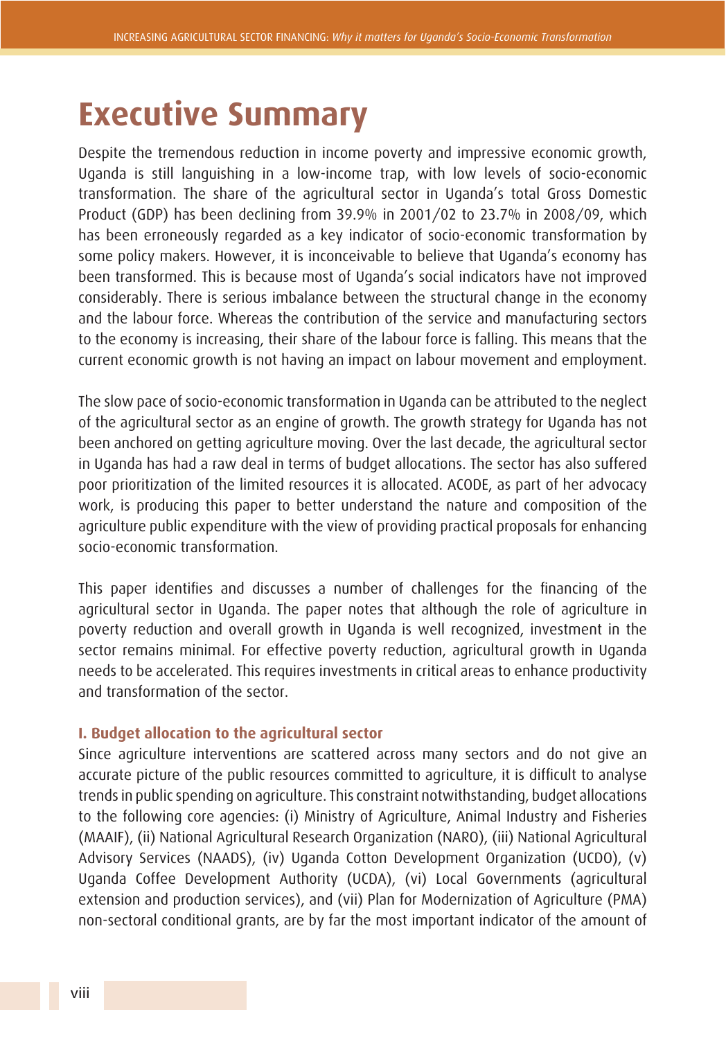# Executive Summary

Despite the tremendous reduction in income poverty and impressive economic growth, Uganda is still languishing in a low-income trap, with low levels of socio-economic transformation. The share of the agricultural sector in Uganda's total Gross Domestic Product (GDP) has been declining from 39.9% in 2001/02 to 23.7% in 2008/09, which has been erroneously regarded as a key indicator of socio-economic transformation by some policy makers. However, it is inconceivable to believe that Uganda's economy has been transformed. This is because most of Uganda's social indicators have not improved considerably. There is serious imbalance between the structural change in the economy and the labour force. Whereas the contribution of the service and manufacturing sectors to the economy is increasing, their share of the labour force is falling. This means that the current economic growth is not having an impact on labour movement and employment.

The slow pace of socio-economic transformation in Uganda can be attributed to the neglect of the agricultural sector as an engine of growth. The growth strategy for Uganda has not been anchored on getting agriculture moving. Over the last decade, the agricultural sector in Uganda has had a raw deal in terms of budget allocations. The sector has also suffered poor prioritization of the limited resources it is allocated. ACODE, as part of her advocacy work, is producing this paper to better understand the nature and composition of the agriculture public expenditure with the view of providing practical proposals for enhancing socio-economic transformation.

This paper identifies and discusses a number of challenges for the financing of the agricultural sector in Uganda. The paper notes that although the role of agriculture in poverty reduction and overall growth in Uganda is well recognized, investment in the sector remains minimal. For effective poverty reduction, agricultural growth in Uganda needs to be accelerated. This requires investments in critical areas to enhance productivity and transformation of the sector.

### I. Budget allocation to the agricultural sector

Since agriculture interventions are scattered across many sectors and do not give an accurate picture of the public resources committed to agriculture, it is difficult to analyse trends in public spending on agriculture. This constraint notwithstanding, budget allocations to the following core agencies: (i) Ministry of Agriculture, Animal Industry and Fisheries (MAAIF), (ii) National Agricultural Research Organization (NARO), (iii) National Agricultural Advisory Services (NAADS), (iv) Uganda Cotton Development Organization (UCDO), (v) Uganda Coffee Development Authority (UCDA), (vi) Local Governments (agricultural extension and production services), and (vii) Plan for Modernization of Agriculture (PMA) non-sectoral conditional grants, are by far the most important indicator of the amount of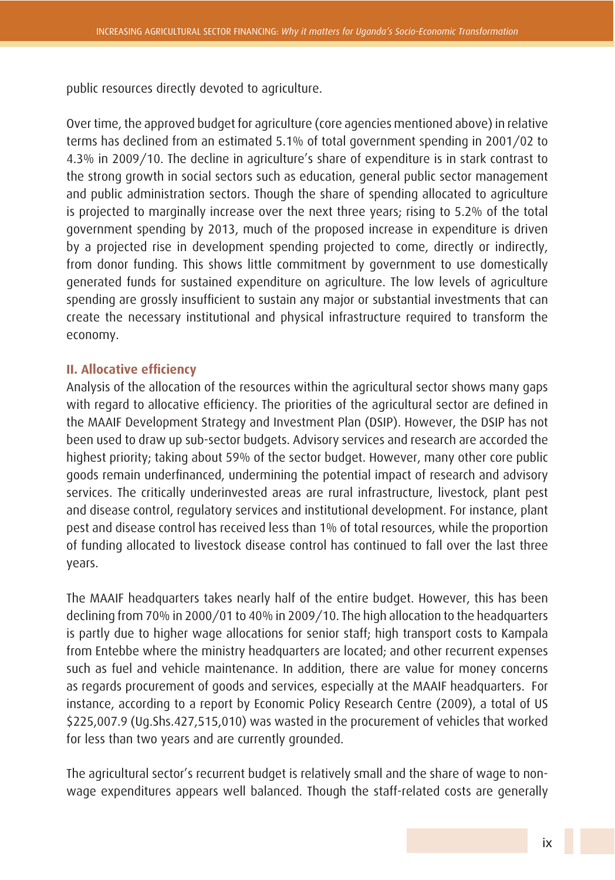public resources directly devoted to agriculture.

Over time, the approved budget for agriculture (core agencies mentioned above) in relative terms has declined from an estimated 5.1% of total government spending in 2001/02 to 4.3% in 2009/10. The decline in agriculture's share of expenditure is in stark contrast to the strong growth in social sectors such as education, general public sector management and public administration sectors. Though the share of spending allocated to agriculture is projected to marginally increase over the next three years; rising to 5.2% of the total government spending by 2013, much of the proposed increase in expenditure is driven by a projected rise in development spending projected to come, directly or indirectly, from donor funding. This shows little commitment by government to use domestically generated funds for sustained expenditure on agriculture. The low levels of agriculture spending are grossly insufficient to sustain any major or substantial investments that can create the necessary institutional and physical infrastructure required to transform the economy.

### II. Allocative efficiency

Analysis of the allocation of the resources within the agricultural sector shows many gaps with regard to allocative efficiency. The priorities of the agricultural sector are defined in the MAAIF Development Strategy and Investment Plan (DSIP). However, the DSIP has not been used to draw up sub-sector budgets. Advisory services and research are accorded the highest priority; taking about 59% of the sector budget. However, many other core public goods remain underfinanced, undermining the potential impact of research and advisory services. The critically underinvested areas are rural infrastructure, livestock, plant pest and disease control, regulatory services and institutional development. For instance, plant pest and disease control has received less than 1% of total resources, while the proportion of funding allocated to livestock disease control has continued to fall over the last three years.

The MAAIF headquarters takes nearly half of the entire budget. However, this has been declining from 70% in 2000/01 to 40% in 2009/10. The high allocation to the headquarters is partly due to higher wage allocations for senior staff; high transport costs to Kampala from Entebbe where the ministry headquarters are located; and other recurrent expenses such as fuel and vehicle maintenance. In addition, there are value for money concerns as regards procurement of goods and services, especially at the MAAIF headquarters. For instance, according to a report by Economic Policy Research Centre (2009), a total of US $225,007.9 (Ug.Shs.427,515,010) was wasted in the procurement of vehicles that worked for less than two years and are currently grounded.

The agricultural sector's recurrent budget is relatively small and the share of wage to non-wage expenditures appears well balanced. Though the staff-related costs are generally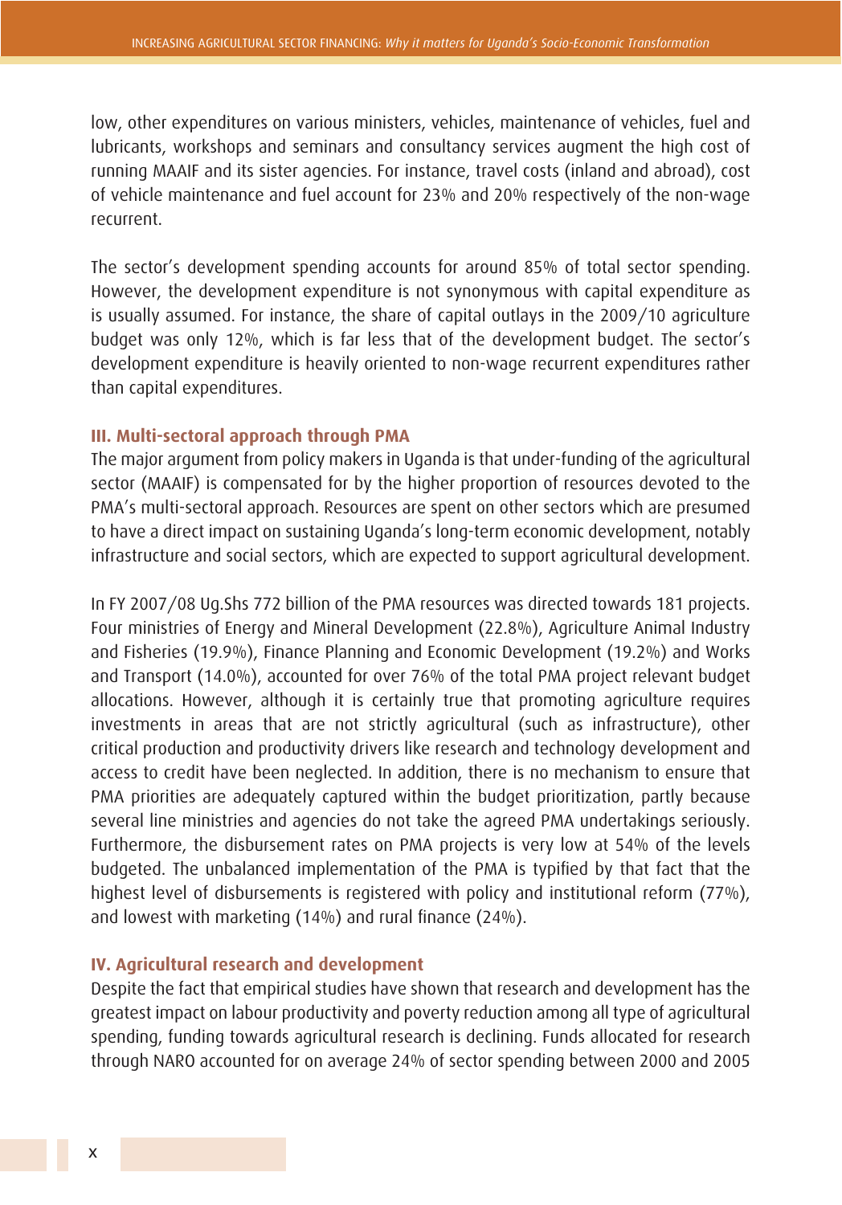low, other expenditures on various ministers, vehicles, maintenance of vehicles, fuel and lubricants, workshops and seminars and consultancy services augment the high cost of running MAAIF and its sister agencies. For instance, travel costs (inland and abroad), cost of vehicle maintenance and fuel account for 23% and 20% respectively of the non-wage recurrent.

The sector's development spending accounts for around 85% of total sector spending. However, the development expenditure is not synonymous with capital expenditure as is usually assumed. For instance, the share of capital outlays in the 2009/10 agriculture budget was only 12%, which is far less that of the development budget. The sector's development expenditure is heavily oriented to non-wage recurrent expenditures rather than capital expenditures.

### III. Multi-sectoral approach through PMA

The major argument from policy makers in Uganda is that under-funding of the agricultural sector (MAAIF) is compensated for by the higher proportion of resources devoted to the PMA's multi-sectoral approach. Resources are spent on other sectors which are presumed to have a direct impact on sustaining Uganda's long-term economic development, notably infrastructure and social sectors, which are expected to support agricultural development.

In FY 2007/08 Ug.Shs 772 billion of the PMA resources was directed towards 181 projects. Four ministries of Energy and Mineral Development (22.8%), Agriculture Animal Industry and Fisheries (19.9%), Finance Planning and Economic Development (19.2%) and Works and Transport (14.0%), accounted for over 76% of the total PMA project relevant budget allocations. However, although it is certainly true that promoting agriculture requires investments in areas that are not strictly agricultural (such as infrastructure), other critical production and productivity drivers like research and technology development and access to credit have been neglected. In addition, there is no mechanism to ensure that PMA priorities are adequately captured within the budget prioritization, partly because several line ministries and agencies do not take the agreed PMA undertakings seriously. Furthermore, the disbursement rates on PMA projects is very low at 54% of the levels budgeted. The unbalanced implementation of the PMA is typified by that fact that the highest level of disbursements is registered with policy and institutional reform (77%), and lowest with marketing (14%) and rural finance (24%).

### IV. Agricultural research and development

Despite the fact that empirical studies have shown that research and development has the greatest impact on labour productivity and poverty reduction among all type of agricultural spending, funding towards agricultural research is declining. Funds allocated for research through NARO accounted for on average 24% of sector spending between 2000 and 2005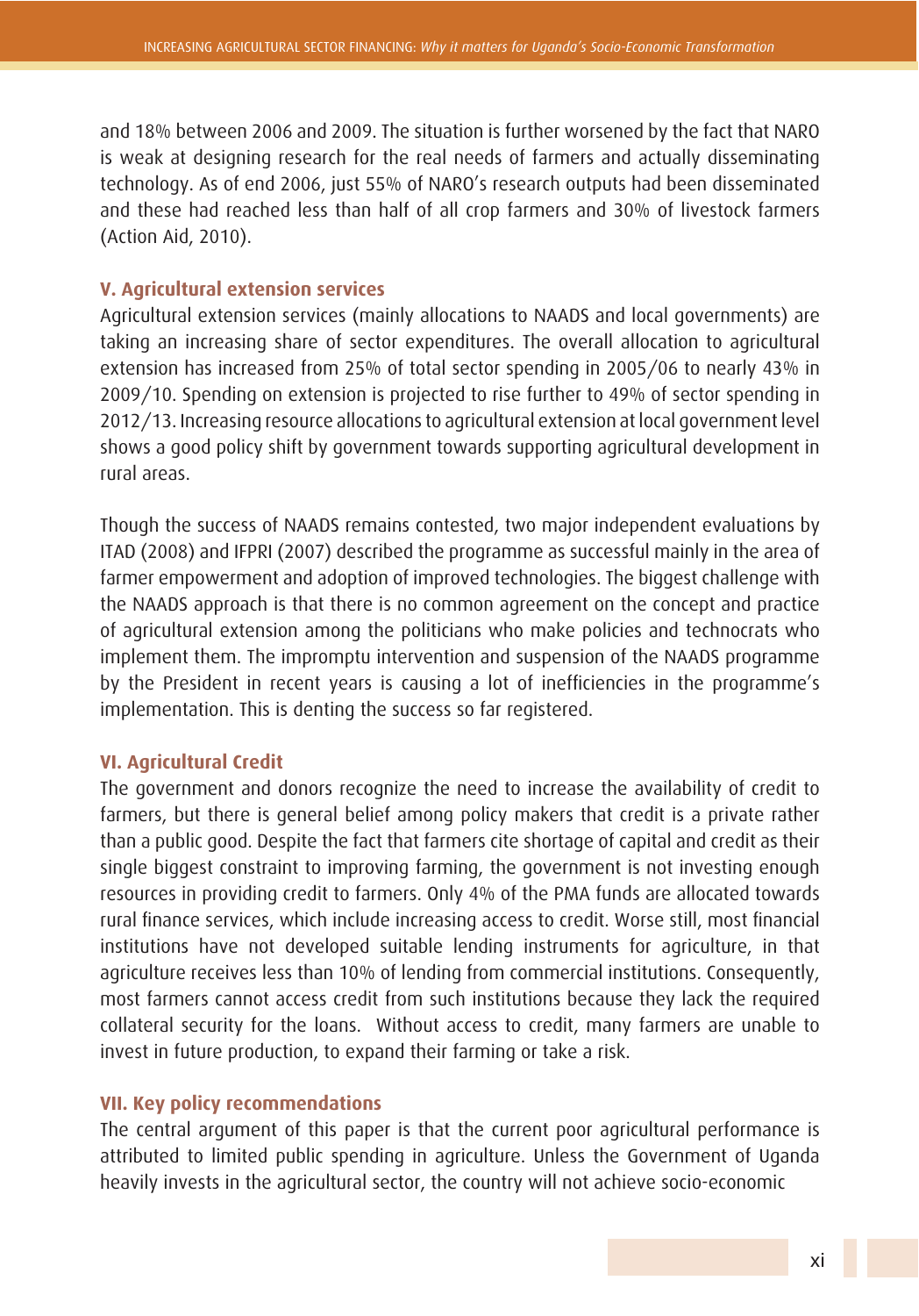and 18% between 2006 and 2009. The situation is further worsened by the fact that NARO is weak at designing research for the real needs of farmers and actually disseminating technology. As of end 2006, just 55% of NARO's research outputs had been disseminated and these had reached less than half of all crop farmers and 30% of livestock farmers (Action Aid, 2010).

### V. Agricultural extension services

Agricultural extension services (mainly allocations to NAADS and local governments) are taking an increasing share of sector expenditures. The overall allocation to agricultural extension has increased from 25% of total sector spending in 2005/06 to nearly 43% in 2009/10. Spending on extension is projected to rise further to 49% of sector spending in 2012/13. Increasing resource allocations to agricultural extension at local government level shows a good policy shift by government towards supporting agricultural development in rural areas.

Though the success of NAADS remains contested, two major independent evaluations by ITAD (2008) and IFPRI (2007) described the programme as successful mainly in the area of farmer empowerment and adoption of improved technologies. The biggest challenge with the NAADS approach is that there is no common agreement on the concept and practice of agricultural extension among the politicians who make policies and technocrats who implement them. The impromptu intervention and suspension of the NAADS programme by the President in recent years is causing a lot of inefficiencies in the programme's implementation. This is denting the success so far registered.

### VI. Agricultural Credit

The government and donors recognize the need to increase the availability of credit to farmers, but there is general belief among policy makers that credit is a private rather than a public good. Despite the fact that farmers cite shortage of capital and credit as their single biggest constraint to improving farming, the government is not investing enough resources in providing credit to farmers. Only 4% of the PMA funds are allocated towards rural finance services, which include increasing access to credit. Worse still, most financial institutions have not developed suitable lending instruments for agriculture, in that agriculture receives less than 10% of lending from commercial institutions. Consequently, most farmers cannot access credit from such institutions because they lack the required collateral security for the loans. Without access to credit, many farmers are unable to invest in future production, to expand their farming or take a risk.

### VII. Key policy recommendations

The central argument of this paper is that the current poor agricultural performance is attributed to limited public spending in agriculture. Unless the Government of Uganda heavily invests in the agricultural sector, the country will not achieve socio-economic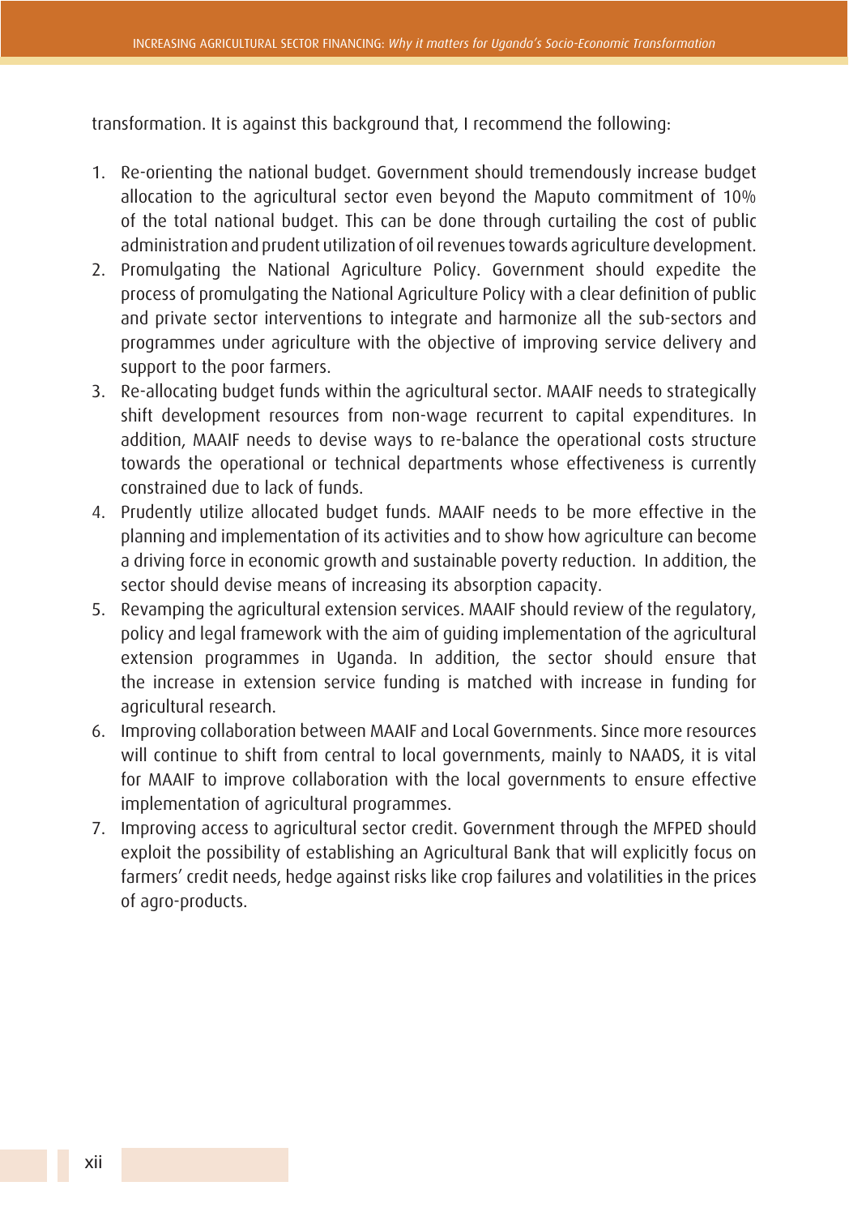transformation. It is against this background that, I recommend the following:

1. Re-orienting the national budget. Government should tremendously increase budget allocation to the agricultural sector even beyond the Maputo commitment of 10% of the total national budget. This can be done through curtailing the cost of public administration and prudent utilization of oil revenues towards agriculture development.
2. Promulgating the National Agriculture Policy. Government should expedite the process of promulgating the National Agriculture Policy with a clear definition of public and private sector interventions to integrate and harmonize all the sub-sectors and programmes under agriculture with the objective of improving service delivery and support to the poor farmers.
3. Re-allocating budget funds within the agricultural sector. MAAIF needs to strategically shift development resources from non-wage recurrent to capital expenditures. In addition, MAAIF needs to devise ways to re-balance the operational costs structure towards the operational or technical departments whose effectiveness is currently constrained due to lack of funds.
4. Prudently utilize allocated budget funds. MAAIF needs to be more effective in the planning and implementation of its activities and to show how agriculture can become a driving force in economic growth and sustainable poverty reduction. In addition, the sector should devise means of increasing its absorption capacity.
5. Revamping the agricultural extension services. MAAIF should review of the regulatory, policy and legal framework with the aim of guiding implementation of the agricultural extension programmes in Uganda. In addition, the sector should ensure that the increase in extension service funding is matched with increase in funding for agricultural research.
6. Improving collaboration between MAAIF and Local Governments. Since more resources will continue to shift from central to local governments, mainly to NAADS, it is vital for MAAIF to improve collaboration with the local governments to ensure effective implementation of agricultural programmes.
7. Improving access to agricultural sector credit. Government through the MFPED should exploit the possibility of establishing an Agricultural Bank that will explicitly focus on farmers' credit needs, hedge against risks like crop failures and volatilities in the prices of agro-products.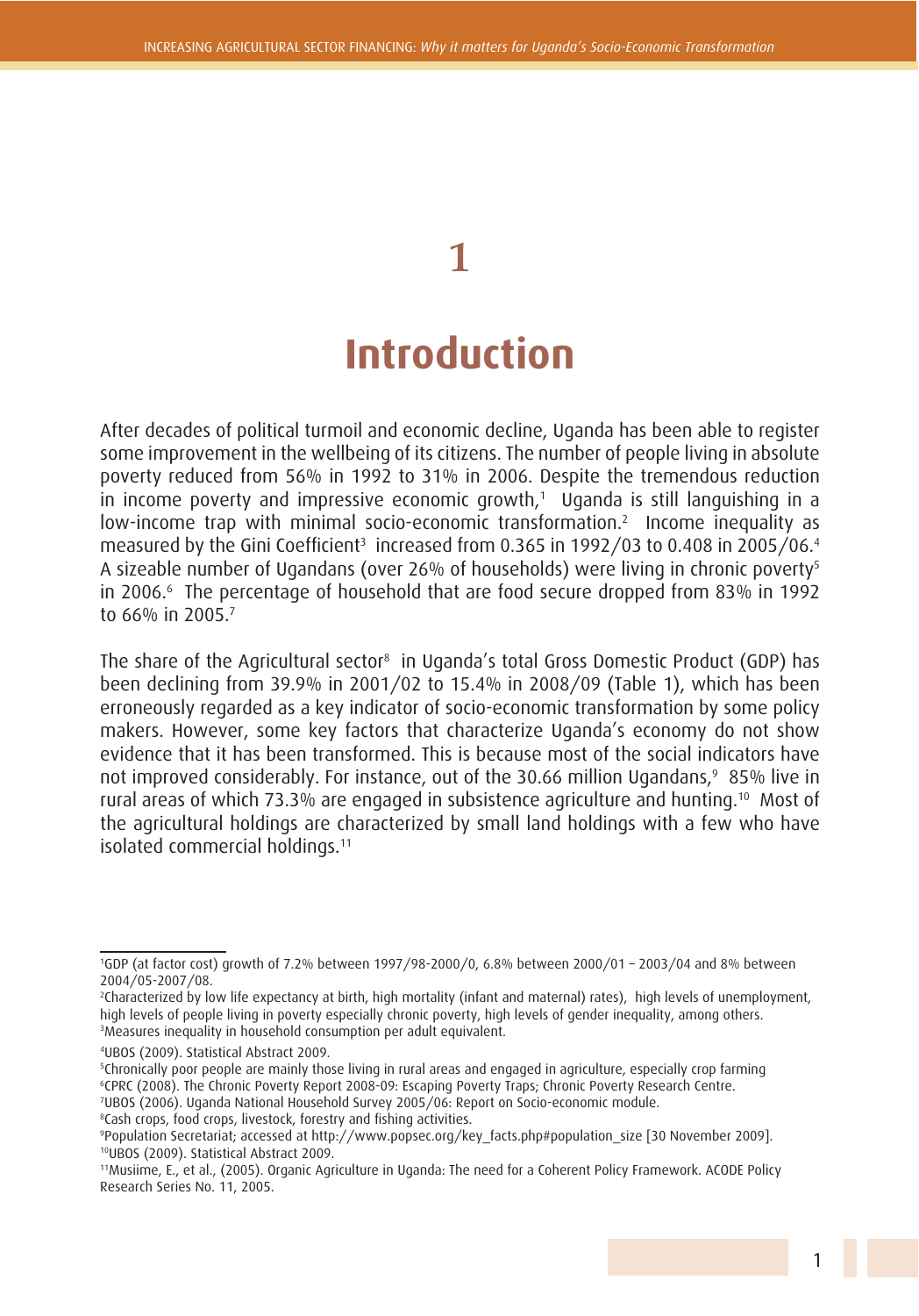# 1

# Introduction

After decades of political turmoil and economic decline, Uganda has been able to register some improvement in the wellbeing of its citizens. The number of people living in absolute poverty reduced from 56% in 1992 to 31% in 2006. Despite the tremendous reduction in income poverty and impressive economic growth,[1] Uganda is still languishing in a low-income trap with minimal socio-economic transformation.[2] Income inequality as measured by the Gini Coefficient[3] increased from 0.365 in 1992/03 to 0.408 in 2005/06.[4] A sizeable number of Ugandans (over 26% of households) were living in chronic poverty[5] in 2006.[6] The percentage of household that are food secure dropped from 83% in 1992 to 66% in 2005.[7]

The share of the Agricultural sector[8] in Uganda's total Gross Domestic Product (GDP) has been declining from 39.9% in 2001/02 to 15.4% in 2008/09 (Table 1), which has been erroneously regarded as a key indicator of socio-economic transformation by some policy makers. However, some key factors that characterize Uganda's economy do not show evidence that it has been transformed. This is because most of the social indicators have not improved considerably. For instance, out of the 30.66 million Ugandans,[9] 85% live in rural areas of which 73.3% are engaged in subsistence agriculture and hunting.[10] Most of the agricultural holdings are characterized by small land holdings with a few who have isolated commercial holdings.[11]

---

[1] GDP (at factor cost) growth of 7.2% between 1997/98-2000/0, 6.8% between 2000/01 – 2003/04 and 8% between 2004/05-2007/08.

[2] Characterized by low life expectancy at birth, high mortality (infant and maternal) rates), high levels of unemployment, high levels of people living in poverty especially chronic poverty, high levels of gender inequality, among others.

[3] Measures inequality in household consumption per adult equivalent.

[4] UBOS (2009). Statistical Abstract 2009.

[5] Chronically poor people are mainly those living in rural areas and engaged in agriculture, especially crop farming

[6] CPRC (2008). The Chronic Poverty Report 2008-09: Escaping Poverty Traps; Chronic Poverty Research Centre.

[7] UBOS (2006). Uganda National Household Survey 2005/06: Report on Socio-economic module.

[8] Cash crops, food crops, livestock, forestry and fishing activities.

[9] Population Secretariat; accessed at http://www.popsec.org/key_facts.php#population_size [30 November 2009].

[10] UBOS (2009). Statistical Abstract 2009.

[11] Musiime, E., et al., (2005). Organic Agriculture in Uganda: The need for a Coherent Policy Framework. ACODE Policy Research Series No. 11, 2005.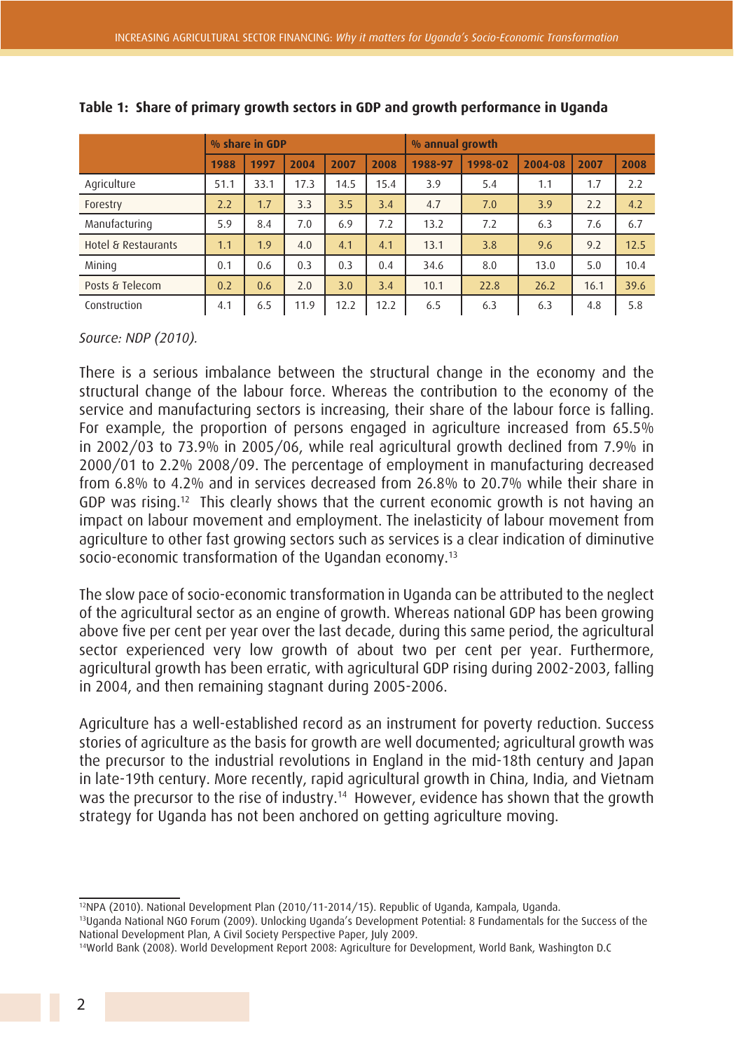**Table 1: Share of primary growth sectors in GDP and growth performance in Uganda**

| | % share in GDP | | | | | % annual growth | | | | |
|---|---|---|---|---|---|---|---|---|---|---|
| | 1988 | 1997 | 2004 | 2007 | 2008 | 1988-97 | 1998-02 | 2004-08 | 2007 | 2008 |
| Agriculture | 51.1 | 33.1 | 17.3 | 14.5 | 15.4 | 3.9 | 5.4 | 1.1 | 1.7 | 2.2 |
| Forestry | 2.2 | 1.7 | 3.3 | 3.5 | 3.4 | 4.7 | 7.0 | 3.9 | 2.2 | 4.2 |
| Manufacturing | 5.9 | 8.4 | 7.0 | 6.9 | 7.2 | 13.2 | 7.2 | 6.3 | 7.6 | 6.7 |
| Hotel & Restaurants | 1.1 | 1.9 | 4.0 | 4.1 | 4.1 | 13.1 | 3.8 | 9.6 | 9.2 | 12.5 |
| Mining | 0.1 | 0.6 | 0.3 | 0.3 | 0.4 | 34.6 | 8.0 | 13.0 | 5.0 | 10.4 |
| Posts & Telecom | 0.2 | 0.6 | 2.0 | 3.0 | 3.4 | 10.1 | 22.8 | 26.2 | 16.1 | 39.6 |
| Construction | 4.1 | 6.5 | 11.9 | 12.2 | 12.2 | 6.5 | 6.3 | 6.3 | 4.8 | 5.8 |

*Source: NDP (2010).*

There is a serious imbalance between the structural change in the economy and the structural change of the labour force. Whereas the contribution to the economy of the service and manufacturing sectors is increasing, their share of the labour force is falling. For example, the proportion of persons engaged in agriculture increased from 65.5% in 2002/03 to 73.9% in 2005/06, while real agricultural growth declined from 7.9% in 2000/01 to 2.2% 2008/09. The percentage of employment in manufacturing decreased from 6.8% to 4.2% and in services decreased from 26.8% to 20.7% while their share in GDP was rising.[12] This clearly shows that the current economic growth is not having an impact on labour movement and employment. The inelasticity of labour movement from agriculture to other fast growing sectors such as services is a clear indication of diminutive socio-economic transformation of the Ugandan economy.[13]

The slow pace of socio-economic transformation in Uganda can be attributed to the neglect of the agricultural sector as an engine of growth. Whereas national GDP has been growing above five per cent per year over the last decade, during this same period, the agricultural sector experienced very low growth of about two per cent per year. Furthermore, agricultural growth has been erratic, with agricultural GDP rising during 2002-2003, falling in 2004, and then remaining stagnant during 2005-2006.

Agriculture has a well-established record as an instrument for poverty reduction. Success stories of agriculture as the basis for growth are well documented; agricultural growth was the precursor to the industrial revolutions in England in the mid-18th century and Japan in late-19th century. More recently, rapid agricultural growth in China, India, and Vietnam was the precursor to the rise of industry.[14] However, evidence has shown that the growth strategy for Uganda has not been anchored on getting agriculture moving.

---

[12] NPA (2010). National Development Plan (2010/11-2014/15). Republic of Uganda, Kampala, Uganda.

[13] Uganda National NGO Forum (2009). Unlocking Uganda's Development Potential: 8 Fundamentals for the Success of the National Development Plan, A Civil Society Perspective Paper, July 2009.

[14] World Bank (2008). World Development Report 2008: Agriculture for Development, World Bank, Washington D.C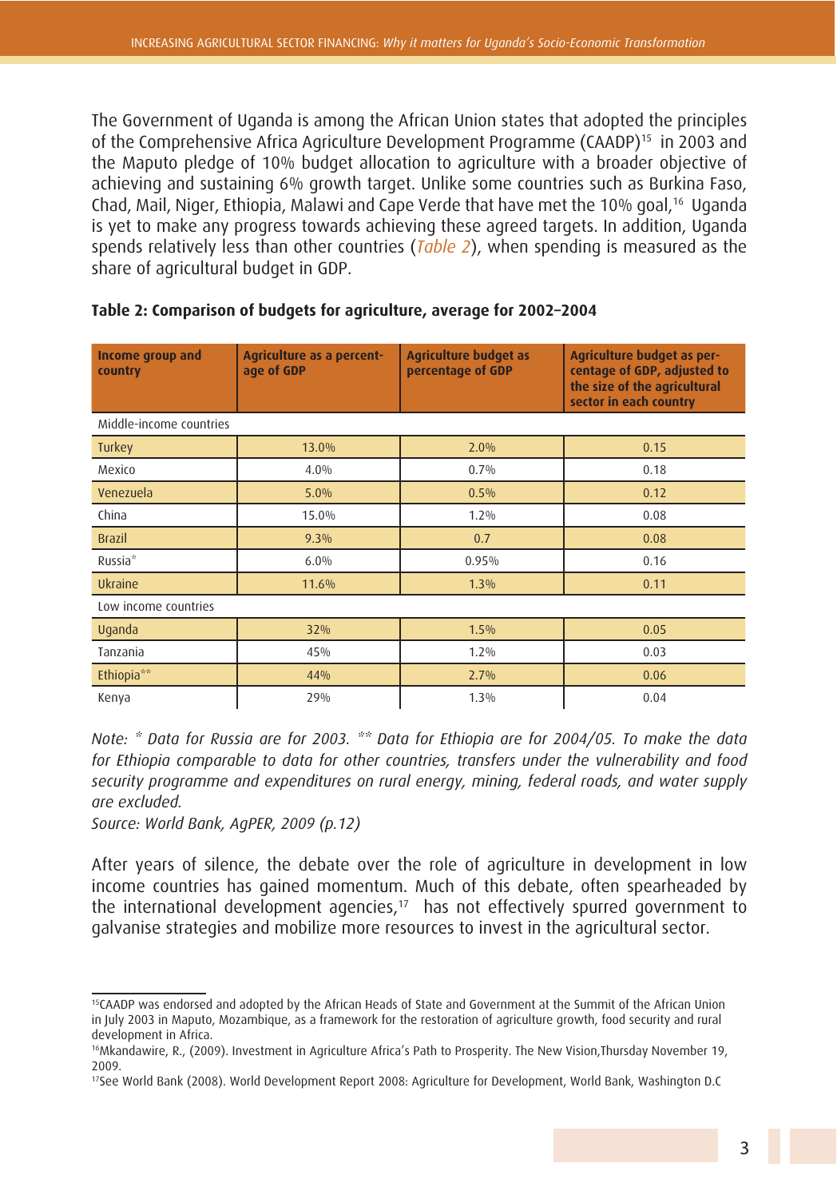The Government of Uganda is among the African Union states that adopted the principles of the Comprehensive Africa Agriculture Development Programme (CAADP)[15] in 2003 and the Maputo pledge of 10% budget allocation to agriculture with a broader objective of achieving and sustaining 6% growth target. Unlike some countries such as Burkina Faso, Chad, Mail, Niger, Ethiopia, Malawi and Cape Verde that have met the 10% goal,[16] Uganda is yet to make any progress towards achieving these agreed targets. In addition, Uganda spends relatively less than other countries (*Table 2*), when spending is measured as the share of agricultural budget in GDP.

**Table 2: Comparison of budgets for agriculture, average for 2002–2004**

| Income group and country | Agriculture as a percentage of GDP | Agriculture budget as percentage of GDP | Agriculture budget as percentage of GDP, adjusted to the size of the agricultural sector in each country |
|---|---|---|---|
| Middle-income countries | | | |
| Turkey | 13.0% | 2.0% | 0.15 |
| Mexico | 4.0% | 0.7% | 0.18 |
| Venezuela | 5.0% | 0.5% | 0.12 |
| China | 15.0% | 1.2% | 0.08 |
| Brazil | 9.3% | 0.7 | 0.08 |
| Russia* | 6.0% | 0.95% | 0.16 |
| Ukraine | 11.6% | 1.3% | 0.11 |
| Low income countries | | | |
| Uganda | 32% | 1.5% | 0.05 |
| Tanzania | 45% | 1.2% | 0.03 |
| Ethiopia** | 44% | 2.7% | 0.06 |
| Kenya | 29% | 1.3% | 0.04 |

*Note: * Data for Russia are for 2003. ** Data for Ethiopia are for 2004/05. To make the data for Ethiopia comparable to data for other countries, transfers under the vulnerability and food security programme and expenditures on rural energy, mining, federal roads, and water supply are excluded.*

*Source: World Bank, AgPER, 2009 (p.12)*

After years of silence, the debate over the role of agriculture in development in low income countries has gained momentum. Much of this debate, often spearheaded by the international development agencies,[17] has not effectively spurred government to galvanise strategies and mobilize more resources to invest in the agricultural sector.

---

[15] CAADP was endorsed and adopted by the African Heads of State and Government at the Summit of the African Union in July 2003 in Maputo, Mozambique, as a framework for the restoration of agriculture growth, food security and rural development in Africa.

[16] Mkandawire, R., (2009). Investment in Agriculture Africa's Path to Prosperity. The New Vision,Thursday November 19, 2009.

[17] See World Bank (2008). World Development Report 2008: Agriculture for Development, World Bank, Washington D.C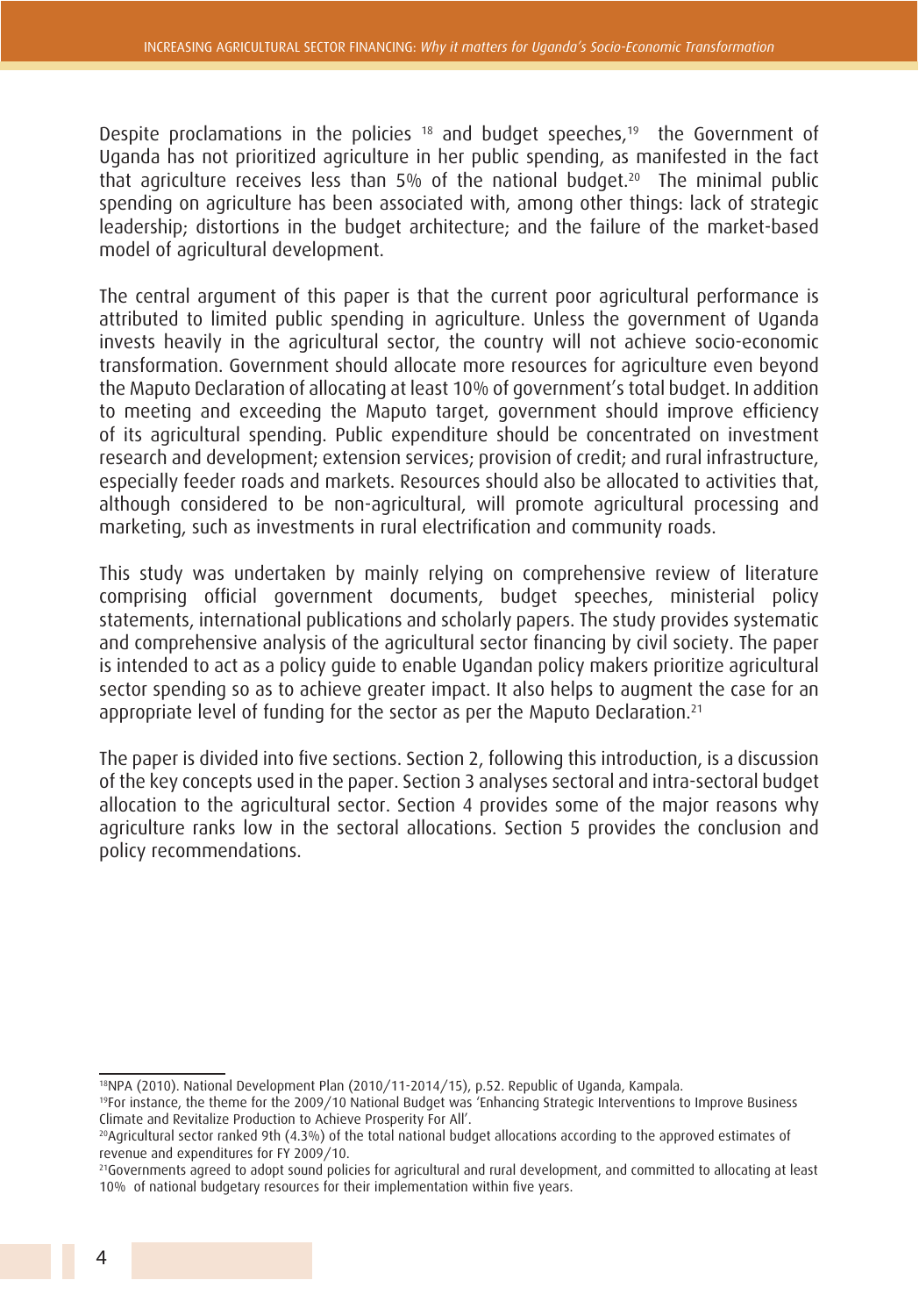Despite proclamations in the policies [18] and budget speeches,[19] the Government of Uganda has not prioritized agriculture in her public spending, as manifested in the fact that agriculture receives less than 5% of the national budget.[20] The minimal public spending on agriculture has been associated with, among other things: lack of strategic leadership; distortions in the budget architecture; and the failure of the market-based model of agricultural development.

The central argument of this paper is that the current poor agricultural performance is attributed to limited public spending in agriculture. Unless the government of Uganda invests heavily in the agricultural sector, the country will not achieve socio-economic transformation. Government should allocate more resources for agriculture even beyond the Maputo Declaration of allocating at least 10% of government's total budget. In addition to meeting and exceeding the Maputo target, government should improve efficiency of its agricultural spending. Public expenditure should be concentrated on investment research and development; extension services; provision of credit; and rural infrastructure, especially feeder roads and markets. Resources should also be allocated to activities that, although considered to be non-agricultural, will promote agricultural processing and marketing, such as investments in rural electrification and community roads.

This study was undertaken by mainly relying on comprehensive review of literature comprising official government documents, budget speeches, ministerial policy statements, international publications and scholarly papers. The study provides systematic and comprehensive analysis of the agricultural sector financing by civil society. The paper is intended to act as a policy guide to enable Ugandan policy makers prioritize agricultural sector spending so as to achieve greater impact. It also helps to augment the case for an appropriate level of funding for the sector as per the Maputo Declaration.[21]

The paper is divided into five sections. Section 2, following this introduction, is a discussion of the key concepts used in the paper. Section 3 analyses sectoral and intra-sectoral budget allocation to the agricultural sector. Section 4 provides some of the major reasons why agriculture ranks low in the sectoral allocations. Section 5 provides the conclusion and policy recommendations.

---

[18] NPA (2010). National Development Plan (2010/11-2014/15), p.52. Republic of Uganda, Kampala.

[19] For instance, the theme for the 2009/10 National Budget was 'Enhancing Strategic Interventions to Improve Business Climate and Revitalize Production to Achieve Prosperity For All'.

[20] Agricultural sector ranked 9th (4.3%) of the total national budget allocations according to the approved estimates of revenue and expenditures for FY 2009/10.

[21] Governments agreed to adopt sound policies for agricultural and rural development, and committed to allocating at least 10% of national budgetary resources for their implementation within five years.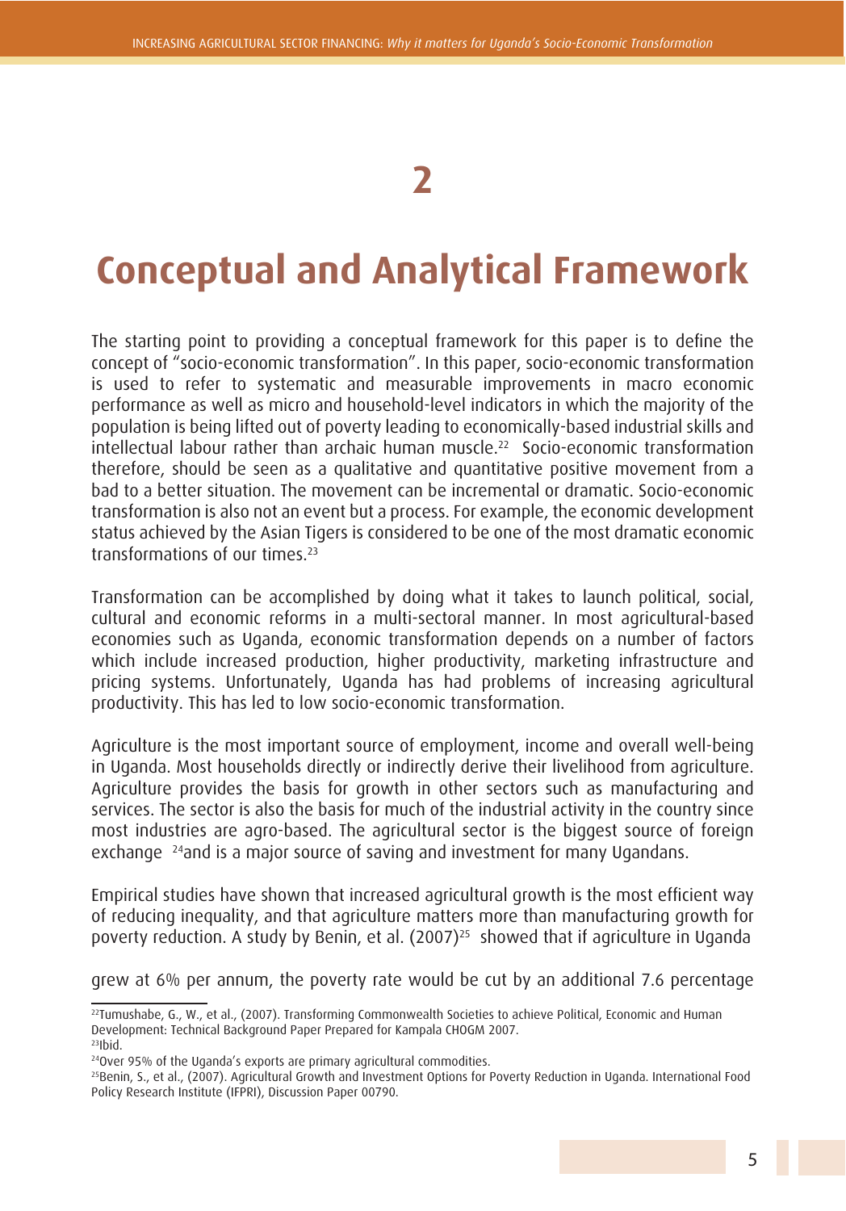# 2

# Conceptual and Analytical Framework

The starting point to providing a conceptual framework for this paper is to define the concept of "socio-economic transformation". In this paper, socio-economic transformation is used to refer to systematic and measurable improvements in macro economic performance as well as micro and household-level indicators in which the majority of the population is being lifted out of poverty leading to economically-based industrial skills and intellectual labour rather than archaic human muscle.[22] Socio-economic transformation therefore, should be seen as a qualitative and quantitative positive movement from a bad to a better situation. The movement can be incremental or dramatic. Socio-economic transformation is also not an event but a process. For example, the economic development status achieved by the Asian Tigers is considered to be one of the most dramatic economic transformations of our times.[23]

Transformation can be accomplished by doing what it takes to launch political, social, cultural and economic reforms in a multi-sectoral manner. In most agricultural-based economies such as Uganda, economic transformation depends on a number of factors which include increased production, higher productivity, marketing infrastructure and pricing systems. Unfortunately, Uganda has had problems of increasing agricultural productivity. This has led to low socio-economic transformation.

Agriculture is the most important source of employment, income and overall well-being in Uganda. Most households directly or indirectly derive their livelihood from agriculture. Agriculture provides the basis for growth in other sectors such as manufacturing and services. The sector is also the basis for much of the industrial activity in the country since most industries are agro-based. The agricultural sector is the biggest source of foreign exchange [24]and is a major source of saving and investment for many Ugandans.

Empirical studies have shown that increased agricultural growth is the most efficient way of reducing inequality, and that agriculture matters more than manufacturing growth for poverty reduction. A study by Benin, et al. (2007)[25] showed that if agriculture in Uganda grew at 6% per annum, the poverty rate would be cut by an additional 7.6 percentage

---

[22]Tumushabe, G., W., et al., (2007). Transforming Commonwealth Societies to achieve Political, Economic and Human Development: Technical Background Paper Prepared for Kampala CHOGM 2007.

[23]Ibid.

[24]Over 95% of the Uganda's exports are primary agricultural commodities.

[25]Benin, S., et al., (2007). Agricultural Growth and Investment Options for Poverty Reduction in Uganda. International Food Policy Research Institute (IFPRI), Discussion Paper 00790.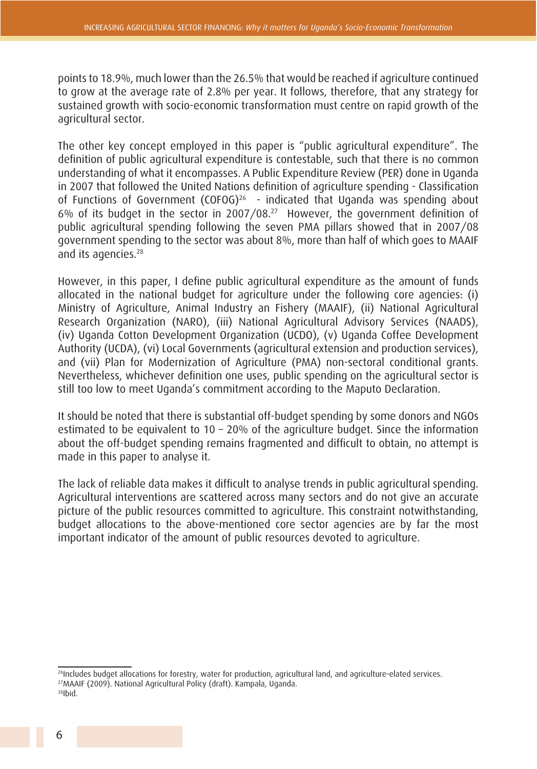points to 18.9%, much lower than the 26.5% that would be reached if agriculture continued to grow at the average rate of 2.8% per year. It follows, therefore, that any strategy for sustained growth with socio-economic transformation must centre on rapid growth of the agricultural sector.

The other key concept employed in this paper is "public agricultural expenditure". The definition of public agricultural expenditure is contestable, such that there is no common understanding of what it encompasses. A Public Expenditure Review (PER) done in Uganda in 2007 that followed the United Nations definition of agriculture spending - Classification of Functions of Government (COFOG)[26] - indicated that Uganda was spending about 6% of its budget in the sector in 2007/08.[27] However, the government definition of public agricultural spending following the seven PMA pillars showed that in 2007/08 government spending to the sector was about 8%, more than half of which goes to MAAIF and its agencies.[28]

However, in this paper, I define public agricultural expenditure as the amount of funds allocated in the national budget for agriculture under the following core agencies: (i) Ministry of Agriculture, Animal Industry an Fishery (MAAIF), (ii) National Agricultural Research Organization (NARO), (iii) National Agricultural Advisory Services (NAADS), (iv) Uganda Cotton Development Organization (UCDO), (v) Uganda Coffee Development Authority (UCDA), (vi) Local Governments (agricultural extension and production services), and (vii) Plan for Modernization of Agriculture (PMA) non-sectoral conditional grants. Nevertheless, whichever definition one uses, public spending on the agricultural sector is still too low to meet Uganda's commitment according to the Maputo Declaration.

It should be noted that there is substantial off-budget spending by some donors and NGOs estimated to be equivalent to 10 – 20% of the agriculture budget. Since the information about the off-budget spending remains fragmented and difficult to obtain, no attempt is made in this paper to analyse it.

The lack of reliable data makes it difficult to analyse trends in public agricultural spending. Agricultural interventions are scattered across many sectors and do not give an accurate picture of the public resources committed to agriculture. This constraint notwithstanding, budget allocations to the above-mentioned core sector agencies are by far the most important indicator of the amount of public resources devoted to agriculture.

---

[26] Includes budget allocations for forestry, water for production, agricultural land, and agriculture-elated services.

[27] MAAIF (2009). National Agricultural Policy (draft). Kampala, Uganda.

[28] Ibid.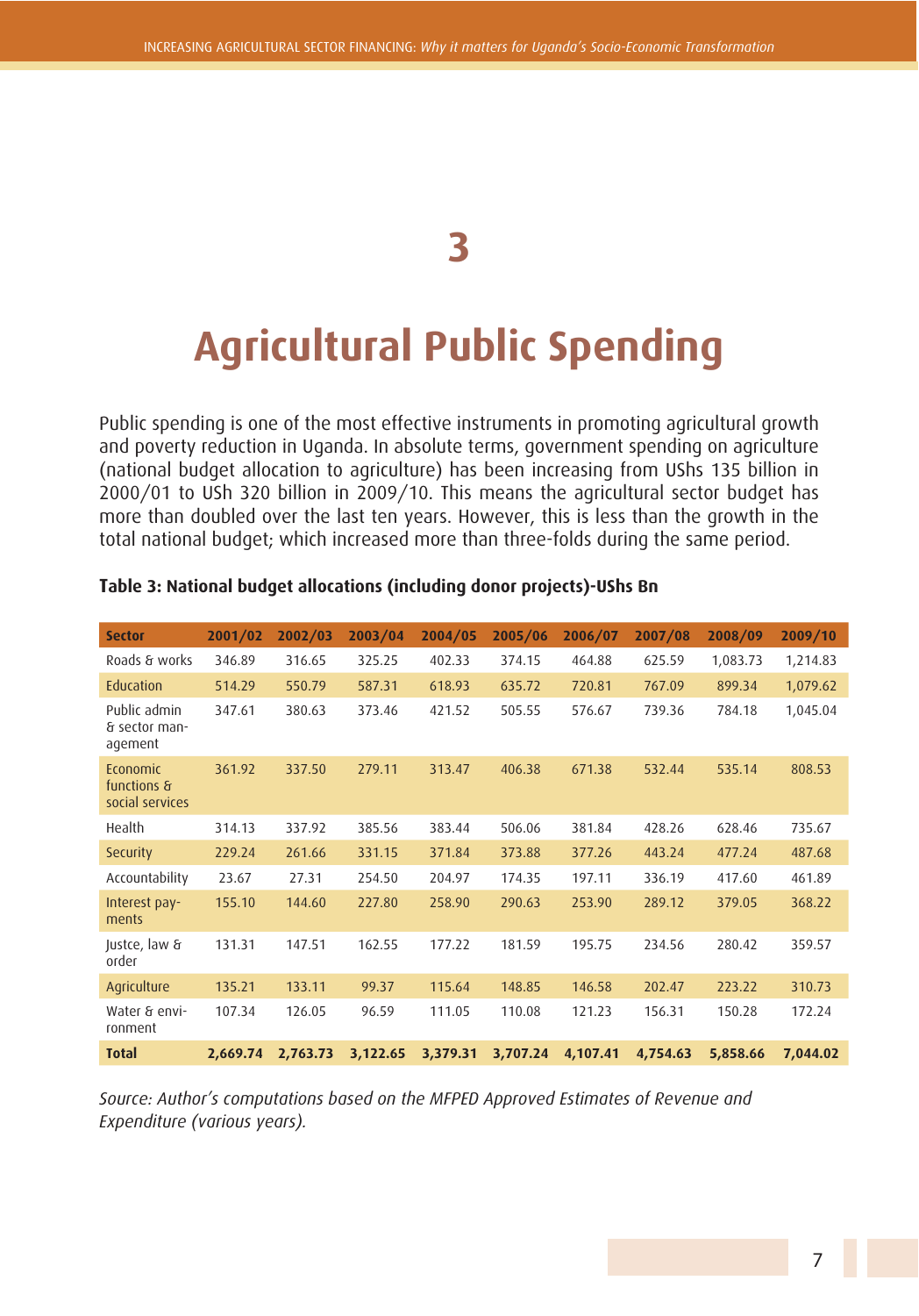# 3

# Agricultural Public Spending

Public spending is one of the most effective instruments in promoting agricultural growth and poverty reduction in Uganda. In absolute terms, government spending on agriculture (national budget allocation to agriculture) has been increasing from UShs 135 billion in 2000/01 to USh 320 billion in 2009/10. This means the agricultural sector budget has more than doubled over the last ten years. However, this is less than the growth in the total national budget; which increased more than three-folds during the same period.

**Table 3: National budget allocations (including donor projects)-UShs Bn**

| Sector | 2001/02 | 2002/03 | 2003/04 | 2004/05 | 2005/06 | 2006/07 | 2007/08 | 2008/09 | 2009/10 |
|---|---|---|---|---|---|---|---|---|---|
| Roads & works | 346.89 | 316.65 | 325.25 | 402.33 | 374.15 | 464.88 | 625.59 | 1,083.73 | 1,214.83 |
| Education | 514.29 | 550.79 | 587.31 | 618.93 | 635.72 | 720.81 | 767.09 | 899.34 | 1,079.62 |
| Public admin & sector management | 347.61 | 380.63 | 373.46 | 421.52 | 505.55 | 576.67 | 739.36 | 784.18 | 1,045.04 |
| Economic functions & social services | 361.92 | 337.50 | 279.11 | 313.47 | 406.38 | 671.38 | 532.44 | 535.14 | 808.53 |
| Health | 314.13 | 337.92 | 385.56 | 383.44 | 506.06 | 381.84 | 428.26 | 628.46 | 735.67 |
| Security | 229.24 | 261.66 | 331.15 | 371.84 | 373.88 | 377.26 | 443.24 | 477.24 | 487.68 |
| Accountability | 23.67 | 27.31 | 254.50 | 204.97 | 174.35 | 197.11 | 336.19 | 417.60 | 461.89 |
| Interest payments | 155.10 | 144.60 | 227.80 | 258.90 | 290.63 | 253.90 | 289.12 | 379.05 | 368.22 |
| Justce, law & order | 131.31 | 147.51 | 162.55 | 177.22 | 181.59 | 195.75 | 234.56 | 280.42 | 359.57 |
| Agriculture | 135.21 | 133.11 | 99.37 | 115.64 | 148.85 | 146.58 | 202.47 | 223.22 | 310.73 |
| Water & environment | 107.34 | 126.05 | 96.59 | 111.05 | 110.08 | 121.23 | 156.31 | 150.28 | 172.24 |
| **Total** | **2,669.74** | **2,763.73** | **3,122.65** | **3,379.31** | **3,707.24** | **4,107.41** | **4,754.63** | **5,858.66** | **7,044.02** |

*Source: Author's computations based on the MFPED Approved Estimates of Revenue and Expenditure (various years).*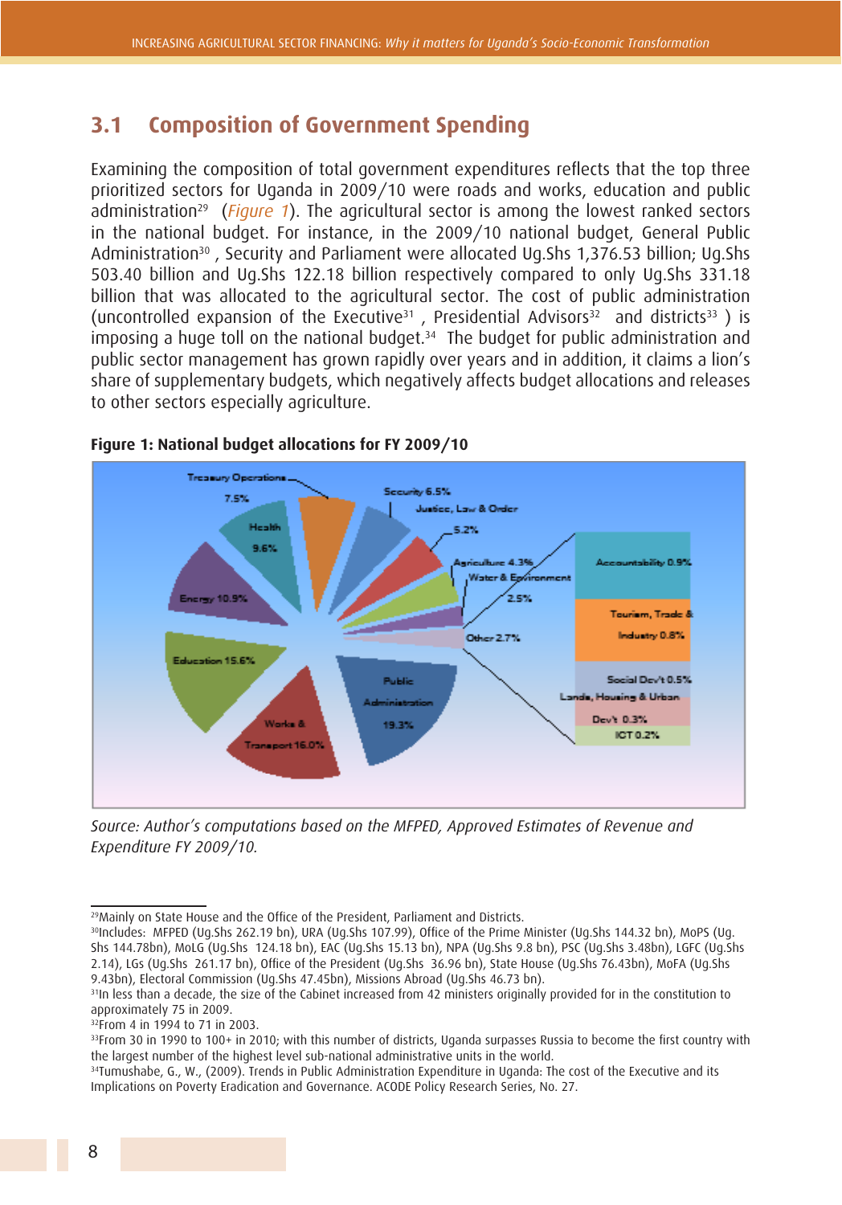## 3.1 Composition of Government Spending

Examining the composition of total government expenditures reflects that the top three prioritized sectors for Uganda in 2009/10 were roads and works, education and public administration[29] (*Figure 1*). The agricultural sector is among the lowest ranked sectors in the national budget. For instance, in the 2009/10 national budget, General Public Administration[30], Security and Parliament were allocated Ug.Shs 1,376.53 billion; Ug.Shs 503.40 billion and Ug.Shs 122.18 billion respectively compared to only Ug.Shs 331.18 billion that was allocated to the agricultural sector. The cost of public administration (uncontrolled expansion of the Executive[31], Presidential Advisors[32] and districts[33]) is imposing a huge toll on the national budget.[34] The budget for public administration and public sector management has grown rapidly over years and in addition, it claims a lion's share of supplementary budgets, which negatively affects budget allocations and releases to other sectors especially agriculture.

**Figure 1: National budget allocations for FY 2009/10**

*Source: Author's computations based on the MFPED, Approved Estimates of Revenue and Expenditure FY 2009/10.*

---

[29]Mainly on State House and the Office of the President, Parliament and Districts.

[30]Includes: MFPED (Ug.Shs 262.19 bn), URA (Ug.Shs 107.99), Office of the Prime Minister (Ug.Shs 144.32 bn), MoPS (Ug. Shs 144.78bn), MoLG (Ug.Shs 124.18 bn), EAC (Ug.Shs 15.13 bn), NPA (Ug.Shs 9.8 bn), PSC (Ug.Shs 3.48bn), LGFC (Ug.Shs 2.14), LGs (Ug.Shs 261.17 bn), Office of the President (Ug.Shs 36.96 bn), State House (Ug.Shs 76.43bn), MoFA (Ug.Shs 9.43bn), Electoral Commission (Ug.Shs 47.45bn), Missions Abroad (Ug.Shs 46.73 bn).

[31]In less than a decade, the size of the Cabinet increased from 42 ministers originally provided for in the constitution to approximately 75 in 2009.

[32]From 4 in 1994 to 71 in 2003.

[33]From 30 in 1990 to 100+ in 2010; with this number of districts, Uganda surpasses Russia to become the first country with the largest number of the highest level sub-national administrative units in the world.

[34]Tumushabe, G., W., (2009). Trends in Public Administration Expenditure in Uganda: The cost of the Executive and its Implications on Poverty Eradication and Governance. ACODE Policy Research Series, No. 27.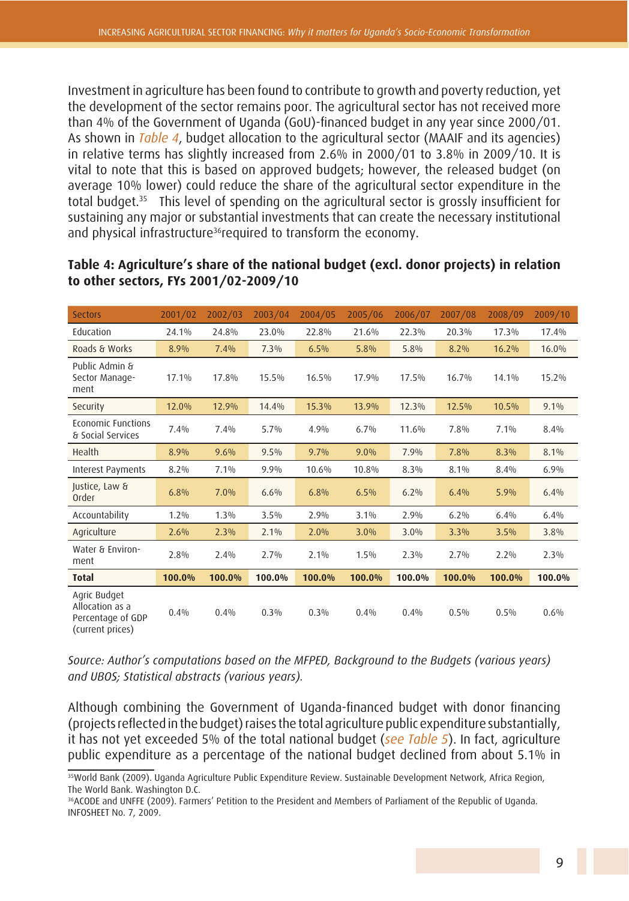Investment in agriculture has been found to contribute to growth and poverty reduction, yet the development of the sector remains poor. The agricultural sector has not received more than 4% of the Government of Uganda (GoU)-financed budget in any year since 2000/01. As shown in *Table 4*, budget allocation to the agricultural sector (MAAIF and its agencies) in relative terms has slightly increased from 2.6% in 2000/01 to 3.8% in 2009/10. It is vital to note that this is based on approved budgets; however, the released budget (on average 10% lower) could reduce the share of the agricultural sector expenditure in the total budget.[35] This level of spending on the agricultural sector is grossly insufficient for sustaining any major or substantial investments that can create the necessary institutional and physical infrastructure[36] required to transform the economy.

**Table 4: Agriculture's share of the national budget (excl. donor projects) in relation to other sectors, FYs 2001/02-2009/10**

| Sectors | 2001/02 | 2002/03 | 2003/04 | 2004/05 | 2005/06 | 2006/07 | 2007/08 | 2008/09 | 2009/10 |
|---|---|---|---|---|---|---|---|---|---|
| Education | 24.1% | 24.8% | 23.0% | 22.8% | 21.6% | 22.3% | 20.3% | 17.3% | 17.4% |
| Roads & Works | 8.9% | 7.4% | 7.3% | 6.5% | 5.8% | 5.8% | 8.2% | 16.2% | 16.0% |
| Public Admin & Sector Management | 17.1% | 17.8% | 15.5% | 16.5% | 17.9% | 17.5% | 16.7% | 14.1% | 15.2% |
| Security | 12.0% | 12.9% | 14.4% | 15.3% | 13.9% | 12.3% | 12.5% | 10.5% | 9.1% |
| Economic Functions & Social Services | 7.4% | 7.4% | 5.7% | 4.9% | 6.7% | 11.6% | 7.8% | 7.1% | 8.4% |
| Health | 8.9% | 9.6% | 9.5% | 9.7% | 9.0% | 7.9% | 7.8% | 8.3% | 8.1% |
| Interest Payments | 8.2% | 7.1% | 9.9% | 10.6% | 10.8% | 8.3% | 8.1% | 8.4% | 6.9% |
| Justice, Law & Order | 6.8% | 7.0% | 6.6% | 6.8% | 6.5% | 6.2% | 6.4% | 5.9% | 6.4% |
| Accountability | 1.2% | 1.3% | 3.5% | 2.9% | 3.1% | 2.9% | 6.2% | 6.4% | 6.4% |
| Agriculture | 2.6% | 2.3% | 2.1% | 2.0% | 3.0% | 3.0% | 3.3% | 3.5% | 3.8% |
| Water & Environment | 2.8% | 2.4% | 2.7% | 2.1% | 1.5% | 2.3% | 2.7% | 2.2% | 2.3% |
| **Total** | **100.0%** | **100.0%** | **100.0%** | **100.0%** | **100.0%** | **100.0%** | **100.0%** | **100.0%** | **100.0%** |
| Agric Budget Allocation as a Percentage of GDP (current prices) | 0.4% | 0.4% | 0.3% | 0.3% | 0.4% | 0.4% | 0.5% | 0.5% | 0.6% |

*Source: Author's computations based on the MFPED, Background to the Budgets (various years) and UBOS; Statistical abstracts (various years).*

Although combining the Government of Uganda-financed budget with donor financing (projects reflected in the budget) raises the total agriculture public expenditure substantially, it has not yet exceeded 5% of the total national budget (*see Table 5*). In fact, agriculture public expenditure as a percentage of the national budget declined from about 5.1% in

[35] World Bank (2009). Uganda Agriculture Public Expenditure Review. Sustainable Development Network, Africa Region, The World Bank. Washington D.C.

[36] ACODE and UNFFE (2009). Farmers' Petition to the President and Members of Parliament of the Republic of Uganda. INFOSHEET No. 7, 2009.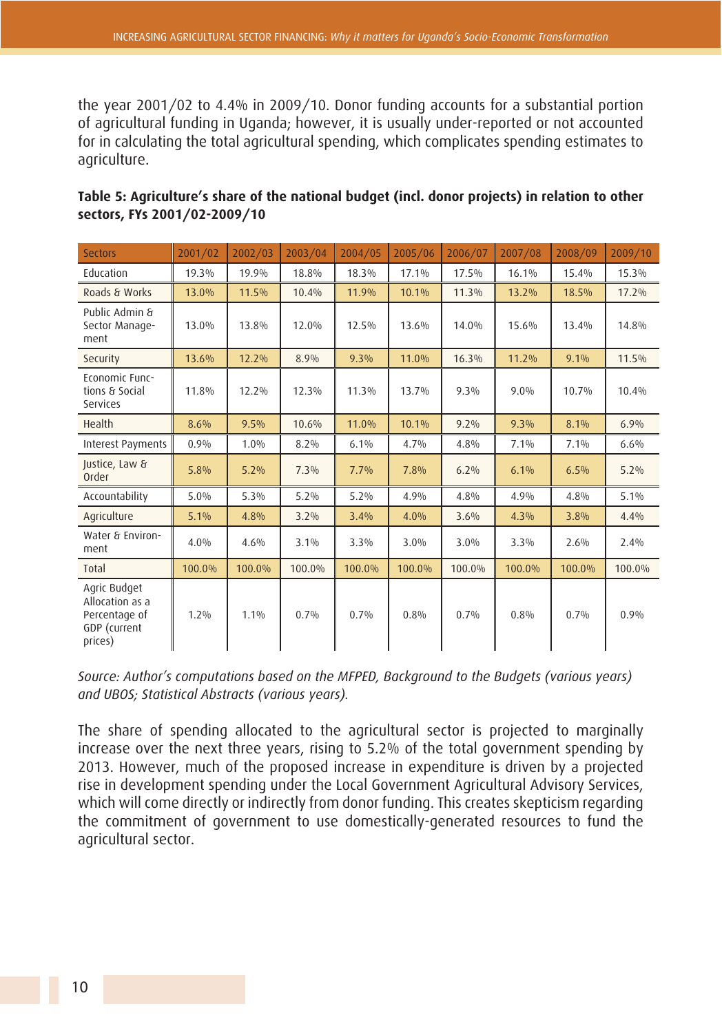the year 2001/02 to 4.4% in 2009/10. Donor funding accounts for a substantial portion of agricultural funding in Uganda; however, it is usually under-reported or not accounted for in calculating the total agricultural spending, which complicates spending estimates to agriculture.

**Table 5: Agriculture's share of the national budget (incl. donor projects) in relation to other sectors, FYs 2001/02-2009/10**

| Sectors | 2001/02 | 2002/03 | 2003/04 | 2004/05 | 2005/06 | 2006/07 | 2007/08 | 2008/09 | 2009/10 |
|---|---|---|---|---|---|---|---|---|---|
| Education | 19.3% | 19.9% | 18.8% | 18.3% | 17.1% | 17.5% | 16.1% | 15.4% | 15.3% |
| Roads & Works | 13.0% | 11.5% | 10.4% | 11.9% | 10.1% | 11.3% | 13.2% | 18.5% | 17.2% |
| Public Admin & Sector Management | 13.0% | 13.8% | 12.0% | 12.5% | 13.6% | 14.0% | 15.6% | 13.4% | 14.8% |
| Security | 13.6% | 12.2% | 8.9% | 9.3% | 11.0% | 16.3% | 11.2% | 9.1% | 11.5% |
| Economic Functions & Social Services | 11.8% | 12.2% | 12.3% | 11.3% | 13.7% | 9.3% | 9.0% | 10.7% | 10.4% |
| Health | 8.6% | 9.5% | 10.6% | 11.0% | 10.1% | 9.2% | 9.3% | 8.1% | 6.9% |
| Interest Payments | 0.9% | 1.0% | 8.2% | 6.1% | 4.7% | 4.8% | 7.1% | 7.1% | 6.6% |
| Justice, Law & Order | 5.8% | 5.2% | 7.3% | 7.7% | 7.8% | 6.2% | 6.1% | 6.5% | 5.2% |
| Accountability | 5.0% | 5.3% | 5.2% | 5.2% | 4.9% | 4.8% | 4.9% | 4.8% | 5.1% |
| Agriculture | 5.1% | 4.8% | 3.2% | 3.4% | 4.0% | 3.6% | 4.3% | 3.8% | 4.4% |
| Water & Environment | 4.0% | 4.6% | 3.1% | 3.3% | 3.0% | 3.0% | 3.3% | 2.6% | 2.4% |
| Total | 100.0% | 100.0% | 100.0% | 100.0% | 100.0% | 100.0% | 100.0% | 100.0% | 100.0% |
| Agric Budget Allocation as a Percentage of GDP (current prices) | 1.2% | 1.1% | 0.7% | 0.7% | 0.8% | 0.7% | 0.8% | 0.7% | 0.9% |

*Source: Author's computations based on the MFPED, Background to the Budgets (various years) and UBOS; Statistical Abstracts (various years).*

The share of spending allocated to the agricultural sector is projected to marginally increase over the next three years, rising to 5.2% of the total government spending by 2013. However, much of the proposed increase in expenditure is driven by a projected rise in development spending under the Local Government Agricultural Advisory Services, which will come directly or indirectly from donor funding. This creates skepticism regarding the commitment of government to use domestically-generated resources to fund the agricultural sector.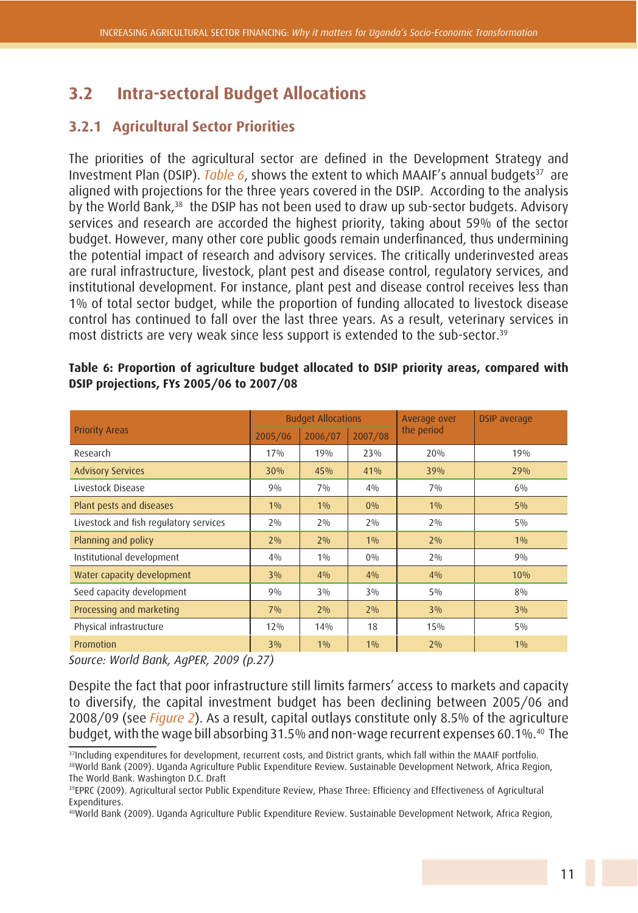## 3.2 Intra-sectoral Budget Allocations

### 3.2.1 Agricultural Sector Priorities

The priorities of the agricultural sector are defined in the Development Strategy and Investment Plan (DSIP). *Table 6*, shows the extent to which MAAIF's annual budgets[37] are aligned with projections for the three years covered in the DSIP. According to the analysis by the World Bank,[38] the DSIP has not been used to draw up sub-sector budgets. Advisory services and research are accorded the highest priority, taking about 59% of the sector budget. However, many other core public goods remain underfinanced, thus undermining the potential impact of research and advisory services. The critically underinvested areas are rural infrastructure, livestock, plant pest and disease control, regulatory services, and institutional development. For instance, plant pest and disease control receives less than 1% of total sector budget, while the proportion of funding allocated to livestock disease control has continued to fall over the last three years. As a result, veterinary services in most districts are very weak since less support is extended to the sub-sector.[39]

**Table 6: Proportion of agriculture budget allocated to DSIP priority areas, compared with DSIP projections, FYs 2005/06 to 2007/08**

| Priority Areas | Budget Allocations | | | Average over the period | DSIP average |
|---|---|---|---|---|---|
| | 2005/06 | 2006/07 | 2007/08 | | |
| Research | 17% | 19% | 23% | 20% | 19% |
| Advisory Services | 30% | 45% | 41% | 39% | 29% |
| Livestock Disease | 9% | 7% | 4% | 7% | 6% |
| Plant pests and diseases | 1% | 1% | 0% | 1% | 5% |
| Livestock and fish regulatory services | 2% | 2% | 2% | 2% | 5% |
| Planning and policy | 2% | 2% | 1% | 2% | 1% |
| Institutional development | 4% | 1% | 0% | 2% | 9% |
| Water capacity development | 3% | 4% | 4% | 4% | 10% |
| Seed capacity development | 9% | 3% | 3% | 5% | 8% |
| Processing and marketing | 7% | 2% | 2% | 3% | 3% |
| Physical infrastructure | 12% | 14% | 18 | 15% | 5% |
| Promotion | 3% | 1% | 1% | 2% | 1% |

*Source: World Bank, AgPER, 2009 (p.27)*

Despite the fact that poor infrastructure still limits farmers' access to markets and capacity to diversify, the capital investment budget has been declining between 2005/06 and 2008/09 (see *Figure 2*). As a result, capital outlays constitute only 8.5% of the agriculture budget, with the wage bill absorbing 31.5% and non-wage recurrent expenses 60.1%.[40] The

[37] Including expenditures for development, recurrent costs, and District grants, which fall within the MAAIF portfolio.
[38] World Bank (2009). Uganda Agriculture Public Expenditure Review. Sustainable Development Network, Africa Region, The World Bank. Washington D.C. Draft
[39] EPRC (2009). Agricultural sector Public Expenditure Review, Phase Three: Efficiency and Effectiveness of Agricultural Expenditures.
[40] World Bank (2009). Uganda Agriculture Public Expenditure Review. Sustainable Development Network, Africa Region,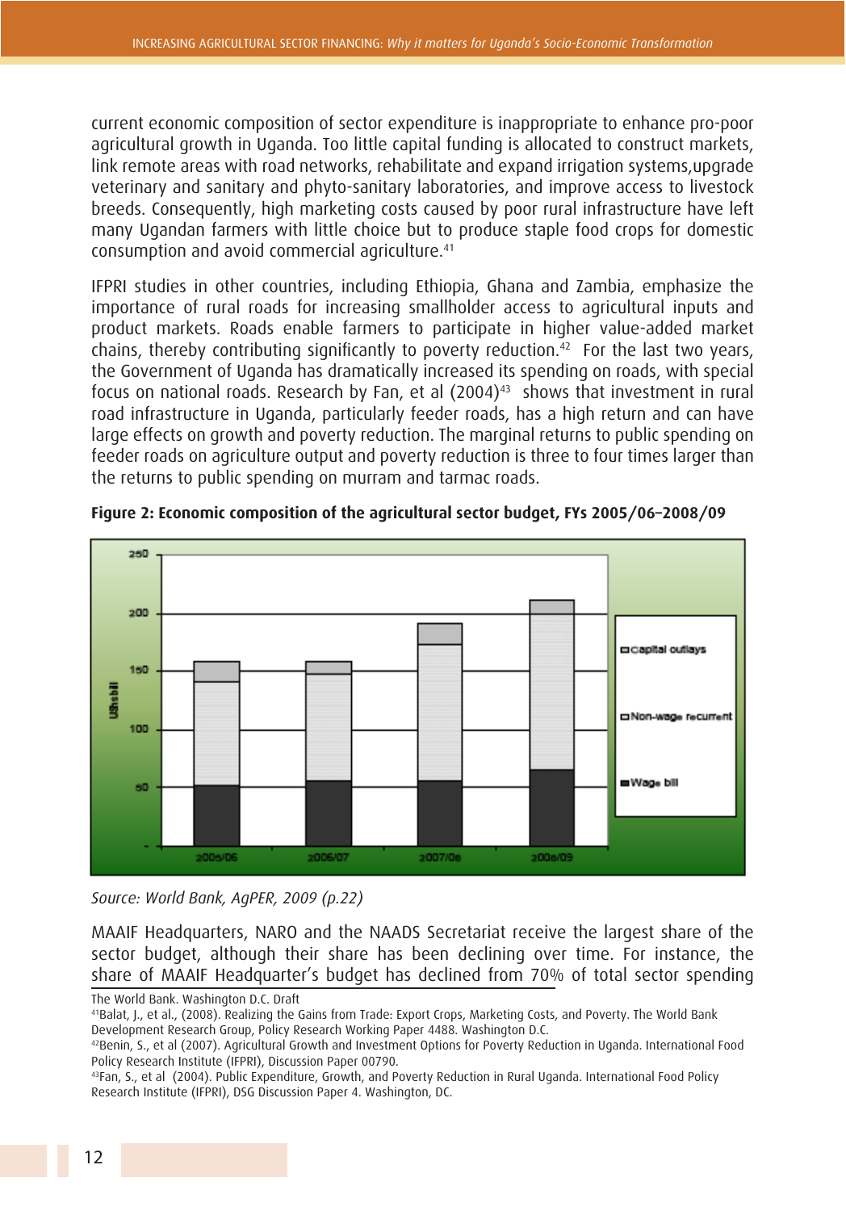current economic composition of sector expenditure is inappropriate to enhance pro-poor agricultural growth in Uganda. Too little capital funding is allocated to construct markets, link remote areas with road networks, rehabilitate and expand irrigation systems,upgrade veterinary and sanitary and phyto-sanitary laboratories, and improve access to livestock breeds. Consequently, high marketing costs caused by poor rural infrastructure have left many Ugandan farmers with little choice but to produce staple food crops for domestic consumption and avoid commercial agriculture.[41]

IFPRI studies in other countries, including Ethiopia, Ghana and Zambia, emphasize the importance of rural roads for increasing smallholder access to agricultural inputs and product markets. Roads enable farmers to participate in higher value-added market chains, thereby contributing significantly to poverty reduction.[42] For the last two years, the Government of Uganda has dramatically increased its spending on roads, with special focus on national roads. Research by Fan, et al (2004)[43] shows that investment in rural road infrastructure in Uganda, particularly feeder roads, has a high return and can have large effects on growth and poverty reduction. The marginal returns to public spending on feeder roads on agriculture output and poverty reduction is three to four times larger than the returns to public spending on murram and tarmac roads.

**Figure 2: Economic composition of the agricultural sector budget, FYs 2005/06–2008/09**

Source: World Bank, AgPER, 2009 (p.22)

MAAIF Headquarters, NARO and the NAADS Secretariat receive the largest share of the sector budget, although their share has been declining over time. For instance, the share of MAAIF Headquarter's budget has declined from 70% of total sector spending

The World Bank. Washington D.C. Draft

[41] Balat, J., et al., (2008). Realizing the Gains from Trade: Export Crops, Marketing Costs, and Poverty. The World Bank Development Research Group, Policy Research Working Paper 4488. Washington D.C.

[42] Benin, S., et al (2007). Agricultural Growth and Investment Options for Poverty Reduction in Uganda. International Food Policy Research Institute (IFPRI), Discussion Paper 00790.

[43] Fan, S., et al (2004). Public Expenditure, Growth, and Poverty Reduction in Rural Uganda. International Food Policy Research Institute (IFPRI), DSG Discussion Paper 4. Washington, DC.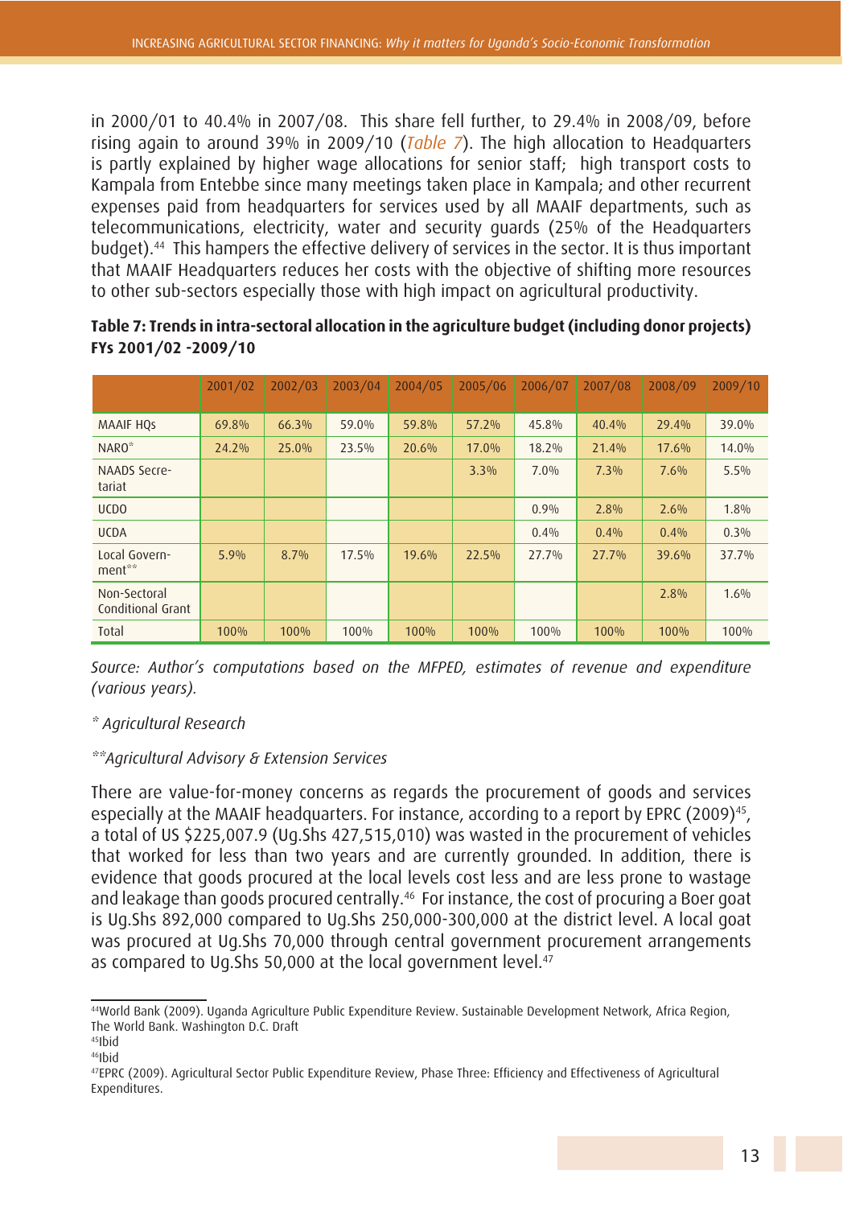in 2000/01 to 40.4% in 2007/08. This share fell further, to 29.4% in 2008/09, before rising again to around 39% in 2009/10 (*Table 7*). The high allocation to Headquarters is partly explained by higher wage allocations for senior staff; high transport costs to Kampala from Entebbe since many meetings taken place in Kampala; and other recurrent expenses paid from headquarters for services used by all MAAIF departments, such as telecommunications, electricity, water and security guards (25% of the Headquarters budget).[44] This hampers the effective delivery of services in the sector. It is thus important that MAAIF Headquarters reduces her costs with the objective of shifting more resources to other sub-sectors especially those with high impact on agricultural productivity.

**Table 7: Trends in intra-sectoral allocation in the agriculture budget (including donor projects) FYs 2001/02 -2009/10**

| | 2001/02 | 2002/03 | 2003/04 | 2004/05 | 2005/06 | 2006/07 | 2007/08 | 2008/09 | 2009/10 |
|---|---|---|---|---|---|---|---|---|---|
| MAAIF HQs | 69.8% | 66.3% | 59.0% | 59.8% | 57.2% | 45.8% | 40.4% | 29.4% | 39.0% |
| NARO* | 24.2% | 25.0% | 23.5% | 20.6% | 17.0% | 18.2% | 21.4% | 17.6% | 14.0% |
| NAADS Secretariat | | | | | 3.3% | 7.0% | 7.3% | 7.6% | 5.5% |
| UCDO | | | | | | 0.9% | 2.8% | 2.6% | 1.8% |
| UCDA | | | | | | 0.4% | 0.4% | 0.4% | 0.3% |
| Local Government** | 5.9% | 8.7% | 17.5% | 19.6% | 22.5% | 27.7% | 27.7% | 39.6% | 37.7% |
| Non-Sectoral Conditional Grant | | | | | | | | 2.8% | 1.6% |
| Total | 100% | 100% | 100% | 100% | 100% | 100% | 100% | 100% | 100% |

*Source: Author's computations based on the MFPED, estimates of revenue and expenditure (various years).*

*\* Agricultural Research*

*\*\*Agricultural Advisory & Extension Services*

There are value-for-money concerns as regards the procurement of goods and services especially at the MAAIF headquarters. For instance, according to a report by EPRC (2009)[45], a total of US $225,007.9 (Ug.Shs 427,515,010) was wasted in the procurement of vehicles that worked for less than two years and are currently grounded. In addition, there is evidence that goods procured at the local levels cost less and are less prone to wastage and leakage than goods procured centrally.[46] For instance, the cost of procuring a Boer goat is Ug.Shs 892,000 compared to Ug.Shs 250,000-300,000 at the district level. A local goat was procured at Ug.Shs 70,000 through central government procurement arrangements as compared to Ug.Shs 50,000 at the local government level.[47]

---

[44] World Bank (2009). Uganda Agriculture Public Expenditure Review. Sustainable Development Network, Africa Region, The World Bank. Washington D.C. Draft

[45] Ibid

[46] Ibid

[47] EPRC (2009). Agricultural Sector Public Expenditure Review, Phase Three: Efficiency and Effectiveness of Agricultural Expenditures.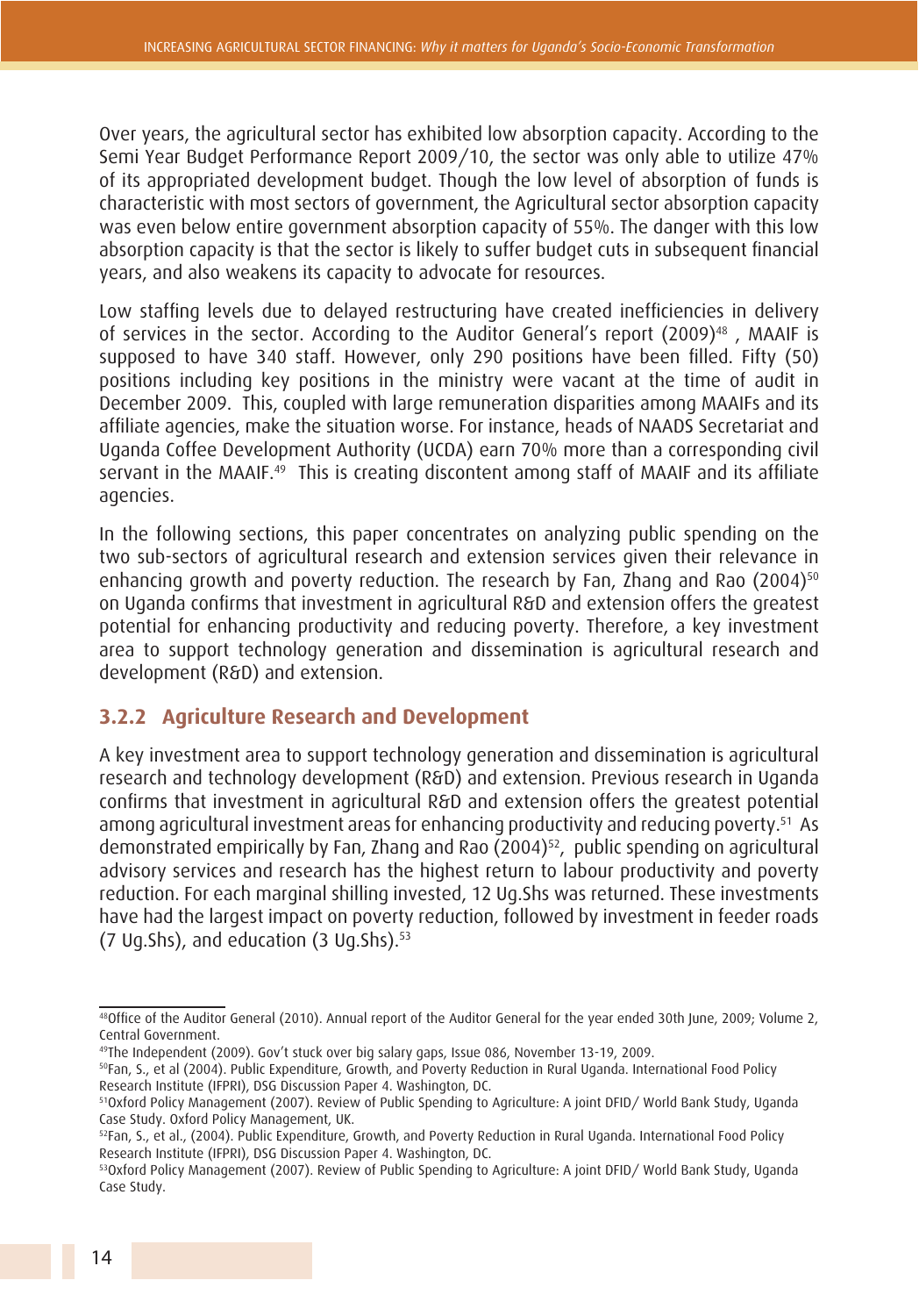Over years, the agricultural sector has exhibited low absorption capacity. According to the Semi Year Budget Performance Report 2009/10, the sector was only able to utilize 47% of its appropriated development budget. Though the low level of absorption of funds is characteristic with most sectors of government, the Agricultural sector absorption capacity was even below entire government absorption capacity of 55%. The danger with this low absorption capacity is that the sector is likely to suffer budget cuts in subsequent financial years, and also weakens its capacity to advocate for resources.

Low staffing levels due to delayed restructuring have created inefficiencies in delivery of services in the sector. According to the Auditor General's report (2009)[48] , MAAIF is supposed to have 340 staff. However, only 290 positions have been filled. Fifty (50) positions including key positions in the ministry were vacant at the time of audit in December 2009. This, coupled with large remuneration disparities among MAAIFs and its affiliate agencies, make the situation worse. For instance, heads of NAADS Secretariat and Uganda Coffee Development Authority (UCDA) earn 70% more than a corresponding civil servant in the MAAIF.[49] This is creating discontent among staff of MAAIF and its affiliate agencies.

In the following sections, this paper concentrates on analyzing public spending on the two sub-sectors of agricultural research and extension services given their relevance in enhancing growth and poverty reduction. The research by Fan, Zhang and Rao (2004)[50] on Uganda confirms that investment in agricultural R&D and extension offers the greatest potential for enhancing productivity and reducing poverty. Therefore, a key investment area to support technology generation and dissemination is agricultural research and development (R&D) and extension.

### 3.2.2 Agriculture Research and Development

A key investment area to support technology generation and dissemination is agricultural research and technology development (R&D) and extension. Previous research in Uganda confirms that investment in agricultural R&D and extension offers the greatest potential among agricultural investment areas for enhancing productivity and reducing poverty.[51] As demonstrated empirically by Fan, Zhang and Rao (2004)[52], public spending on agricultural advisory services and research has the highest return to labour productivity and poverty reduction. For each marginal shilling invested, 12 Ug.Shs was returned. These investments have had the largest impact on poverty reduction, followed by investment in feeder roads (7 Ug.Shs), and education (3 Ug.Shs).[53]

---

[48]Office of the Auditor General (2010). Annual report of the Auditor General for the year ended 30th June, 2009; Volume 2, Central Government.

[49]The Independent (2009). Gov't stuck over big salary gaps, Issue 086, November 13-19, 2009.

[50]Fan, S., et al (2004). Public Expenditure, Growth, and Poverty Reduction in Rural Uganda. International Food Policy Research Institute (IFPRI), DSG Discussion Paper 4. Washington, DC.

[51]Oxford Policy Management (2007). Review of Public Spending to Agriculture: A joint DFID/ World Bank Study, Uganda Case Study. Oxford Policy Management, UK.

[52]Fan, S., et al., (2004). Public Expenditure, Growth, and Poverty Reduction in Rural Uganda. International Food Policy Research Institute (IFPRI), DSG Discussion Paper 4. Washington, DC.

[53]Oxford Policy Management (2007). Review of Public Spending to Agriculture: A joint DFID/ World Bank Study, Uganda Case Study.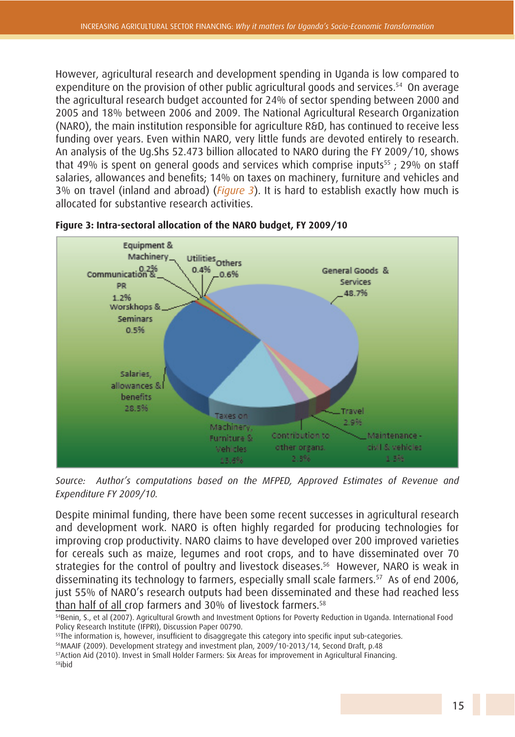However, agricultural research and development spending in Uganda is low compared to expenditure on the provision of other public agricultural goods and services.[54] On average the agricultural research budget accounted for 24% of sector spending between 2000 and 2005 and 18% between 2006 and 2009. The National Agricultural Research Organization (NARO), the main institution responsible for agriculture R&D, has continued to receive less funding over years. Even within NARO, very little funds are devoted entirely to research. An analysis of the Ug.Shs 52.473 billion allocated to NARO during the FY 2009/10, shows that 49% is spent on general goods and services which comprise inputs[55] ; 29% on staff salaries, allowances and benefits; 14% on taxes on machinery, furniture and vehicles and 3% on travel (inland and abroad) (*Figure 3*). It is hard to establish exactly how much is allocated for substantive research activities.

**Figure 3: Intra-sectoral allocation of the NARO budget, FY 2009/10**

| Category | Share |
|---|---|
| General Goods & Services | 48.7% |
| Salaries, allowances & benefits | 28.5% |
| Taxes on Machinery, Furniture & Vehicles | 13.6% |
| Travel | 2.9% |
| Contribution to other organs | 2.3% |
| Maintenance - civil & vehicles | 1.3% |
| Communication & PR | 1.2% |
| Others | 0.6% |
| Worskhops & Seminars | 0.5% |
| Utilities | 0.4% |
| Equipment & Machinery | 0.2% |

*Source: Author's computations based on the MFPED, Approved Estimates of Revenue and Expenditure FY 2009/10.*

Despite minimal funding, there have been some recent successes in agricultural research and development work. NARO is often highly regarded for producing technologies for improving crop productivity. NARO claims to have developed over 200 improved varieties for cereals such as maize, legumes and root crops, and to have disseminated over 70 strategies for the control of poultry and livestock diseases.[56] However, NARO is weak in disseminating its technology to farmers, especially small scale farmers.[57] As of end 2006, just 55% of NARO's research outputs had been disseminated and these had reached less than half of all crop farmers and 30% of livestock farmers.[58]

[54] Benin, S., et al (2007). Agricultural Growth and Investment Options for Poverty Reduction in Uganda. International Food Policy Research Institute (IFPRI), Discussion Paper 00790.

[55] The information is, however, insufficient to disaggregate this category into specific input sub-categories.

[56] MAAIF (2009). Development strategy and investment plan, 2009/10-2013/14, Second Draft, p.48

[57] Action Aid (2010). Invest in Small Holder Farmers: Six Areas for improvement in Agricultural Financing.

[58] ibid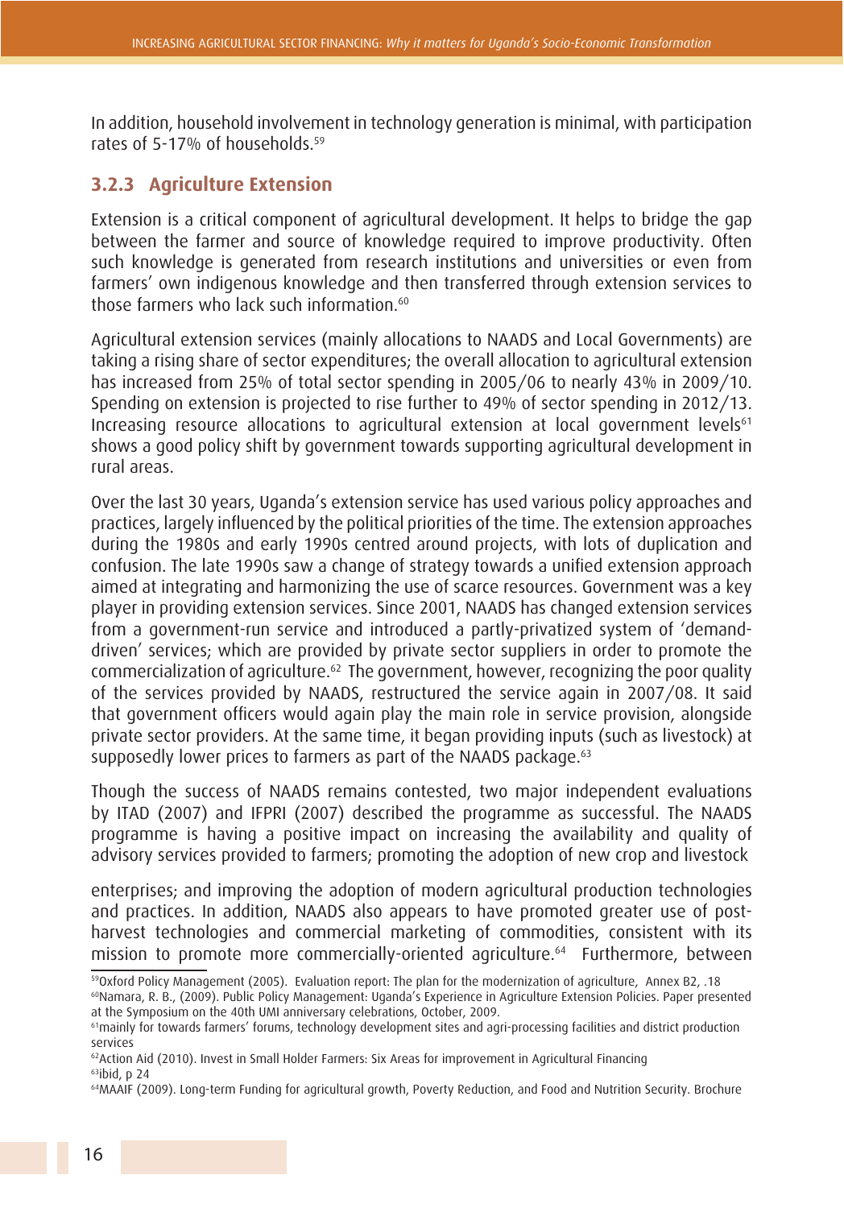In addition, household involvement in technology generation is minimal, with participation rates of 5-17% of households.[59]

### 3.2.3 Agriculture Extension

Extension is a critical component of agricultural development. It helps to bridge the gap between the farmer and source of knowledge required to improve productivity. Often such knowledge is generated from research institutions and universities or even from farmers' own indigenous knowledge and then transferred through extension services to those farmers who lack such information.[60]

Agricultural extension services (mainly allocations to NAADS and Local Governments) are taking a rising share of sector expenditures; the overall allocation to agricultural extension has increased from 25% of total sector spending in 2005/06 to nearly 43% in 2009/10. Spending on extension is projected to rise further to 49% of sector spending in 2012/13. Increasing resource allocations to agricultural extension at local government levels[61] shows a good policy shift by government towards supporting agricultural development in rural areas.

Over the last 30 years, Uganda's extension service has used various policy approaches and practices, largely influenced by the political priorities of the time. The extension approaches during the 1980s and early 1990s centred around projects, with lots of duplication and confusion. The late 1990s saw a change of strategy towards a unified extension approach aimed at integrating and harmonizing the use of scarce resources. Government was a key player in providing extension services. Since 2001, NAADS has changed extension services from a government-run service and introduced a partly-privatized system of 'demand-driven' services; which are provided by private sector suppliers in order to promote the commercialization of agriculture.[62] The government, however, recognizing the poor quality of the services provided by NAADS, restructured the service again in 2007/08. It said that government officers would again play the main role in service provision, alongside private sector providers. At the same time, it began providing inputs (such as livestock) at supposedly lower prices to farmers as part of the NAADS package.[63]

Though the success of NAADS remains contested, two major independent evaluations by ITAD (2007) and IFPRI (2007) described the programme as successful. The NAADS programme is having a positive impact on increasing the availability and quality of advisory services provided to farmers; promoting the adoption of new crop and livestock enterprises; and improving the adoption of modern agricultural production technologies and practices. In addition, NAADS also appears to have promoted greater use of post-harvest technologies and commercial marketing of commodities, consistent with its mission to promote more commercially-oriented agriculture.[64] Furthermore, between

---

[59] Oxford Policy Management (2005). Evaluation report: The plan for the modernization of agriculture, Annex B2, .18

[60] Namara, R. B., (2009). Public Policy Management: Uganda's Experience in Agriculture Extension Policies. Paper presented at the Symposium on the 40th UMI anniversary celebrations, October, 2009.

[61] mainly for towards farmers' forums, technology development sites and agri-processing facilities and district production services

[62] Action Aid (2010). Invest in Small Holder Farmers: Six Areas for improvement in Agricultural Financing

[63] ibid, p 24

[64] MAAIF (2009). Long-term Funding for agricultural growth, Poverty Reduction, and Food and Nutrition Security. Brochure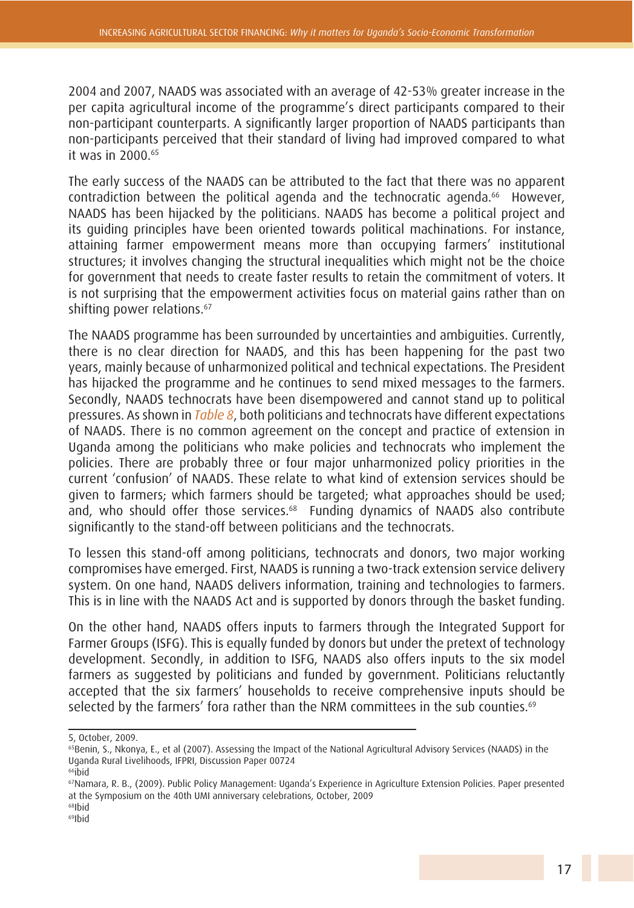2004 and 2007, NAADS was associated with an average of 42-53% greater increase in the per capita agricultural income of the programme's direct participants compared to their non-participant counterparts. A significantly larger proportion of NAADS participants than non-participants perceived that their standard of living had improved compared to what it was in 2000.[65]

The early success of the NAADS can be attributed to the fact that there was no apparent contradiction between the political agenda and the technocratic agenda.[66] However, NAADS has been hijacked by the politicians. NAADS has become a political project and its guiding principles have been oriented towards political machinations. For instance, attaining farmer empowerment means more than occupying farmers' institutional structures; it involves changing the structural inequalities which might not be the choice for government that needs to create faster results to retain the commitment of voters. It is not surprising that the empowerment activities focus on material gains rather than on shifting power relations.[67]

The NAADS programme has been surrounded by uncertainties and ambiguities. Currently, there is no clear direction for NAADS, and this has been happening for the past two years, mainly because of unharmonized political and technical expectations. The President has hijacked the programme and he continues to send mixed messages to the farmers. Secondly, NAADS technocrats have been disempowered and cannot stand up to political pressures. As shown in *Table 8*, both politicians and technocrats have different expectations of NAADS. There is no common agreement on the concept and practice of extension in Uganda among the politicians who make policies and technocrats who implement the policies. There are probably three or four major unharmonized policy priorities in the current 'confusion' of NAADS. These relate to what kind of extension services should be given to farmers; which farmers should be targeted; what approaches should be used; and, who should offer those services.[68] Funding dynamics of NAADS also contribute significantly to the stand-off between politicians and the technocrats.

To lessen this stand-off among politicians, technocrats and donors, two major working compromises have emerged. First, NAADS is running a two-track extension service delivery system. On one hand, NAADS delivers information, training and technologies to farmers. This is in line with the NAADS Act and is supported by donors through the basket funding.

On the other hand, NAADS offers inputs to farmers through the Integrated Support for Farmer Groups (ISFG). This is equally funded by donors but under the pretext of technology development. Secondly, in addition to ISFG, NAADS also offers inputs to the six model farmers as suggested by politicians and funded by government. Politicians reluctantly accepted that the six farmers' households to receive comprehensive inputs should be selected by the farmers' fora rather than the NRM committees in the sub counties.[69]

---

5, October, 2009.

[65] Benin, S., Nkonya, E., et al (2007). Assessing the Impact of the National Agricultural Advisory Services (NAADS) in the Uganda Rural Livelihoods, IFPRI, Discussion Paper 00724

[66] ibid

[67] Namara, R. B., (2009). Public Policy Management: Uganda's Experience in Agriculture Extension Policies. Paper presented at the Symposium on the 40th UMI anniversary celebrations, October, 2009

[68] Ibid

[69] Ibid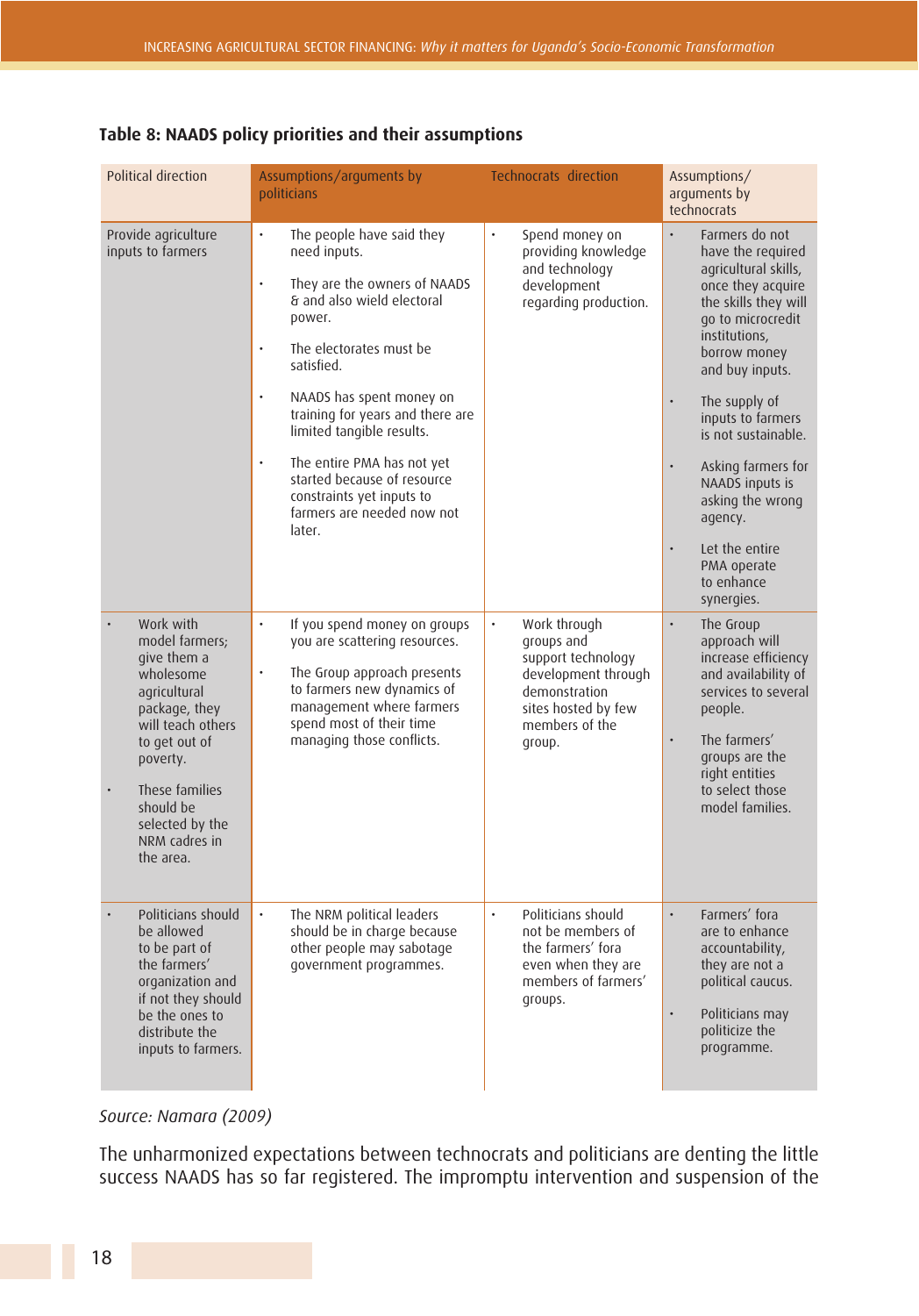**Table 8: NAADS policy priorities and their assumptions**

| Political direction | Assumptions/arguments by politicians | Technocrats direction | Assumptions/ arguments by technocrats |
|---|---|---|---|
| Provide agriculture inputs to farmers | • The people have said they need inputs.<br>• They are the owners of NAADS & and also wield electoral power.<br>• The electorates must be satisfied.<br>• NAADS has spent money on training for years and there are limited tangible results.<br>• The entire PMA has not yet started because of resource constraints yet inputs to farmers are needed now not later. | • Spend money on providing knowledge and technology development regarding production. | • Farmers do not have the required agricultural skills, once they acquire the skills they will go to microcredit institutions, borrow money and buy inputs.<br>• The supply of inputs to farmers is not sustainable.<br>• Asking farmers for NAADS inputs is asking the wrong agency.<br>• Let the entire PMA operate to enhance synergies. |
| • Work with model farmers; give them a wholesome agricultural package, they will teach others to get out of poverty.<br>• These families should be selected by the NRM cadres in the area. | • If you spend money on groups you are scattering resources.<br>• The Group approach presents to farmers new dynamics of management where farmers spend most of their time managing those conflicts. | • Work through groups and support technology development through demonstration sites hosted by few members of the group. | • The Group approach will increase efficiency and availability of services to several people.<br>• The farmers' groups are the right entities to select those model families. |
| • Politicians should be allowed to be part of the farmers' organization and if not they should be the ones to distribute the inputs to farmers. | • The NRM political leaders should be in charge because other people may sabotage government programmes. | • Politicians should not be members of the farmers' fora even when they are members of farmers' groups. | • Farmers' fora are to enhance accountability, they are not a political caucus.<br>• Politicians may politicize the programme. |

*Source: Namara (2009)*

The unharmonized expectations between technocrats and politicians are denting the little success NAADS has so far registered. The impromptu intervention and suspension of the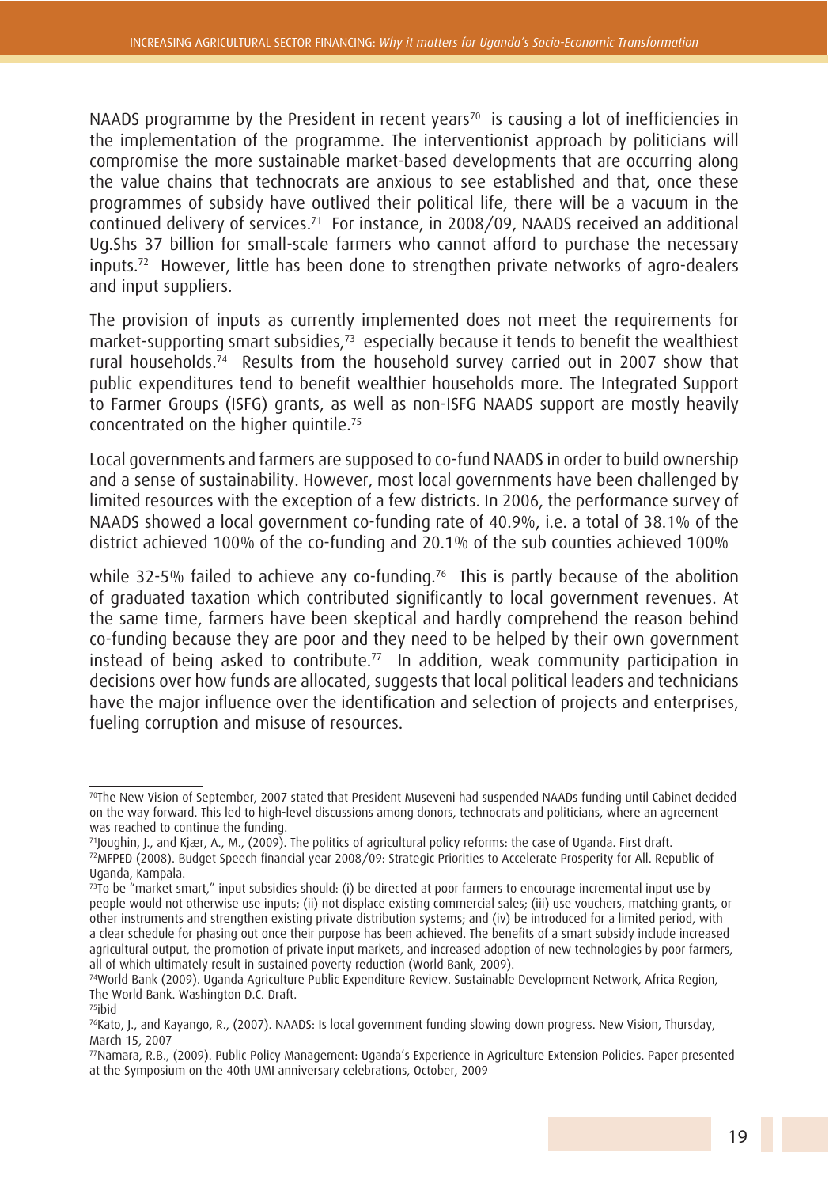NAADS programme by the President in recent years[70] is causing a lot of inefficiencies in the implementation of the programme. The interventionist approach by politicians will compromise the more sustainable market-based developments that are occurring along the value chains that technocrats are anxious to see established and that, once these programmes of subsidy have outlived their political life, there will be a vacuum in the continued delivery of services.[71] For instance, in 2008/09, NAADS received an additional Ug.Shs 37 billion for small-scale farmers who cannot afford to purchase the necessary inputs.[72] However, little has been done to strengthen private networks of agro-dealers and input suppliers.

The provision of inputs as currently implemented does not meet the requirements for market-supporting smart subsidies,[73] especially because it tends to benefit the wealthiest rural households.[74] Results from the household survey carried out in 2007 show that public expenditures tend to benefit wealthier households more. The Integrated Support to Farmer Groups (ISFG) grants, as well as non-ISFG NAADS support are mostly heavily concentrated on the higher quintile.[75]

Local governments and farmers are supposed to co-fund NAADS in order to build ownership and a sense of sustainability. However, most local governments have been challenged by limited resources with the exception of a few districts. In 2006, the performance survey of NAADS showed a local government co-funding rate of 40.9%, i.e. a total of 38.1% of the district achieved 100% of the co-funding and 20.1% of the sub counties achieved 100%

while 32-5% failed to achieve any co-funding.[76] This is partly because of the abolition of graduated taxation which contributed significantly to local government revenues. At the same time, farmers have been skeptical and hardly comprehend the reason behind co-funding because they are poor and they need to be helped by their own government instead of being asked to contribute.[77] In addition, weak community participation in decisions over how funds are allocated, suggests that local political leaders and technicians have the major influence over the identification and selection of projects and enterprises, fueling corruption and misuse of resources.

---

[70] The New Vision of September, 2007 stated that President Museveni had suspended NAADs funding until Cabinet decided on the way forward. This led to high-level discussions among donors, technocrats and politicians, where an agreement was reached to continue the funding.

[71] Joughin, J., and Kjær, A., M., (2009). The politics of agricultural policy reforms: the case of Uganda. First draft.

[72] MFPED (2008). Budget Speech financial year 2008/09: Strategic Priorities to Accelerate Prosperity for All. Republic of Uganda, Kampala.

[73] To be "market smart," input subsidies should: (i) be directed at poor farmers to encourage incremental input use by people would not otherwise use inputs; (ii) not displace existing commercial sales; (iii) use vouchers, matching grants, or other instruments and strengthen existing private distribution systems; and (iv) be introduced for a limited period, with a clear schedule for phasing out once their purpose has been achieved. The benefits of a smart subsidy include increased agricultural output, the promotion of private input markets, and increased adoption of new technologies by poor farmers, all of which ultimately result in sustained poverty reduction (World Bank, 2009).

[74] World Bank (2009). Uganda Agriculture Public Expenditure Review. Sustainable Development Network, Africa Region, The World Bank. Washington D.C. Draft.

[75] ibid

[76] Kato, J., and Kayango, R., (2007). NAADS: Is local government funding slowing down progress. New Vision, Thursday, March 15, 2007

[77] Namara, R.B., (2009). Public Policy Management: Uganda's Experience in Agriculture Extension Policies. Paper presented at the Symposium on the 40th UMI anniversary celebrations, October, 2009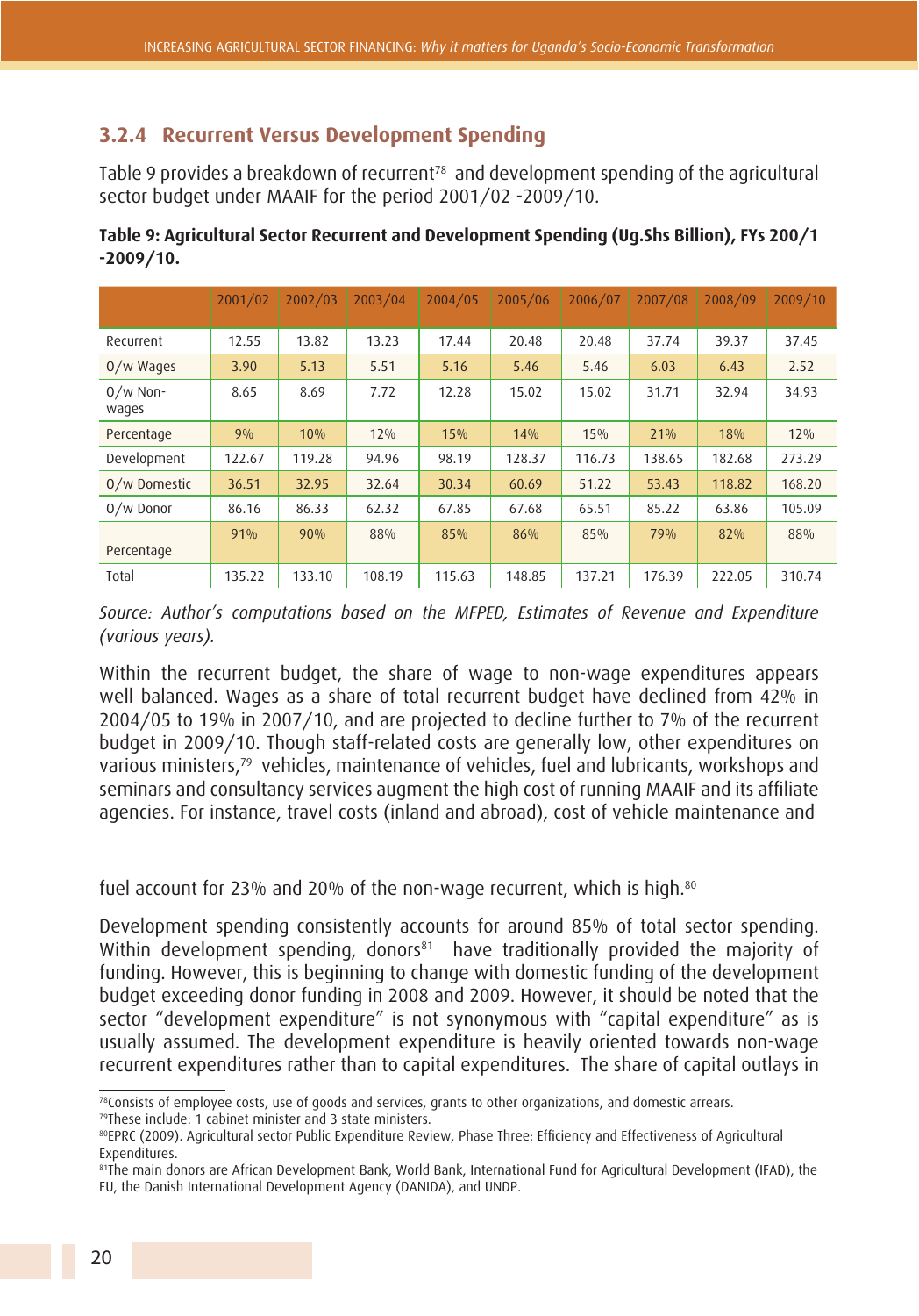### 3.2.4 Recurrent Versus Development Spending

Table 9 provides a breakdown of recurrent[78] and development spending of the agricultural sector budget under MAAIF for the period 2001/02 -2009/10.

**Table 9: Agricultural Sector Recurrent and Development Spending (Ug.Shs Billion), FYs 200/1 -2009/10.**

| | 2001/02 | 2002/03 | 2003/04 | 2004/05 | 2005/06 | 2006/07 | 2007/08 | 2008/09 | 2009/10 |
|---|---|---|---|---|---|---|---|---|---|
| Recurrent | 12.55 | 13.82 | 13.23 | 17.44 | 20.48 | 20.48 | 37.74 | 39.37 | 37.45 |
| O/w Wages | 3.90 | 5.13 | 5.51 | 5.16 | 5.46 | 5.46 | 6.03 | 6.43 | 2.52 |
| O/w Non-wages | 8.65 | 8.69 | 7.72 | 12.28 | 15.02 | 15.02 | 31.71 | 32.94 | 34.93 |
| Percentage | 9% | 10% | 12% | 15% | 14% | 15% | 21% | 18% | 12% |
| Development | 122.67 | 119.28 | 94.96 | 98.19 | 128.37 | 116.73 | 138.65 | 182.68 | 273.29 |
| O/w Domestic | 36.51 | 32.95 | 32.64 | 30.34 | 60.69 | 51.22 | 53.43 | 118.82 | 168.20 |
| O/w Donor | 86.16 | 86.33 | 62.32 | 67.85 | 67.68 | 65.51 | 85.22 | 63.86 | 105.09 |
| Percentage | 91% | 90% | 88% | 85% | 86% | 85% | 79% | 82% | 88% |
| Total | 135.22 | 133.10 | 108.19 | 115.63 | 148.85 | 137.21 | 176.39 | 222.05 | 310.74 |

*Source: Author's computations based on the MFPED, Estimates of Revenue and Expenditure (various years).*

Within the recurrent budget, the share of wage to non-wage expenditures appears well balanced. Wages as a share of total recurrent budget have declined from 42% in 2004/05 to 19% in 2007/10, and are projected to decline further to 7% of the recurrent budget in 2009/10. Though staff-related costs are generally low, other expenditures on various ministers,[79] vehicles, maintenance of vehicles, fuel and lubricants, workshops and seminars and consultancy services augment the high cost of running MAAIF and its affiliate agencies. For instance, travel costs (inland and abroad), cost of vehicle maintenance and fuel account for 23% and 20% of the non-wage recurrent, which is high.[80]

Development spending consistently accounts for around 85% of total sector spending. Within development spending, donors[81] have traditionally provided the majority of funding. However, this is beginning to change with domestic funding of the development budget exceeding donor funding in 2008 and 2009. However, it should be noted that the sector "development expenditure" is not synonymous with "capital expenditure" as is usually assumed. The development expenditure is heavily oriented towards non-wage recurrent expenditures rather than to capital expenditures. The share of capital outlays in

---

[78] Consists of employee costs, use of goods and services, grants to other organizations, and domestic arrears.

[79] These include: 1 cabinet minister and 3 state ministers.

[80] EPRC (2009). Agricultural sector Public Expenditure Review, Phase Three: Efficiency and Effectiveness of Agricultural Expenditures.

[81] The main donors are African Development Bank, World Bank, International Fund for Agricultural Development (IFAD), the EU, the Danish International Development Agency (DANIDA), and UNDP.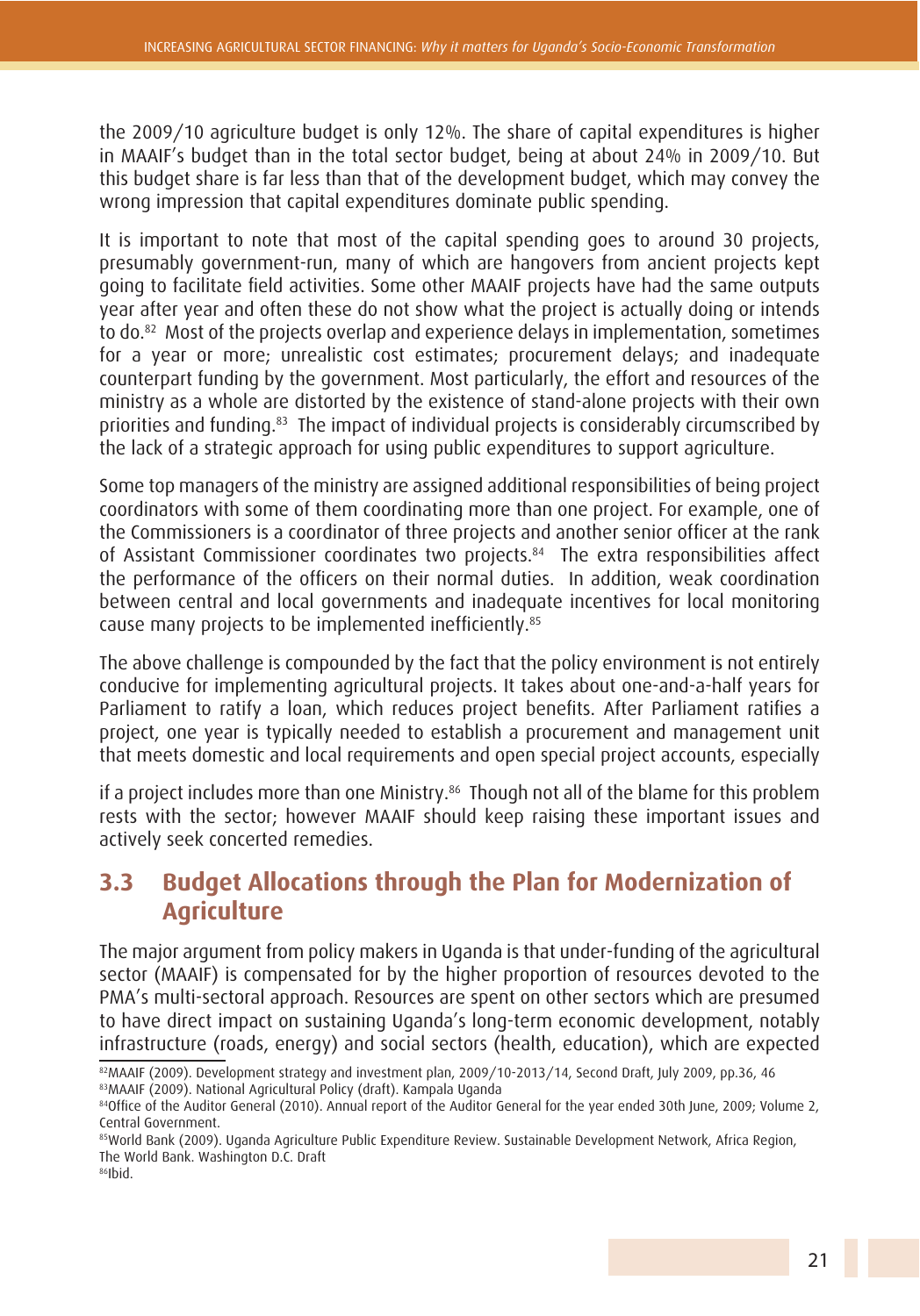the 2009/10 agriculture budget is only 12%. The share of capital expenditures is higher in MAAIF's budget than in the total sector budget, being at about 24% in 2009/10. But this budget share is far less than that of the development budget, which may convey the wrong impression that capital expenditures dominate public spending.

It is important to note that most of the capital spending goes to around 30 projects, presumably government-run, many of which are hangovers from ancient projects kept going to facilitate field activities. Some other MAAIF projects have had the same outputs year after year and often these do not show what the project is actually doing or intends to do.[82] Most of the projects overlap and experience delays in implementation, sometimes for a year or more; unrealistic cost estimates; procurement delays; and inadequate counterpart funding by the government. Most particularly, the effort and resources of the ministry as a whole are distorted by the existence of stand-alone projects with their own priorities and funding.[83] The impact of individual projects is considerably circumscribed by the lack of a strategic approach for using public expenditures to support agriculture.

Some top managers of the ministry are assigned additional responsibilities of being project coordinators with some of them coordinating more than one project. For example, one of the Commissioners is a coordinator of three projects and another senior officer at the rank of Assistant Commissioner coordinates two projects.[84] The extra responsibilities affect the performance of the officers on their normal duties. In addition, weak coordination between central and local governments and inadequate incentives for local monitoring cause many projects to be implemented inefficiently.[85]

The above challenge is compounded by the fact that the policy environment is not entirely conducive for implementing agricultural projects. It takes about one-and-a-half years for Parliament to ratify a loan, which reduces project benefits. After Parliament ratifies a project, one year is typically needed to establish a procurement and management unit that meets domestic and local requirements and open special project accounts, especially if a project includes more than one Ministry.[86] Though not all of the blame for this problem rests with the sector; however MAAIF should keep raising these important issues and actively seek concerted remedies.

## 3.3 Budget Allocations through the Plan for Modernization of Agriculture

The major argument from policy makers in Uganda is that under-funding of the agricultural sector (MAAIF) is compensated for by the higher proportion of resources devoted to the PMA's multi-sectoral approach. Resources are spent on other sectors which are presumed to have direct impact on sustaining Uganda's long-term economic development, notably infrastructure (roads, energy) and social sectors (health, education), which are expected

---

[82] MAAIF (2009). Development strategy and investment plan, 2009/10-2013/14, Second Draft, July 2009, pp.36, 46

[83] MAAIF (2009). National Agricultural Policy (draft). Kampala Uganda

[84] Office of the Auditor General (2010). Annual report of the Auditor General for the year ended 30th June, 2009; Volume 2, Central Government.

[85] World Bank (2009). Uganda Agriculture Public Expenditure Review. Sustainable Development Network, Africa Region, The World Bank. Washington D.C. Draft

[86] Ibid.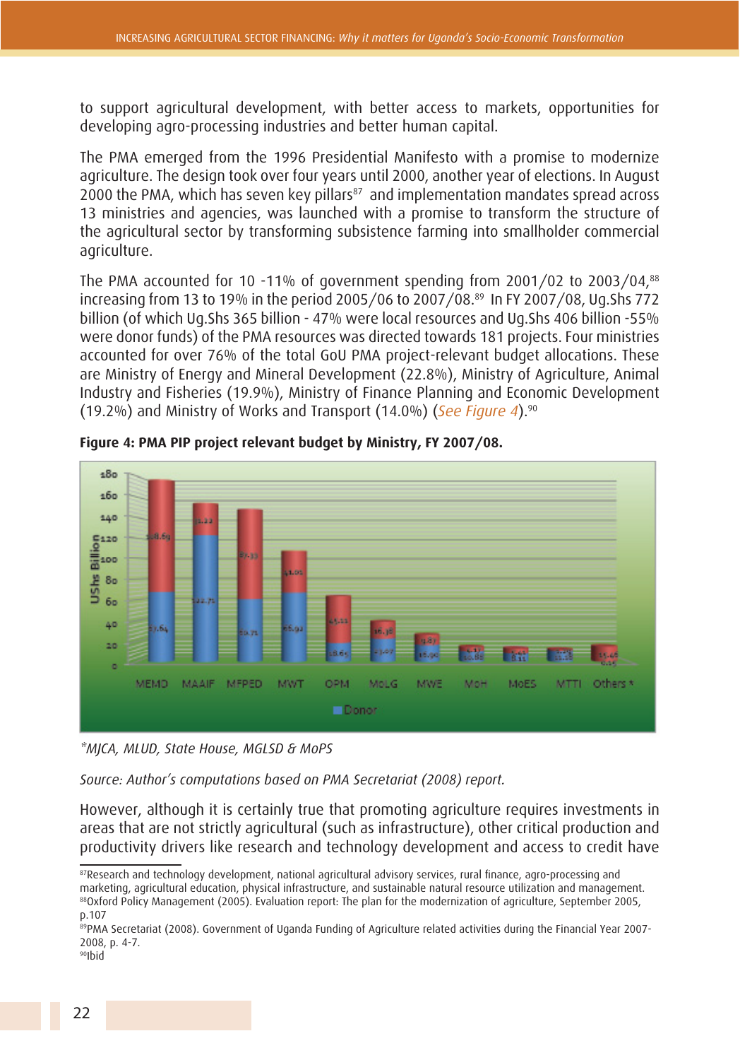to support agricultural development, with better access to markets, opportunities for developing agro-processing industries and better human capital.

The PMA emerged from the 1996 Presidential Manifesto with a promise to modernize agriculture. The design took over four years until 2000, another year of elections. In August 2000 the PMA, which has seven key pillars[87] and implementation mandates spread across 13 ministries and agencies, was launched with a promise to transform the structure of the agricultural sector by transforming subsistence farming into smallholder commercial agriculture.

The PMA accounted for 10 -11% of government spending from 2001/02 to 2003/04,[88] increasing from 13 to 19% in the period 2005/06 to 2007/08.[89] In FY 2007/08, Ug.Shs 772 billion (of which Ug.Shs 365 billion - 47% were local resources and Ug.Shs 406 billion -55% were donor funds) of the PMA resources was directed towards 181 projects. Four ministries accounted for over 76% of the total GoU PMA project-relevant budget allocations. These are Ministry of Energy and Mineral Development (22.8%), Ministry of Agriculture, Animal Industry and Fisheries (19.9%), Ministry of Finance Planning and Economic Development (19.2%) and Ministry of Works and Transport (14.0%) (*See Figure 4*).[90]

**Figure 4: PMA PIP project relevant budget by Ministry, FY 2007/08.**

*MJCA, MLUD, State House, MGLSD & MoPS

*Source: Author's computations based on PMA Secretariat (2008) report.*

However, although it is certainly true that promoting agriculture requires investments in areas that are not strictly agricultural (such as infrastructure), other critical production and productivity drivers like research and technology development and access to credit have

[87] Research and technology development, national agricultural advisory services, rural finance, agro-processing and marketing, agricultural education, physical infrastructure, and sustainable natural resource utilization and management.
[88] Oxford Policy Management (2005). Evaluation report: The plan for the modernization of agriculture, September 2005, p.107
[89] PMA Secretariat (2008). Government of Uganda Funding of Agriculture related activities during the Financial Year 2007-2008, p. 4-7.
[90] Ibid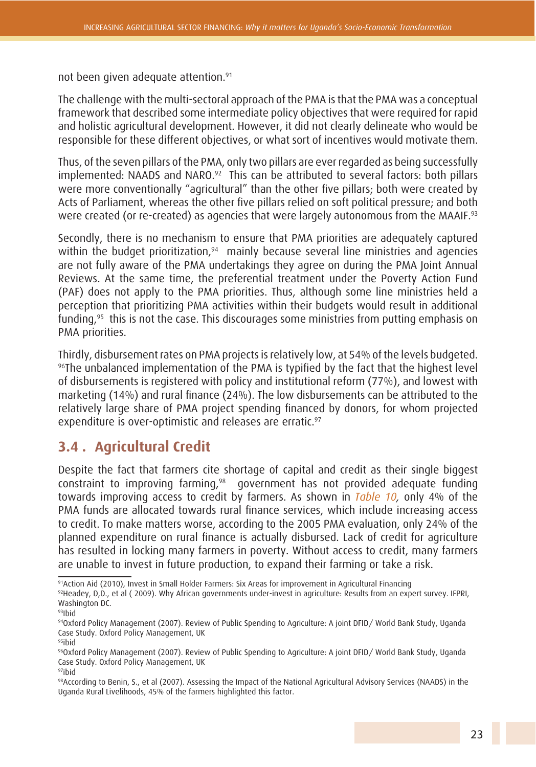not been given adequate attention.[91]

The challenge with the multi-sectoral approach of the PMA is that the PMA was a conceptual framework that described some intermediate policy objectives that were required for rapid and holistic agricultural development. However, it did not clearly delineate who would be responsible for these different objectives, or what sort of incentives would motivate them.

Thus, of the seven pillars of the PMA, only two pillars are ever regarded as being successfully implemented: NAADS and NARO.[92] This can be attributed to several factors: both pillars were more conventionally "agricultural" than the other five pillars; both were created by Acts of Parliament, whereas the other five pillars relied on soft political pressure; and both were created (or re-created) as agencies that were largely autonomous from the MAAIF.[93]

Secondly, there is no mechanism to ensure that PMA priorities are adequately captured within the budget prioritization,[94] mainly because several line ministries and agencies are not fully aware of the PMA undertakings they agree on during the PMA Joint Annual Reviews. At the same time, the preferential treatment under the Poverty Action Fund (PAF) does not apply to the PMA priorities. Thus, although some line ministries held a perception that prioritizing PMA activities within their budgets would result in additional funding,[95] this is not the case. This discourages some ministries from putting emphasis on PMA priorities.

Thirdly, disbursement rates on PMA projects is relatively low, at 54% of the levels budgeted. [96]The unbalanced implementation of the PMA is typified by the fact that the highest level of disbursements is registered with policy and institutional reform (77%), and lowest with marketing (14%) and rural finance (24%). The low disbursements can be attributed to the relatively large share of PMA project spending financed by donors, for whom projected expenditure is over-optimistic and releases are erratic.[97]

## 3.4 . Agricultural Credit

Despite the fact that farmers cite shortage of capital and credit as their single biggest constraint to improving farming,[98] government has not provided adequate funding towards improving access to credit by farmers. As shown in *Table 10*, only 4% of the PMA funds are allocated towards rural finance services, which include increasing access to credit. To make matters worse, according to the 2005 PMA evaluation, only 24% of the planned expenditure on rural finance is actually disbursed. Lack of credit for agriculture has resulted in locking many farmers in poverty. Without access to credit, many farmers are unable to invest in future production, to expand their farming or take a risk.

---

[91]Action Aid (2010), Invest in Small Holder Farmers: Six Areas for improvement in Agricultural Financing

[92]Headey, D,D., et al ( 2009). Why African governments under-invest in agriculture: Results from an expert survey. IFPRI, Washington DC.

[93]Ibid

[94]Oxford Policy Management (2007). Review of Public Spending to Agriculture: A joint DFID/ World Bank Study, Uganda Case Study. Oxford Policy Management, UK

[95]ibid

[96]Oxford Policy Management (2007). Review of Public Spending to Agriculture: A joint DFID/ World Bank Study, Uganda Case Study. Oxford Policy Management, UK

[97]ibid

[98]According to Benin, S., et al (2007). Assessing the Impact of the National Agricultural Advisory Services (NAADS) in the Uganda Rural Livelihoods, 45% of the farmers highlighted this factor.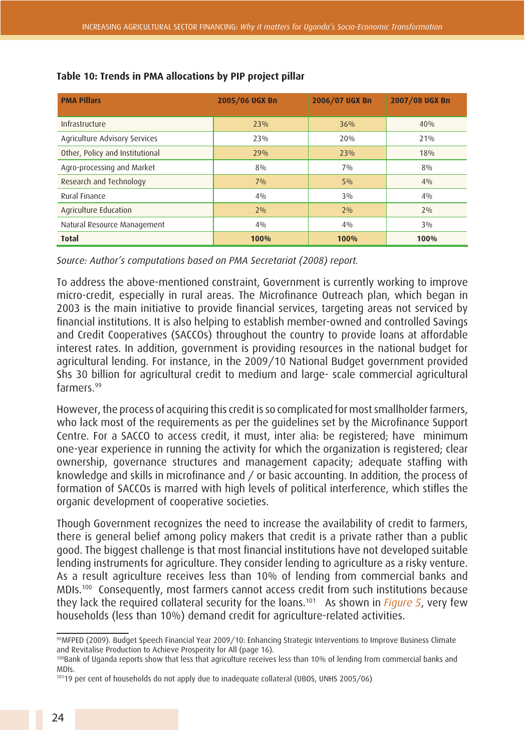**Table 10: Trends in PMA allocations by PIP project pillar**

| PMA Pillars | 2005/06 UGX Bn | 2006/07 UGX Bn | 2007/08 UGX Bn |
|---|---|---|---|
| Infrastructure | 23% | 36% | 40% |
| Agriculture Advisory Services | 23% | 20% | 21% |
| Other, Policy and Institutional | 29% | 23% | 18% |
| Agro-processing and Market | 8% | 7% | 8% |
| Research and Technology | 7% | 5% | 4% |
| Rural Finance | 4% | 3% | 4% |
| Agriculture Education | 2% | 2% | 2% |
| Natural Resource Management | 4% | 4% | 3% |
| **Total** | **100%** | **100%** | **100%** |

*Source: Author's computations based on PMA Secretariat (2008) report.*

To address the above-mentioned constraint, Government is currently working to improve micro-credit, especially in rural areas. The Microfinance Outreach plan, which began in 2003 is the main initiative to provide financial services, targeting areas not serviced by financial institutions. It is also helping to establish member-owned and controlled Savings and Credit Cooperatives (SACCOs) throughout the country to provide loans at affordable interest rates. In addition, government is providing resources in the national budget for agricultural lending. For instance, in the 2009/10 National Budget government provided Shs 30 billion for agricultural credit to medium and large- scale commercial agricultural farmers.[99]

However, the process of acquiring this credit is so complicated for most smallholder farmers, who lack most of the requirements as per the guidelines set by the Microfinance Support Centre. For a SACCO to access credit, it must, inter alia: be registered; have minimum one-year experience in running the activity for which the organization is registered; clear ownership, governance structures and management capacity; adequate staffing with knowledge and skills in microfinance and / or basic accounting. In addition, the process of formation of SACCOs is marred with high levels of political interference, which stifles the organic development of cooperative societies.

Though Government recognizes the need to increase the availability of credit to farmers, there is general belief among policy makers that credit is a private rather than a public good. The biggest challenge is that most financial institutions have not developed suitable lending instruments for agriculture. They consider lending to agriculture as a risky venture. As a result agriculture receives less than 10% of lending from commercial banks and MDIs.[100] Consequently, most farmers cannot access credit from such institutions because they lack the required collateral security for the loans.[101] As shown in *Figure 5*, very few households (less than 10%) demand credit for agriculture-related activities.

---

[99] MFPED (2009). Budget Speech Financial Year 2009/10: Enhancing Strategic Interventions to Improve Business Climate and Revitalise Production to Achieve Prosperity for All (page 16).

[100] Bank of Uganda reports show that less that agriculture receives less than 10% of lending from commercial banks and MDIs.

[101] 19 per cent of households do not apply due to inadequate collateral (UBOS, UNHS 2005/06)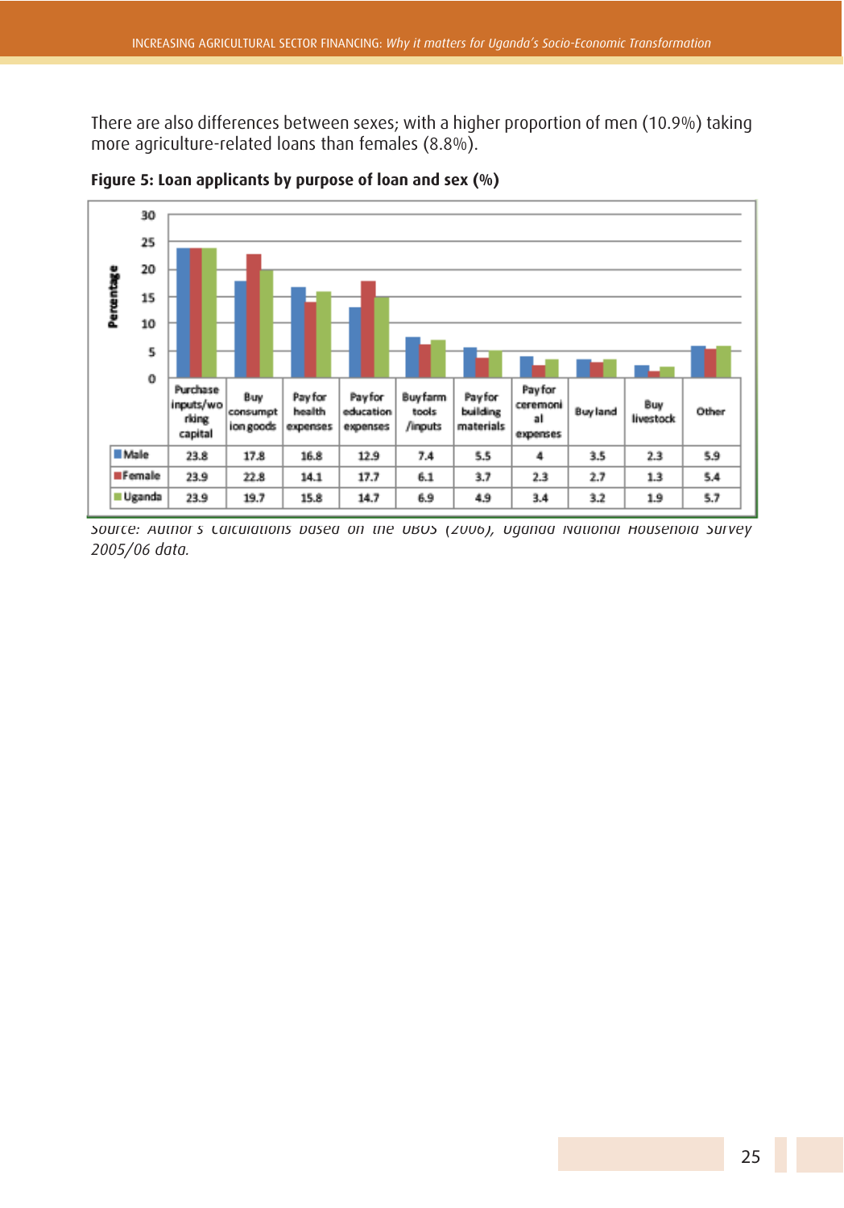There are also differences between sexes; with a higher proportion of men (10.9%) taking more agriculture-related loans than females (8.8%).

**Figure 5: Loan applicants by purpose of loan and sex (%)**

| | Purchase inputs/working capital | Buy consumption goods | Pay for health expenses | Pay for education expenses | Buy farm tools /inputs | Pay for building materials | Pay for ceremonial expenses | Buy land | Buy livestock | Other |
|---|---|---|---|---|---|---|---|---|---|---|
| Male | 23.8 | 17.8 | 16.8 | 12.9 | 7.4 | 5.5 | 4 | 3.5 | 2.3 | 5.9 |
| Female | 23.9 | 22.8 | 14.1 | 17.7 | 6.1 | 3.7 | 2.3 | 2.7 | 1.3 | 5.4 |
| Uganda | 23.9 | 19.7 | 15.8 | 14.7 | 6.9 | 4.9 | 3.4 | 3.2 | 1.9 | 5.7 |

*Source: Author's calculations based on the UBOS (2006), Uganda National Household Survey 2005/06 data.*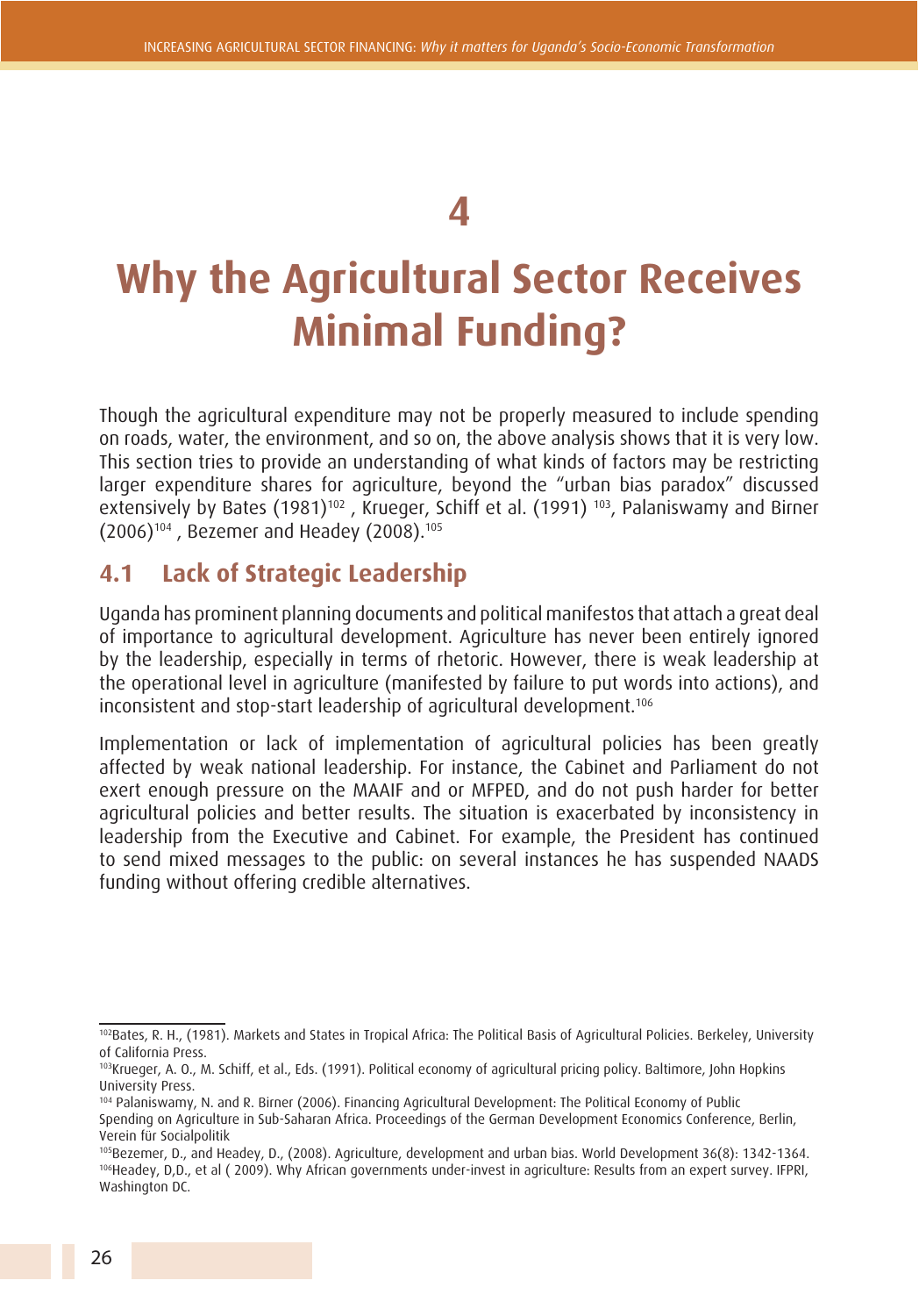# 4

# Why the Agricultural Sector Receives Minimal Funding?

Though the agricultural expenditure may not be properly measured to include spending on roads, water, the environment, and so on, the above analysis shows that it is very low. This section tries to provide an understanding of what kinds of factors may be restricting larger expenditure shares for agriculture, beyond the "urban bias paradox" discussed extensively by Bates (1981)[102] , Krueger, Schiff et al. (1991) [103], Palaniswamy and Birner (2006)[104] , Bezemer and Headey (2008).[105]

## 4.1 Lack of Strategic Leadership

Uganda has prominent planning documents and political manifestos that attach a great deal of importance to agricultural development. Agriculture has never been entirely ignored by the leadership, especially in terms of rhetoric. However, there is weak leadership at the operational level in agriculture (manifested by failure to put words into actions), and inconsistent and stop-start leadership of agricultural development.[106]

Implementation or lack of implementation of agricultural policies has been greatly affected by weak national leadership. For instance, the Cabinet and Parliament do not exert enough pressure on the MAAIF and or MFPED, and do not push harder for better agricultural policies and better results. The situation is exacerbated by inconsistency in leadership from the Executive and Cabinet. For example, the President has continued to send mixed messages to the public: on several instances he has suspended NAADS funding without offering credible alternatives.

---

[102] Bates, R. H., (1981). Markets and States in Tropical Africa: The Political Basis of Agricultural Policies. Berkeley, University of California Press.

[103] Krueger, A. O., M. Schiff, et al., Eds. (1991). Political economy of agricultural pricing policy. Baltimore, John Hopkins University Press.

[104] Palaniswamy, N. and R. Birner (2006). Financing Agricultural Development: The Political Economy of Public Spending on Agriculture in Sub-Saharan Africa. Proceedings of the German Development Economics Conference, Berlin, Verein für Socialpolitik

[105] Bezemer, D., and Headey, D., (2008). Agriculture, development and urban bias. World Development 36(8): 1342-1364.

[106] Headey, D,D., et al ( 2009). Why African governments under-invest in agriculture: Results from an expert survey. IFPRI, Washington DC.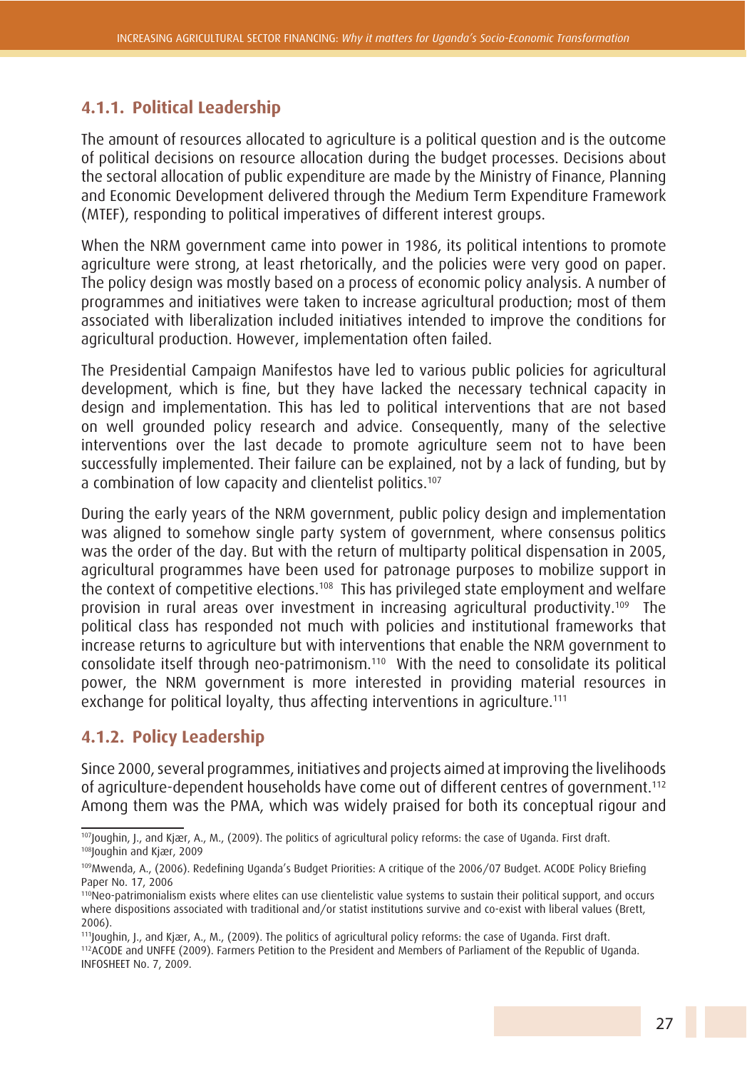### 4.1.1. Political Leadership

The amount of resources allocated to agriculture is a political question and is the outcome of political decisions on resource allocation during the budget processes. Decisions about the sectoral allocation of public expenditure are made by the Ministry of Finance, Planning and Economic Development delivered through the Medium Term Expenditure Framework (MTEF), responding to political imperatives of different interest groups.

When the NRM government came into power in 1986, its political intentions to promote agriculture were strong, at least rhetorically, and the policies were very good on paper. The policy design was mostly based on a process of economic policy analysis. A number of programmes and initiatives were taken to increase agricultural production; most of them associated with liberalization included initiatives intended to improve the conditions for agricultural production. However, implementation often failed.

The Presidential Campaign Manifestos have led to various public policies for agricultural development, which is fine, but they have lacked the necessary technical capacity in design and implementation. This has led to political interventions that are not based on well grounded policy research and advice. Consequently, many of the selective interventions over the last decade to promote agriculture seem not to have been successfully implemented. Their failure can be explained, not by a lack of funding, but by a combination of low capacity and clientelist politics.[107]

During the early years of the NRM government, public policy design and implementation was aligned to somehow single party system of government, where consensus politics was the order of the day. But with the return of multiparty political dispensation in 2005, agricultural programmes have been used for patronage purposes to mobilize support in the context of competitive elections.[108] This has privileged state employment and welfare provision in rural areas over investment in increasing agricultural productivity.[109] The political class has responded not much with policies and institutional frameworks that increase returns to agriculture but with interventions that enable the NRM government to consolidate itself through neo-patrimonism.[110] With the need to consolidate its political power, the NRM government is more interested in providing material resources in exchange for political loyalty, thus affecting interventions in agriculture.[111]

### 4.1.2. Policy Leadership

Since 2000, several programmes, initiatives and projects aimed at improving the livelihoods of agriculture-dependent households have come out of different centres of government.[112] Among them was the PMA, which was widely praised for both its conceptual rigour and

---

[107] Joughin, J., and Kjær, A., M., (2009). The politics of agricultural policy reforms: the case of Uganda. First draft.

[108] Joughin and Kjær, 2009

[109] Mwenda, A., (2006). Redefining Uganda's Budget Priorities: A critique of the 2006/07 Budget. ACODE Policy Briefing Paper No. 17, 2006

[110] Neo-patrimonialism exists where elites can use clientelistic value systems to sustain their political support, and occurs where dispositions associated with traditional and/or statist institutions survive and co-exist with liberal values (Brett, 2006).

[111] Joughin, J., and Kjær, A., M., (2009). The politics of agricultural policy reforms: the case of Uganda. First draft.

[112] ACODE and UNFFE (2009). Farmers Petition to the President and Members of Parliament of the Republic of Uganda. INFOSHEET No. 7, 2009.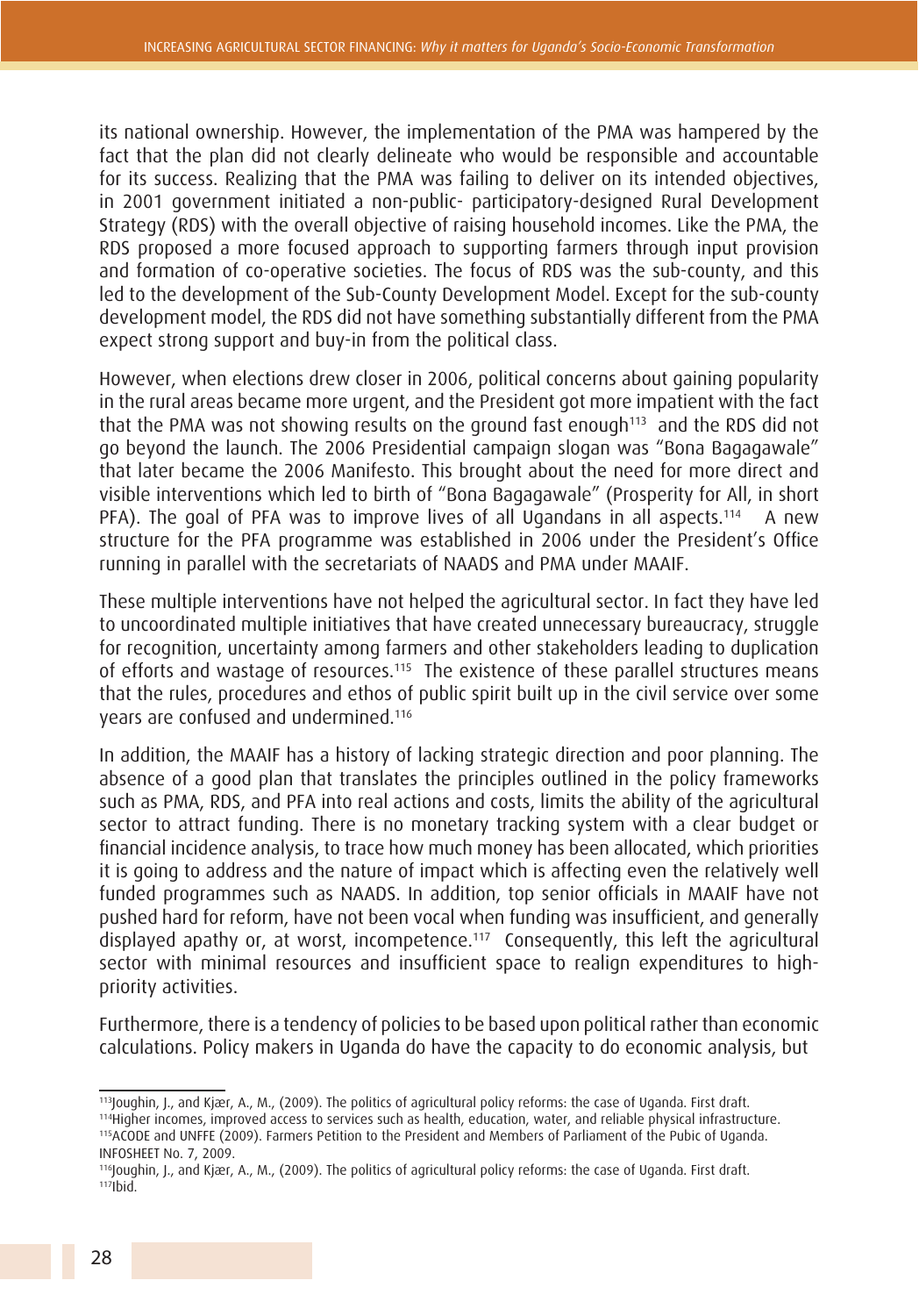its national ownership. However, the implementation of the PMA was hampered by the fact that the plan did not clearly delineate who would be responsible and accountable for its success. Realizing that the PMA was failing to deliver on its intended objectives, in 2001 government initiated a non-public- participatory-designed Rural Development Strategy (RDS) with the overall objective of raising household incomes. Like the PMA, the RDS proposed a more focused approach to supporting farmers through input provision and formation of co-operative societies. The focus of RDS was the sub-county, and this led to the development of the Sub-County Development Model. Except for the sub-county development model, the RDS did not have something substantially different from the PMA expect strong support and buy-in from the political class.

However, when elections drew closer in 2006, political concerns about gaining popularity in the rural areas became more urgent, and the President got more impatient with the fact that the PMA was not showing results on the ground fast enough[113] and the RDS did not go beyond the launch. The 2006 Presidential campaign slogan was "Bona Bagagawale" that later became the 2006 Manifesto. This brought about the need for more direct and visible interventions which led to birth of "Bona Bagagawale" (Prosperity for All, in short PFA). The goal of PFA was to improve lives of all Ugandans in all aspects.[114] A new structure for the PFA programme was established in 2006 under the President's Office running in parallel with the secretariats of NAADS and PMA under MAAIF.

These multiple interventions have not helped the agricultural sector. In fact they have led to uncoordinated multiple initiatives that have created unnecessary bureaucracy, struggle for recognition, uncertainty among farmers and other stakeholders leading to duplication of efforts and wastage of resources.[115] The existence of these parallel structures means that the rules, procedures and ethos of public spirit built up in the civil service over some years are confused and undermined.[116]

In addition, the MAAIF has a history of lacking strategic direction and poor planning. The absence of a good plan that translates the principles outlined in the policy frameworks such as PMA, RDS, and PFA into real actions and costs, limits the ability of the agricultural sector to attract funding. There is no monetary tracking system with a clear budget or financial incidence analysis, to trace how much money has been allocated, which priorities it is going to address and the nature of impact which is affecting even the relatively well funded programmes such as NAADS. In addition, top senior officials in MAAIF have not pushed hard for reform, have not been vocal when funding was insufficient, and generally displayed apathy or, at worst, incompetence.[117] Consequently, this left the agricultural sector with minimal resources and insufficient space to realign expenditures to high-priority activities.

Furthermore, there is a tendency of policies to be based upon political rather than economic calculations. Policy makers in Uganda do have the capacity to do economic analysis, but

---

[113] Joughin, J., and Kjær, A., M., (2009). The politics of agricultural policy reforms: the case of Uganda. First draft.

[114] Higher incomes, improved access to services such as health, education, water, and reliable physical infrastructure.

[115] ACODE and UNFFE (2009). Farmers Petition to the President and Members of Parliament of the Pubic of Uganda. INFOSHEET No. 7, 2009.

[116] Joughin, J., and Kjær, A., M., (2009). The politics of agricultural policy reforms: the case of Uganda. First draft.

[117] Ibid.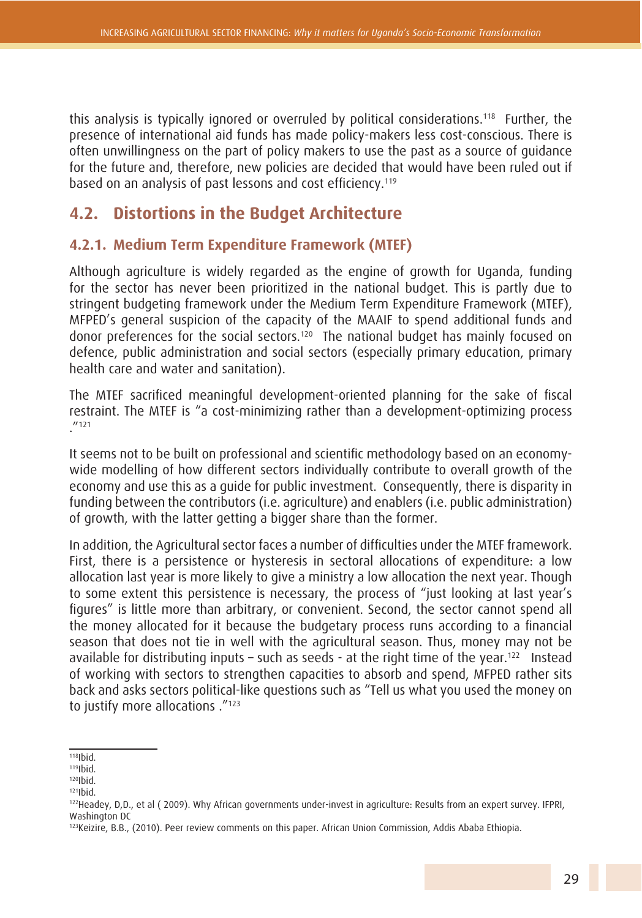this analysis is typically ignored or overruled by political considerations.[118] Further, the presence of international aid funds has made policy-makers less cost-conscious. There is often unwillingness on the part of policy makers to use the past as a source of guidance for the future and, therefore, new policies are decided that would have been ruled out if based on an analysis of past lessons and cost efficiency.[119]

## 4.2. Distortions in the Budget Architecture

### 4.2.1. Medium Term Expenditure Framework (MTEF)

Although agriculture is widely regarded as the engine of growth for Uganda, funding for the sector has never been prioritized in the national budget. This is partly due to stringent budgeting framework under the Medium Term Expenditure Framework (MTEF), MFPED's general suspicion of the capacity of the MAAIF to spend additional funds and donor preferences for the social sectors.[120] The national budget has mainly focused on defence, public administration and social sectors (especially primary education, primary health care and water and sanitation).

The MTEF sacrificed meaningful development-oriented planning for the sake of fiscal restraint. The MTEF is "a cost-minimizing rather than a development-optimizing process ."[121]

It seems not to be built on professional and scientific methodology based on an economy-wide modelling of how different sectors individually contribute to overall growth of the economy and use this as a guide for public investment. Consequently, there is disparity in funding between the contributors (i.e. agriculture) and enablers (i.e. public administration) of growth, with the latter getting a bigger share than the former.

In addition, the Agricultural sector faces a number of difficulties under the MTEF framework. First, there is a persistence or hysteresis in sectoral allocations of expenditure: a low allocation last year is more likely to give a ministry a low allocation the next year. Though to some extent this persistence is necessary, the process of "just looking at last year's figures" is little more than arbitrary, or convenient. Second, the sector cannot spend all the money allocated for it because the budgetary process runs according to a financial season that does not tie in well with the agricultural season. Thus, money may not be available for distributing inputs – such as seeds - at the right time of the year.[122] Instead of working with sectors to strengthen capacities to absorb and spend, MFPED rather sits back and asks sectors political-like questions such as "Tell us what you used the money on to justify more allocations ."[123]

---

[118] Ibid.
[119] Ibid.
[120] Ibid.
[121] Ibid.
[122] Headey, D,D., et al ( 2009). Why African governments under-invest in agriculture: Results from an expert survey. IFPRI, Washington DC
[123] Keizire, B.B., (2010). Peer review comments on this paper. African Union Commission, Addis Ababa Ethiopia.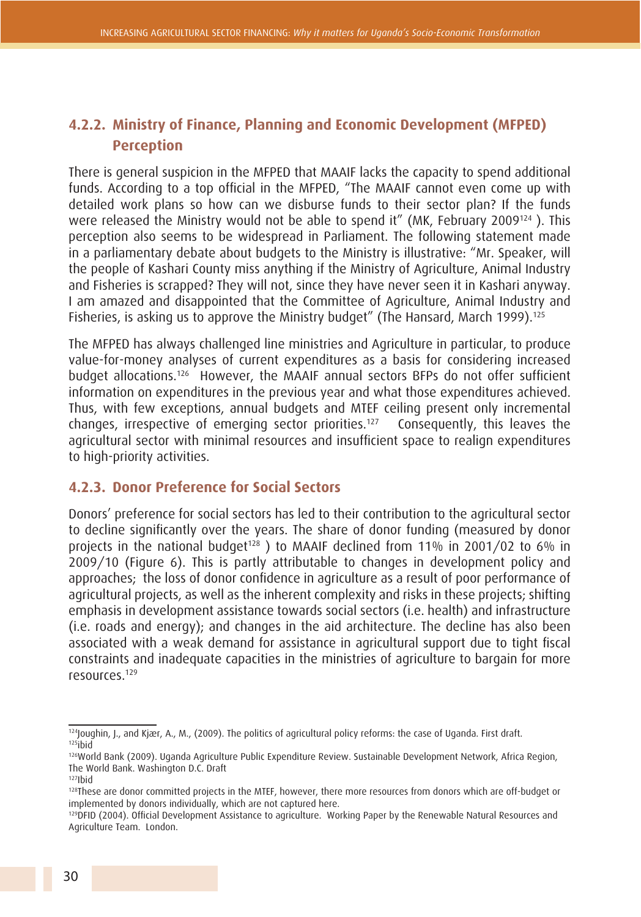### 4.2.2. Ministry of Finance, Planning and Economic Development (MFPED) Perception

There is general suspicion in the MFPED that MAAIF lacks the capacity to spend additional funds. According to a top official in the MFPED, "The MAAIF cannot even come up with detailed work plans so how can we disburse funds to their sector plan? If the funds were released the Ministry would not be able to spend it" (MK, February 2009[124] ). This perception also seems to be widespread in Parliament. The following statement made in a parliamentary debate about budgets to the Ministry is illustrative: "Mr. Speaker, will the people of Kashari County miss anything if the Ministry of Agriculture, Animal Industry and Fisheries is scrapped? They will not, since they have never seen it in Kashari anyway. I am amazed and disappointed that the Committee of Agriculture, Animal Industry and Fisheries, is asking us to approve the Ministry budget" (The Hansard, March 1999).[125]

The MFPED has always challenged line ministries and Agriculture in particular, to produce value-for-money analyses of current expenditures as a basis for considering increased budget allocations.[126] However, the MAAIF annual sectors BFPs do not offer sufficient information on expenditures in the previous year and what those expenditures achieved. Thus, with few exceptions, annual budgets and MTEF ceiling present only incremental changes, irrespective of emerging sector priorities.[127] Consequently, this leaves the agricultural sector with minimal resources and insufficient space to realign expenditures to high-priority activities.

### 4.2.3. Donor Preference for Social Sectors

Donors' preference for social sectors has led to their contribution to the agricultural sector to decline significantly over the years. The share of donor funding (measured by donor projects in the national budget[128] ) to MAAIF declined from 11% in 2001/02 to 6% in 2009/10 (Figure 6). This is partly attributable to changes in development policy and approaches; the loss of donor confidence in agriculture as a result of poor performance of agricultural projects, as well as the inherent complexity and risks in these projects; shifting emphasis in development assistance towards social sectors (i.e. health) and infrastructure (i.e. roads and energy); and changes in the aid architecture. The decline has also been associated with a weak demand for assistance in agricultural support due to tight fiscal constraints and inadequate capacities in the ministries of agriculture to bargain for more resources.[129]

---

[124] Joughin, J., and Kjær, A., M., (2009). The politics of agricultural policy reforms: the case of Uganda. First draft.

[125] ibid

[126] World Bank (2009). Uganda Agriculture Public Expenditure Review. Sustainable Development Network, Africa Region, The World Bank. Washington D.C. Draft

[127] Ibid

[128] These are donor committed projects in the MTEF, however, there more resources from donors which are off-budget or implemented by donors individually, which are not captured here.

[129] DFID (2004). Official Development Assistance to agriculture. Working Paper by the Renewable Natural Resources and Agriculture Team. London.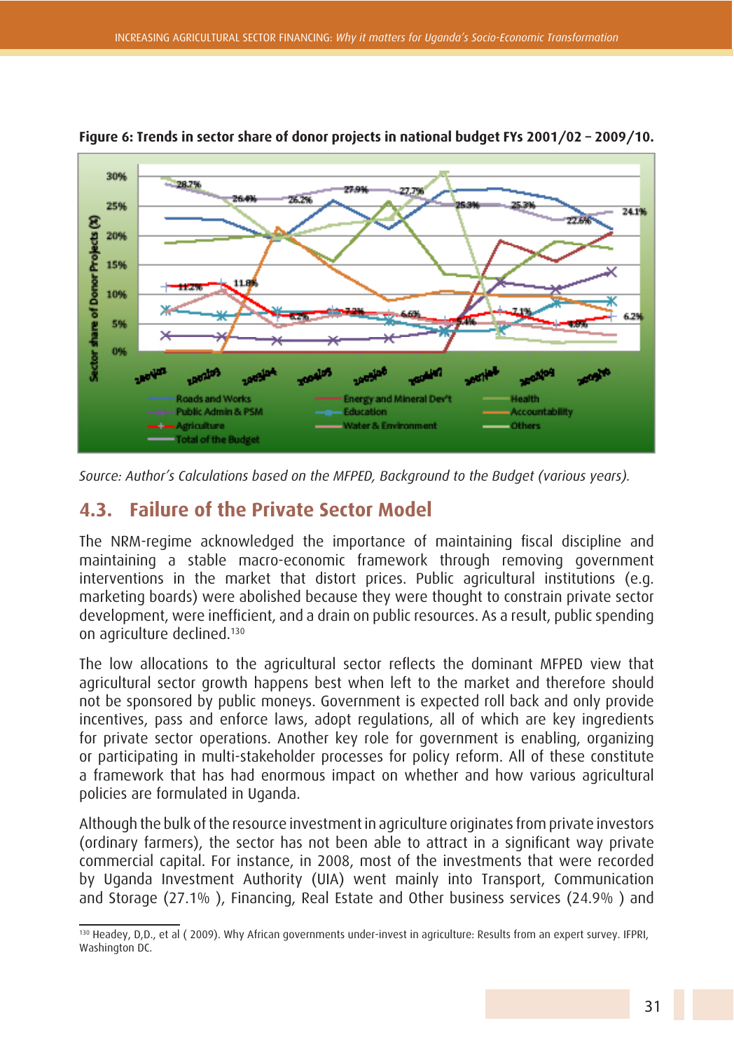**Figure 6: Trends in sector share of donor projects in national budget FYs 2001/02 – 2009/10.**

Source: Author's Calculations based on the MFPED, Background to the Budget (various years).

## 4.3. Failure of the Private Sector Model

The NRM-regime acknowledged the importance of maintaining fiscal discipline and maintaining a stable macro-economic framework through removing government interventions in the market that distort prices. Public agricultural institutions (e.g. marketing boards) were abolished because they were thought to constrain private sector development, were inefficient, and a drain on public resources. As a result, public spending on agriculture declined.[130]

The low allocations to the agricultural sector reflects the dominant MFPED view that agricultural sector growth happens best when left to the market and therefore should not be sponsored by public moneys. Government is expected roll back and only provide incentives, pass and enforce laws, adopt regulations, all of which are key ingredients for private sector operations. Another key role for government is enabling, organizing or participating in multi-stakeholder processes for policy reform. All of these constitute a framework that has had enormous impact on whether and how various agricultural policies are formulated in Uganda.

Although the bulk of the resource investment in agriculture originates from private investors (ordinary farmers), the sector has not been able to attract in a significant way private commercial capital. For instance, in 2008, most of the investments that were recorded by Uganda Investment Authority (UIA) went mainly into Transport, Communication and Storage (27.1% ), Financing, Real Estate and Other business services (24.9% ) and

[130] Headey, D,D., et al ( 2009). Why African governments under-invest in agriculture: Results from an expert survey. IFPRI, Washington DC.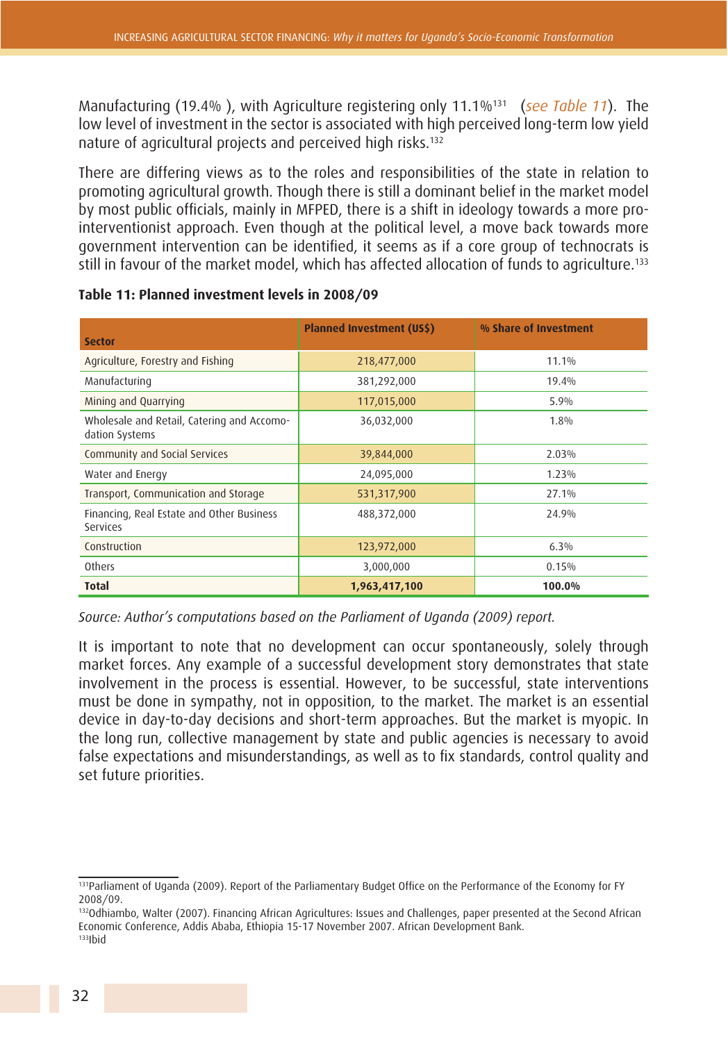Manufacturing (19.4% ), with Agriculture registering only 11.1%[131] (*see Table 11*). The low level of investment in the sector is associated with high perceived long-term low yield nature of agricultural projects and perceived high risks.[132]

There are differing views as to the roles and responsibilities of the state in relation to promoting agricultural growth. Though there is still a dominant belief in the market model by most public officials, mainly in MFPED, there is a shift in ideology towards a more pro-interventionist approach. Even though at the political level, a move back towards more government intervention can be identified, it seems as if a core group of technocrats is still in favour of the market model, which has affected allocation of funds to agriculture.[133]

**Table 11: Planned investment levels in 2008/09**

| Sector | Planned Investment (US$) | % Share of Investment |
|---|---|---|
| Agriculture, Forestry and Fishing | 218,477,000 | 11.1% |
| Manufacturing | 381,292,000 | 19.4% |
| Mining and Quarrying | 117,015,000 | 5.9% |
| Wholesale and Retail, Catering and Accomodation Systems | 36,032,000 | 1.8% |
| Community and Social Services | 39,844,000 | 2.03% |
| Water and Energy | 24,095,000 | 1.23% |
| Transport, Communication and Storage | 531,317,900 | 27.1% |
| Financing, Real Estate and Other Business Services | 488,372,000 | 24.9% |
| Construction | 123,972,000 | 6.3% |
| Others | 3,000,000 | 0.15% |
| **Total** | **1,963,417,100** | **100.0%** |

*Source: Author's computations based on the Parliament of Uganda (2009) report.*

It is important to note that no development can occur spontaneously, solely through market forces. Any example of a successful development story demonstrates that state involvement in the process is essential. However, to be successful, state interventions must be done in sympathy, not in opposition, to the market. The market is an essential device in day-to-day decisions and short-term approaches. But the market is myopic. In the long run, collective management by state and public agencies is necessary to avoid false expectations and misunderstandings, as well as to fix standards, control quality and set future priorities.

---

[131]Parliament of Uganda (2009). Report of the Parliamentary Budget Office on the Performance of the Economy for FY 2008/09.

[132]Odhiambo, Walter (2007). Financing African Agricultures: Issues and Challenges, paper presented at the Second African Economic Conference, Addis Ababa, Ethiopia 15-17 November 2007. African Development Bank.

[133]Ibid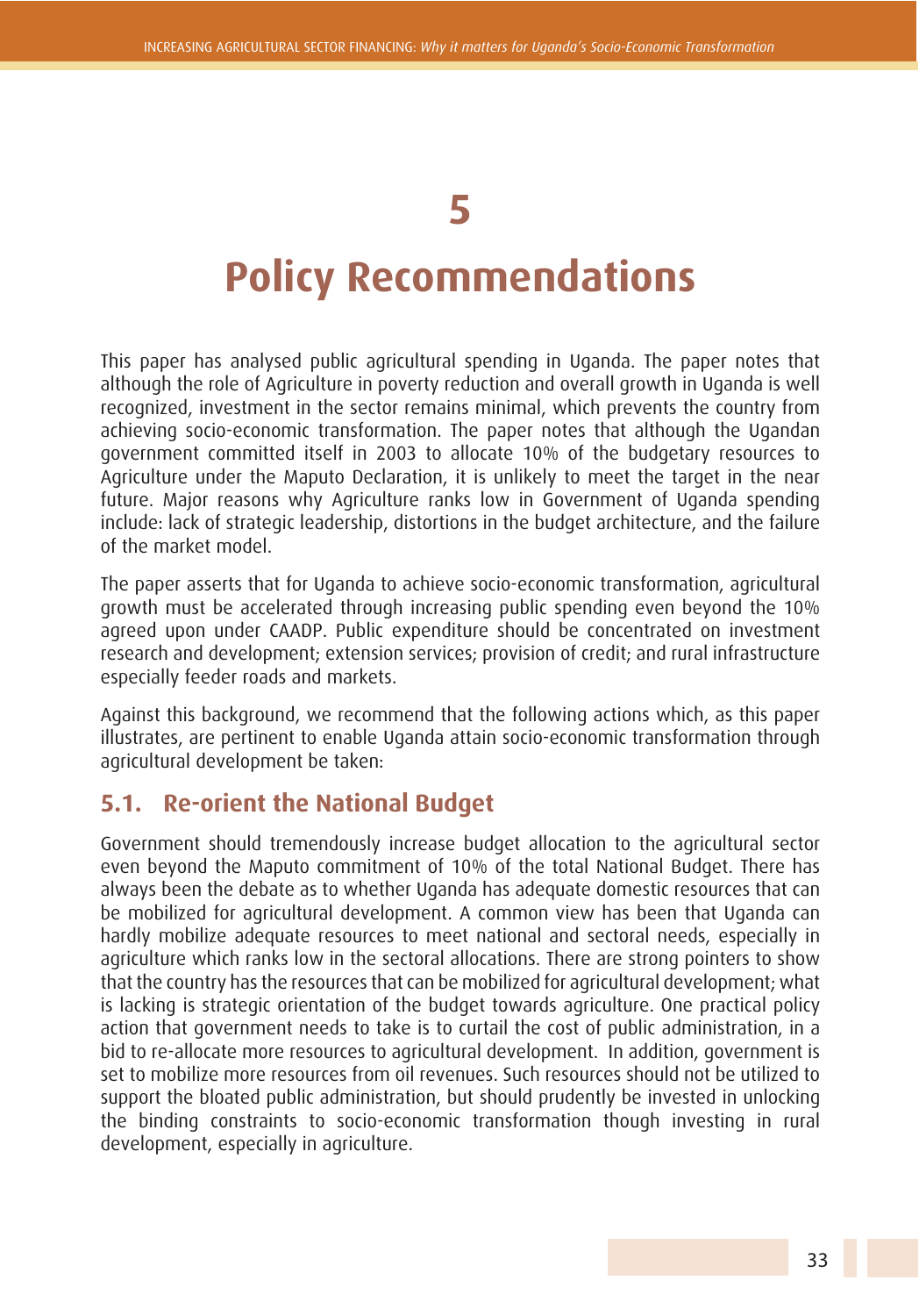# 5

# Policy Recommendations

This paper has analysed public agricultural spending in Uganda. The paper notes that although the role of Agriculture in poverty reduction and overall growth in Uganda is well recognized, investment in the sector remains minimal, which prevents the country from achieving socio-economic transformation. The paper notes that although the Ugandan government committed itself in 2003 to allocate 10% of the budgetary resources to Agriculture under the Maputo Declaration, it is unlikely to meet the target in the near future. Major reasons why Agriculture ranks low in Government of Uganda spending include: lack of strategic leadership, distortions in the budget architecture, and the failure of the market model.

The paper asserts that for Uganda to achieve socio-economic transformation, agricultural growth must be accelerated through increasing public spending even beyond the 10% agreed upon under CAADP. Public expenditure should be concentrated on investment research and development; extension services; provision of credit; and rural infrastructure especially feeder roads and markets.

Against this background, we recommend that the following actions which, as this paper illustrates, are pertinent to enable Uganda attain socio-economic transformation through agricultural development be taken:

## 5.1. Re-orient the National Budget

Government should tremendously increase budget allocation to the agricultural sector even beyond the Maputo commitment of 10% of the total National Budget. There has always been the debate as to whether Uganda has adequate domestic resources that can be mobilized for agricultural development. A common view has been that Uganda can hardly mobilize adequate resources to meet national and sectoral needs, especially in agriculture which ranks low in the sectoral allocations. There are strong pointers to show that the country has the resources that can be mobilized for agricultural development; what is lacking is strategic orientation of the budget towards agriculture. One practical policy action that government needs to take is to curtail the cost of public administration, in a bid to re-allocate more resources to agricultural development. In addition, government is set to mobilize more resources from oil revenues. Such resources should not be utilized to support the bloated public administration, but should prudently be invested in unlocking the binding constraints to socio-economic transformation though investing in rural development, especially in agriculture.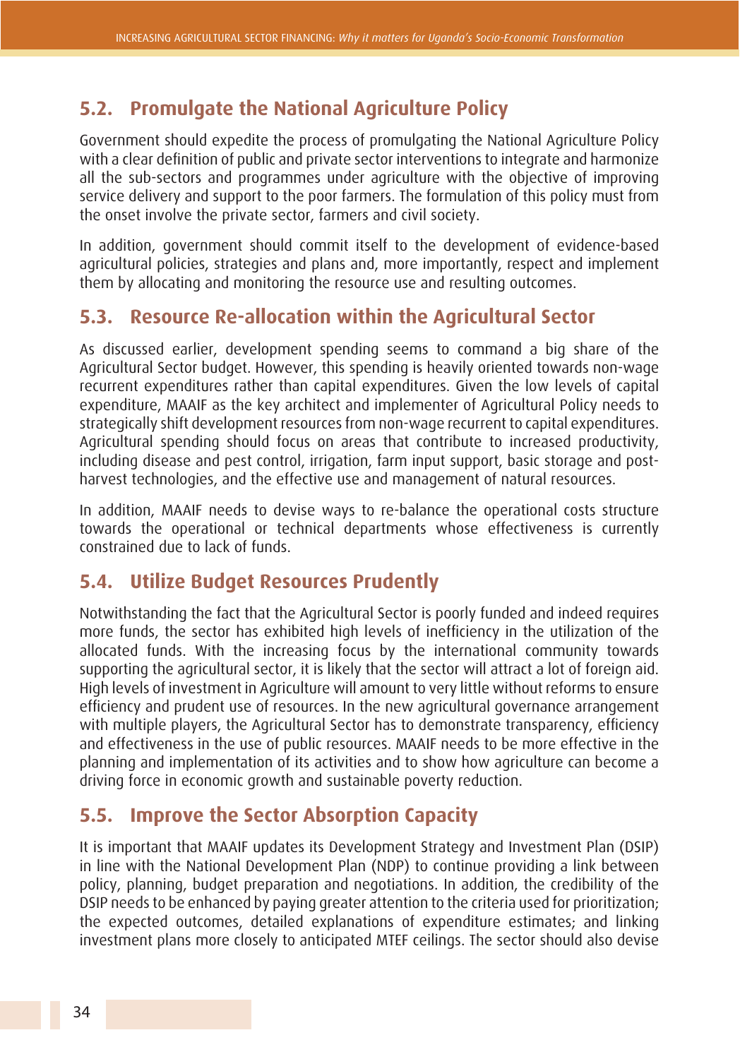## 5.2. Promulgate the National Agriculture Policy

Government should expedite the process of promulgating the National Agriculture Policy with a clear definition of public and private sector interventions to integrate and harmonize all the sub-sectors and programmes under agriculture with the objective of improving service delivery and support to the poor farmers. The formulation of this policy must from the onset involve the private sector, farmers and civil society.

In addition, government should commit itself to the development of evidence-based agricultural policies, strategies and plans and, more importantly, respect and implement them by allocating and monitoring the resource use and resulting outcomes.

## 5.3. Resource Re-allocation within the Agricultural Sector

As discussed earlier, development spending seems to command a big share of the Agricultural Sector budget. However, this spending is heavily oriented towards non-wage recurrent expenditures rather than capital expenditures. Given the low levels of capital expenditure, MAAIF as the key architect and implementer of Agricultural Policy needs to strategically shift development resources from non-wage recurrent to capital expenditures. Agricultural spending should focus on areas that contribute to increased productivity, including disease and pest control, irrigation, farm input support, basic storage and post-harvest technologies, and the effective use and management of natural resources.

In addition, MAAIF needs to devise ways to re-balance the operational costs structure towards the operational or technical departments whose effectiveness is currently constrained due to lack of funds.

## 5.4. Utilize Budget Resources Prudently

Notwithstanding the fact that the Agricultural Sector is poorly funded and indeed requires more funds, the sector has exhibited high levels of inefficiency in the utilization of the allocated funds. With the increasing focus by the international community towards supporting the agricultural sector, it is likely that the sector will attract a lot of foreign aid. High levels of investment in Agriculture will amount to very little without reforms to ensure efficiency and prudent use of resources. In the new agricultural governance arrangement with multiple players, the Agricultural Sector has to demonstrate transparency, efficiency and effectiveness in the use of public resources. MAAIF needs to be more effective in the planning and implementation of its activities and to show how agriculture can become a driving force in economic growth and sustainable poverty reduction.

## 5.5. Improve the Sector Absorption Capacity

It is important that MAAIF updates its Development Strategy and Investment Plan (DSIP) in line with the National Development Plan (NDP) to continue providing a link between policy, planning, budget preparation and negotiations. In addition, the credibility of the DSIP needs to be enhanced by paying greater attention to the criteria used for prioritization; the expected outcomes, detailed explanations of expenditure estimates; and linking investment plans more closely to anticipated MTEF ceilings. The sector should also devise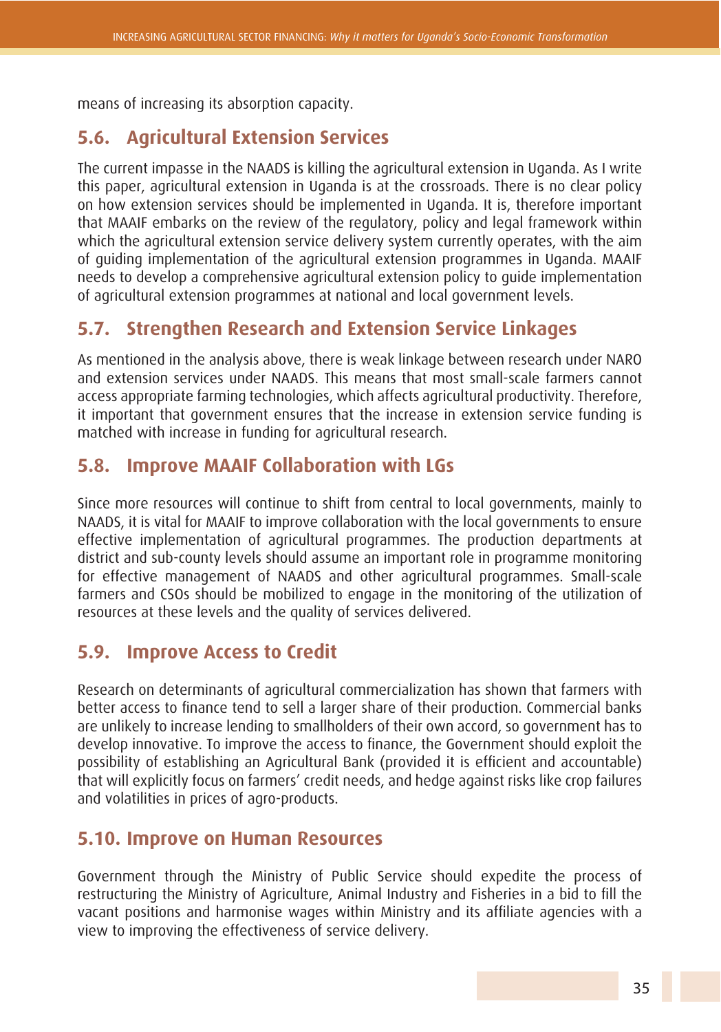means of increasing its absorption capacity.

## 5.6. Agricultural Extension Services

The current impasse in the NAADS is killing the agricultural extension in Uganda. As I write this paper, agricultural extension in Uganda is at the crossroads. There is no clear policy on how extension services should be implemented in Uganda. It is, therefore important that MAAIF embarks on the review of the regulatory, policy and legal framework within which the agricultural extension service delivery system currently operates, with the aim of guiding implementation of the agricultural extension programmes in Uganda. MAAIF needs to develop a comprehensive agricultural extension policy to guide implementation of agricultural extension programmes at national and local government levels.

## 5.7. Strengthen Research and Extension Service Linkages

As mentioned in the analysis above, there is weak linkage between research under NARO and extension services under NAADS. This means that most small-scale farmers cannot access appropriate farming technologies, which affects agricultural productivity. Therefore, it important that government ensures that the increase in extension service funding is matched with increase in funding for agricultural research.

## 5.8. Improve MAAIF Collaboration with LGs

Since more resources will continue to shift from central to local governments, mainly to NAADS, it is vital for MAAIF to improve collaboration with the local governments to ensure effective implementation of agricultural programmes. The production departments at district and sub-county levels should assume an important role in programme monitoring for effective management of NAADS and other agricultural programmes. Small-scale farmers and CSOs should be mobilized to engage in the monitoring of the utilization of resources at these levels and the quality of services delivered.

## 5.9. Improve Access to Credit

Research on determinants of agricultural commercialization has shown that farmers with better access to finance tend to sell a larger share of their production. Commercial banks are unlikely to increase lending to smallholders of their own accord, so government has to develop innovative. To improve the access to finance, the Government should exploit the possibility of establishing an Agricultural Bank (provided it is efficient and accountable) that will explicitly focus on farmers' credit needs, and hedge against risks like crop failures and volatilities in prices of agro-products.

## 5.10. Improve on Human Resources

Government through the Ministry of Public Service should expedite the process of restructuring the Ministry of Agriculture, Animal Industry and Fisheries in a bid to fill the vacant positions and harmonise wages within Ministry and its affiliate agencies with a view to improving the effectiveness of service delivery.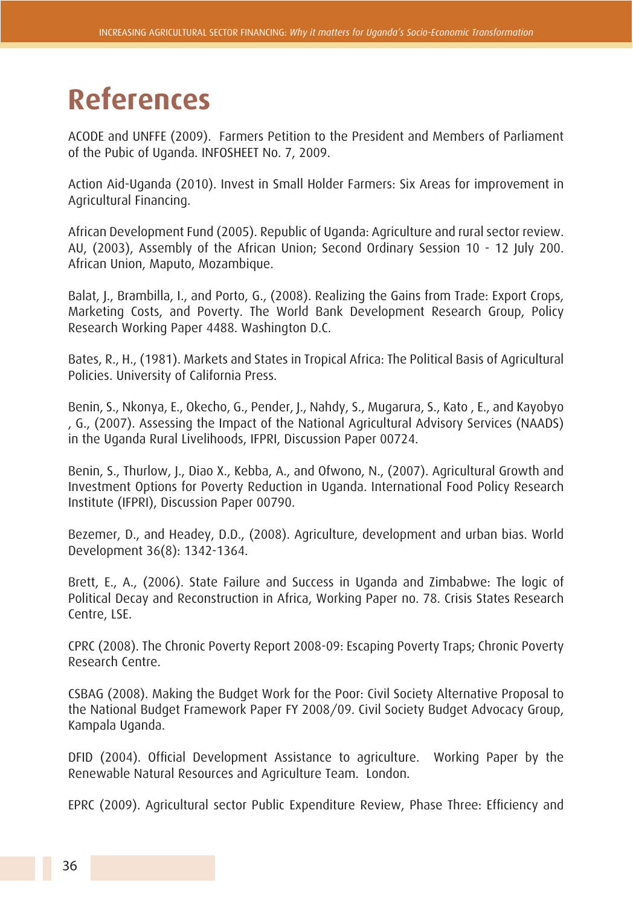# References

ACODE and UNFFE (2009). Farmers Petition to the President and Members of Parliament of the Pubic of Uganda. INFOSHEET No. 7, 2009.

Action Aid-Uganda (2010). Invest in Small Holder Farmers: Six Areas for improvement in Agricultural Financing.

African Development Fund (2005). Republic of Uganda: Agriculture and rural sector review. AU, (2003), Assembly of the African Union; Second Ordinary Session 10 - 12 July 200. African Union, Maputo, Mozambique.

Balat, J., Brambilla, I., and Porto, G., (2008). Realizing the Gains from Trade: Export Crops, Marketing Costs, and Poverty. The World Bank Development Research Group, Policy Research Working Paper 4488. Washington D.C.

Bates, R., H., (1981). Markets and States in Tropical Africa: The Political Basis of Agricultural Policies. University of California Press.

Benin, S., Nkonya, E., Okecho, G., Pender, J., Nahdy, S., Mugarura, S., Kato , E., and Kayobyo , G., (2007). Assessing the Impact of the National Agricultural Advisory Services (NAADS) in the Uganda Rural Livelihoods, IFPRI, Discussion Paper 00724.

Benin, S., Thurlow, J., Diao X., Kebba, A., and Ofwono, N., (2007). Agricultural Growth and Investment Options for Poverty Reduction in Uganda. International Food Policy Research Institute (IFPRI), Discussion Paper 00790.

Bezemer, D., and Headey, D.D., (2008). Agriculture, development and urban bias. World Development 36(8): 1342-1364.

Brett, E., A., (2006). State Failure and Success in Uganda and Zimbabwe: The logic of Political Decay and Reconstruction in Africa, Working Paper no. 78. Crisis States Research Centre, LSE.

CPRC (2008). The Chronic Poverty Report 2008-09: Escaping Poverty Traps; Chronic Poverty Research Centre.

CSBAG (2008). Making the Budget Work for the Poor: Civil Society Alternative Proposal to the National Budget Framework Paper FY 2008/09. Civil Society Budget Advocacy Group, Kampala Uganda.

DFID (2004). Official Development Assistance to agriculture. Working Paper by the Renewable Natural Resources and Agriculture Team. London.

EPRC (2009). Agricultural sector Public Expenditure Review, Phase Three: Efficiency and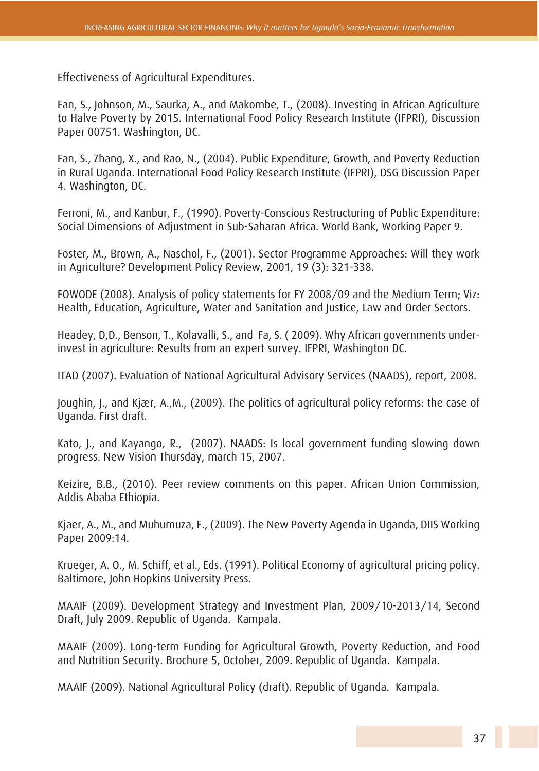Effectiveness of Agricultural Expenditures.

Fan, S., Johnson, M., Saurka, A., and Makombe, T., (2008). Investing in African Agriculture to Halve Poverty by 2015. International Food Policy Research Institute (IFPRI), Discussion Paper 00751. Washington, DC.

Fan, S., Zhang, X., and Rao, N., (2004). Public Expenditure, Growth, and Poverty Reduction in Rural Uganda. International Food Policy Research Institute (IFPRI), DSG Discussion Paper 4. Washington, DC.

Ferroni, M., and Kanbur, F., (1990). Poverty-Conscious Restructuring of Public Expenditure: Social Dimensions of Adjustment in Sub-Saharan Africa. World Bank, Working Paper 9.

Foster, M., Brown, A., Naschol, F., (2001). Sector Programme Approaches: Will they work in Agriculture? Development Policy Review, 2001, 19 (3): 321-338.

FOWODE (2008). Analysis of policy statements for FY 2008/09 and the Medium Term; Viz: Health, Education, Agriculture, Water and Sanitation and Justice, Law and Order Sectors.

Headey, D,D., Benson, T., Kolavalli, S., and Fa, S. ( 2009). Why African governments under-invest in agriculture: Results from an expert survey. IFPRI, Washington DC.

ITAD (2007). Evaluation of National Agricultural Advisory Services (NAADS), report, 2008.

Joughin, J., and Kjær, A.,M., (2009). The politics of agricultural policy reforms: the case of Uganda. First draft.

Kato, J., and Kayango, R., (2007). NAADS: Is local government funding slowing down progress. New Vision Thursday, march 15, 2007.

Keizire, B.B., (2010). Peer review comments on this paper. African Union Commission, Addis Ababa Ethiopia.

Kjaer, A., M., and Muhumuza, F., (2009). The New Poverty Agenda in Uganda, DIIS Working Paper 2009:14.

Krueger, A. O., M. Schiff, et al., Eds. (1991). Political Economy of agricultural pricing policy. Baltimore, John Hopkins University Press.

MAAIF (2009). Development Strategy and Investment Plan, 2009/10-2013/14, Second Draft, July 2009. Republic of Uganda. Kampala.

MAAIF (2009). Long-term Funding for Agricultural Growth, Poverty Reduction, and Food and Nutrition Security. Brochure 5, October, 2009. Republic of Uganda. Kampala.

MAAIF (2009). National Agricultural Policy (draft). Republic of Uganda. Kampala.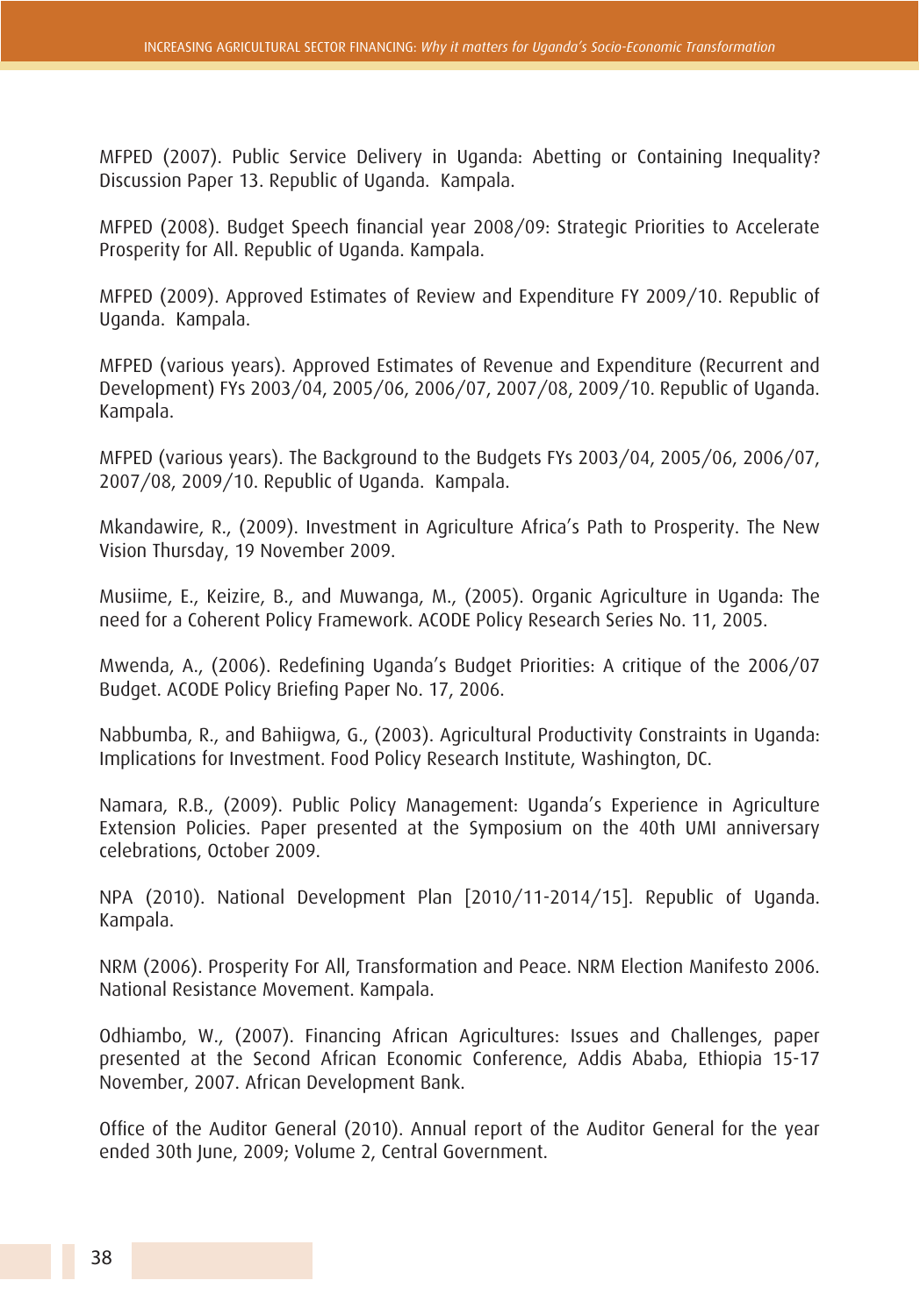MFPED (2007). Public Service Delivery in Uganda: Abetting or Containing Inequality? Discussion Paper 13. Republic of Uganda. Kampala.

MFPED (2008). Budget Speech financial year 2008/09: Strategic Priorities to Accelerate Prosperity for All. Republic of Uganda. Kampala.

MFPED (2009). Approved Estimates of Review and Expenditure FY 2009/10. Republic of Uganda. Kampala.

MFPED (various years). Approved Estimates of Revenue and Expenditure (Recurrent and Development) FYs 2003/04, 2005/06, 2006/07, 2007/08, 2009/10. Republic of Uganda. Kampala.

MFPED (various years). The Background to the Budgets FYs 2003/04, 2005/06, 2006/07, 2007/08, 2009/10. Republic of Uganda. Kampala.

Mkandawire, R., (2009). Investment in Agriculture Africa's Path to Prosperity. The New Vision Thursday, 19 November 2009.

Musiime, E., Keizire, B., and Muwanga, M., (2005). Organic Agriculture in Uganda: The need for a Coherent Policy Framework. ACODE Policy Research Series No. 11, 2005.

Mwenda, A., (2006). Redefining Uganda's Budget Priorities: A critique of the 2006/07 Budget. ACODE Policy Briefing Paper No. 17, 2006.

Nabbumba, R., and Bahiigwa, G., (2003). Agricultural Productivity Constraints in Uganda: Implications for Investment. Food Policy Research Institute, Washington, DC.

Namara, R.B., (2009). Public Policy Management: Uganda's Experience in Agriculture Extension Policies. Paper presented at the Symposium on the 40th UMI anniversary celebrations, October 2009.

NPA (2010). National Development Plan [2010/11-2014/15]. Republic of Uganda. Kampala.

NRM (2006). Prosperity For All, Transformation and Peace. NRM Election Manifesto 2006. National Resistance Movement. Kampala.

Odhiambo, W., (2007). Financing African Agricultures: Issues and Challenges, paper presented at the Second African Economic Conference, Addis Ababa, Ethiopia 15-17 November, 2007. African Development Bank.

Office of the Auditor General (2010). Annual report of the Auditor General for the year ended 30th June, 2009; Volume 2, Central Government.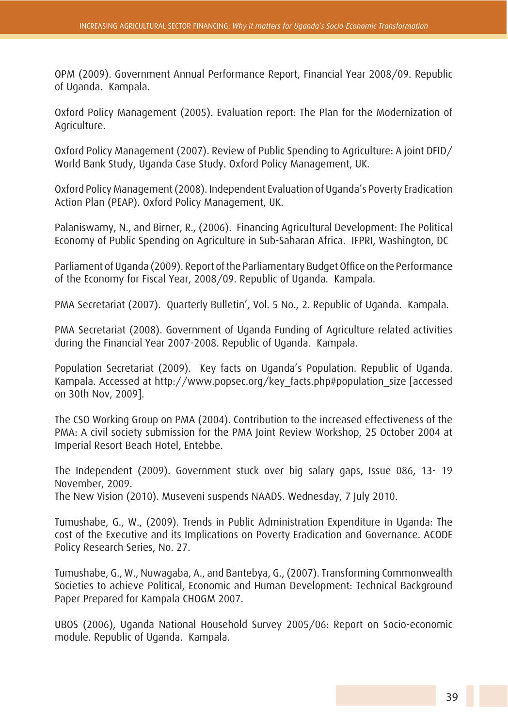OPM (2009). Government Annual Performance Report, Financial Year 2008/09. Republic of Uganda. Kampala.

Oxford Policy Management (2005). Evaluation report: The Plan for the Modernization of Agriculture.

Oxford Policy Management (2007). Review of Public Spending to Agriculture: A joint DFID/World Bank Study, Uganda Case Study. Oxford Policy Management, UK.

Oxford Policy Management (2008). Independent Evaluation of Uganda's Poverty Eradication Action Plan (PEAP). Oxford Policy Management, UK.

Palaniswamy, N., and Birner, R., (2006). Financing Agricultural Development: The Political Economy of Public Spending on Agriculture in Sub-Saharan Africa. IFPRI, Washington, DC

Parliament of Uganda (2009). Report of the Parliamentary Budget Office on the Performance of the Economy for Fiscal Year, 2008/09. Republic of Uganda. Kampala.

PMA Secretariat (2007). Quarterly Bulletin', Vol. 5 No., 2. Republic of Uganda. Kampala.

PMA Secretariat (2008). Government of Uganda Funding of Agriculture related activities during the Financial Year 2007-2008. Republic of Uganda. Kampala.

Population Secretariat (2009). Key facts on Uganda's Population. Republic of Uganda. Kampala. Accessed at http://www.popsec.org/key_facts.php#population_size [accessed on 30th Nov, 2009].

The CSO Working Group on PMA (2004). Contribution to the increased effectiveness of the PMA: A civil society submission for the PMA Joint Review Workshop, 25 October 2004 at Imperial Resort Beach Hotel, Entebbe.

The Independent (2009). Government stuck over big salary gaps, Issue 086, 13- 19 November, 2009.

The New Vision (2010). Museveni suspends NAADS. Wednesday, 7 July 2010.

Tumushabe, G., W., (2009). Trends in Public Administration Expenditure in Uganda: The cost of the Executive and its Implications on Poverty Eradication and Governance. ACODE Policy Research Series, No. 27.

Tumushabe, G., W., Nuwagaba, A., and Bantebya, G., (2007). Transforming Commonwealth Societies to achieve Political, Economic and Human Development: Technical Background Paper Prepared for Kampala CHOGM 2007.

UBOS (2006), Uganda National Household Survey 2005/06: Report on Socio-economic module. Republic of Uganda. Kampala.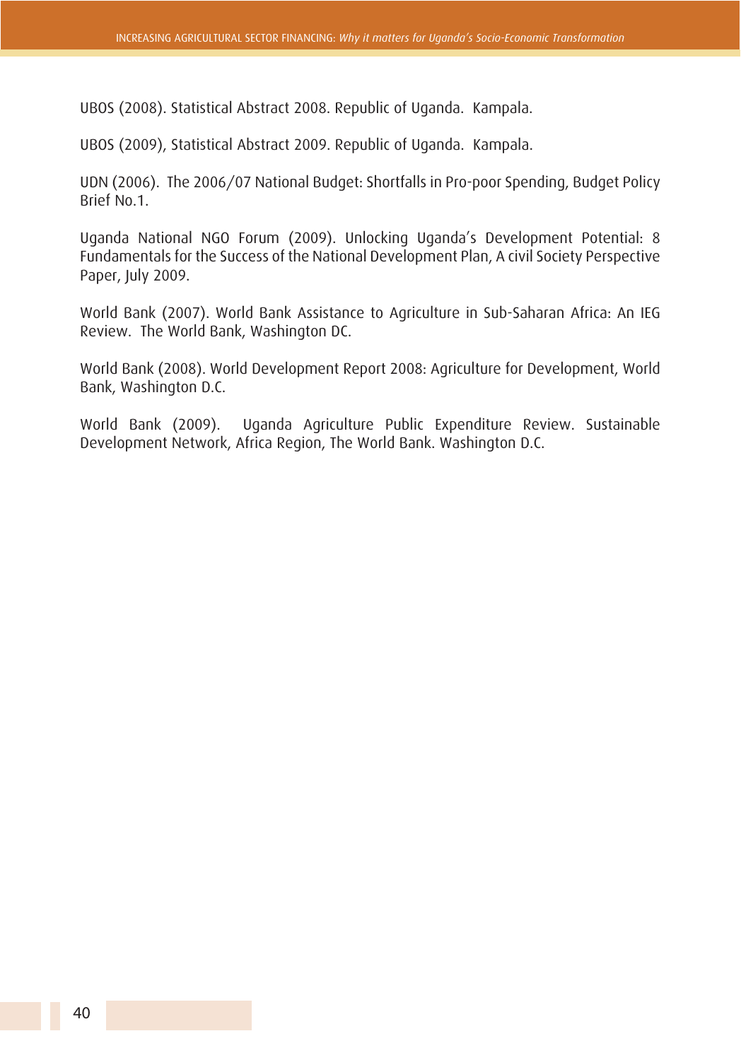UBOS (2008). Statistical Abstract 2008. Republic of Uganda. Kampala.

UBOS (2009), Statistical Abstract 2009. Republic of Uganda. Kampala.

UDN (2006). The 2006/07 National Budget: Shortfalls in Pro-poor Spending, Budget Policy Brief No.1.

Uganda National NGO Forum (2009). Unlocking Uganda's Development Potential: 8 Fundamentals for the Success of the National Development Plan, A civil Society Perspective Paper, July 2009.

World Bank (2007). World Bank Assistance to Agriculture in Sub-Saharan Africa: An IEG Review. The World Bank, Washington DC.

World Bank (2008). World Development Report 2008: Agriculture for Development, World Bank, Washington D.C.

World Bank (2009). Uganda Agriculture Public Expenditure Review. Sustainable Development Network, Africa Region, The World Bank. Washington D.C.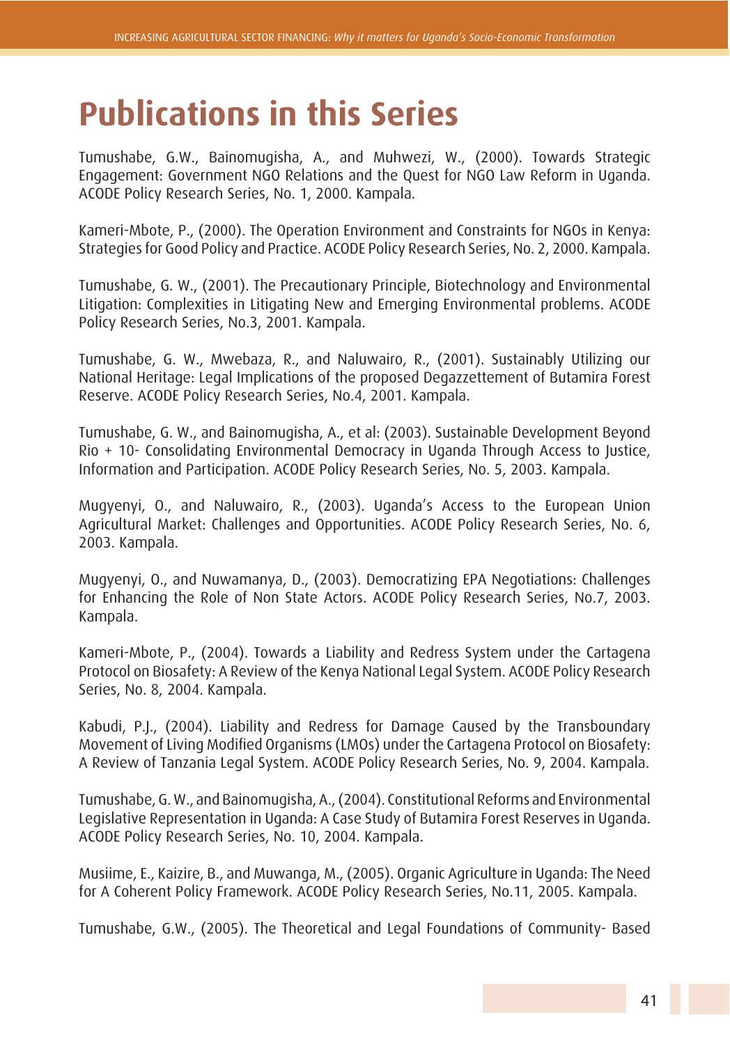# Publications in this Series

Tumushabe, G.W., Bainomugisha, A., and Muhwezi, W., (2000). Towards Strategic Engagement: Government NGO Relations and the Quest for NGO Law Reform in Uganda. ACODE Policy Research Series, No. 1, 2000. Kampala.

Kameri-Mbote, P., (2000). The Operation Environment and Constraints for NGOs in Kenya: Strategies for Good Policy and Practice. ACODE Policy Research Series, No. 2, 2000. Kampala.

Tumushabe, G. W., (2001). The Precautionary Principle, Biotechnology and Environmental Litigation: Complexities in Litigating New and Emerging Environmental problems. ACODE Policy Research Series, No.3, 2001. Kampala.

Tumushabe, G. W., Mwebaza, R., and Naluwairo, R., (2001). Sustainably Utilizing our National Heritage: Legal Implications of the proposed Degazzettement of Butamira Forest Reserve. ACODE Policy Research Series, No.4, 2001. Kampala.

Tumushabe, G. W., and Bainomugisha, A., et al: (2003). Sustainable Development Beyond Rio + 10- Consolidating Environmental Democracy in Uganda Through Access to Justice, Information and Participation. ACODE Policy Research Series, No. 5, 2003. Kampala.

Mugyenyi, O., and Naluwairo, R., (2003). Uganda's Access to the European Union Agricultural Market: Challenges and Opportunities. ACODE Policy Research Series, No. 6, 2003. Kampala.

Mugyenyi, O., and Nuwamanya, D., (2003). Democratizing EPA Negotiations: Challenges for Enhancing the Role of Non State Actors. ACODE Policy Research Series, No.7, 2003. Kampala.

Kameri-Mbote, P., (2004). Towards a Liability and Redress System under the Cartagena Protocol on Biosafety: A Review of the Kenya National Legal System. ACODE Policy Research Series, No. 8, 2004. Kampala.

Kabudi, P.J., (2004). Liability and Redress for Damage Caused by the Transboundary Movement of Living Modified Organisms (LMOs) under the Cartagena Protocol on Biosafety: A Review of Tanzania Legal System. ACODE Policy Research Series, No. 9, 2004. Kampala.

Tumushabe, G. W., and Bainomugisha, A., (2004). Constitutional Reforms and Environmental Legislative Representation in Uganda: A Case Study of Butamira Forest Reserves in Uganda. ACODE Policy Research Series, No. 10, 2004. Kampala.

Musiime, E., Kaizire, B., and Muwanga, M., (2005). Organic Agriculture in Uganda: The Need for A Coherent Policy Framework. ACODE Policy Research Series, No.11, 2005. Kampala.

Tumushabe, G.W., (2005). The Theoretical and Legal Foundations of Community- Based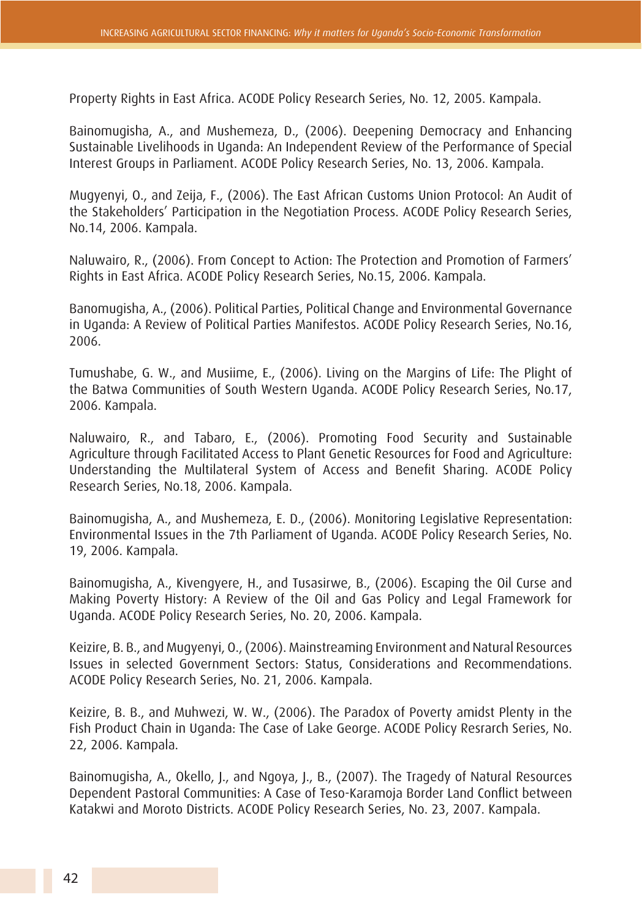Property Rights in East Africa. ACODE Policy Research Series, No. 12, 2005. Kampala.

Bainomugisha, A., and Mushemeza, D., (2006). Deepening Democracy and Enhancing Sustainable Livelihoods in Uganda: An Independent Review of the Performance of Special Interest Groups in Parliament. ACODE Policy Research Series, No. 13, 2006. Kampala.

Mugyenyi, O., and Zeija, F., (2006). The East African Customs Union Protocol: An Audit of the Stakeholders' Participation in the Negotiation Process. ACODE Policy Research Series, No.14, 2006. Kampala.

Naluwairo, R., (2006). From Concept to Action: The Protection and Promotion of Farmers' Rights in East Africa. ACODE Policy Research Series, No.15, 2006. Kampala.

Banomugisha, A., (2006). Political Parties, Political Change and Environmental Governance in Uganda: A Review of Political Parties Manifestos. ACODE Policy Research Series, No.16, 2006.

Tumushabe, G. W., and Musiime, E., (2006). Living on the Margins of Life: The Plight of the Batwa Communities of South Western Uganda. ACODE Policy Research Series, No.17, 2006. Kampala.

Naluwairo, R., and Tabaro, E., (2006). Promoting Food Security and Sustainable Agriculture through Facilitated Access to Plant Genetic Resources for Food and Agriculture: Understanding the Multilateral System of Access and Benefit Sharing. ACODE Policy Research Series, No.18, 2006. Kampala.

Bainomugisha, A., and Mushemeza, E. D., (2006). Monitoring Legislative Representation: Environmental Issues in the 7th Parliament of Uganda. ACODE Policy Research Series, No. 19, 2006. Kampala.

Bainomugisha, A., Kivengyere, H., and Tusasirwe, B., (2006). Escaping the Oil Curse and Making Poverty History: A Review of the Oil and Gas Policy and Legal Framework for Uganda. ACODE Policy Research Series, No. 20, 2006. Kampala.

Keizire, B. B., and Mugyenyi, O., (2006). Mainstreaming Environment and Natural Resources Issues in selected Government Sectors: Status, Considerations and Recommendations. ACODE Policy Research Series, No. 21, 2006. Kampala.

Keizire, B. B., and Muhwezi, W. W., (2006). The Paradox of Poverty amidst Plenty in the Fish Product Chain in Uganda: The Case of Lake George. ACODE Policy Resrarch Series, No. 22, 2006. Kampala.

Bainomugisha, A., Okello, J., and Ngoya, J., B., (2007). The Tragedy of Natural Resources Dependent Pastoral Communities: A Case of Teso-Karamoja Border Land Conflict between Katakwi and Moroto Districts. ACODE Policy Research Series, No. 23, 2007. Kampala.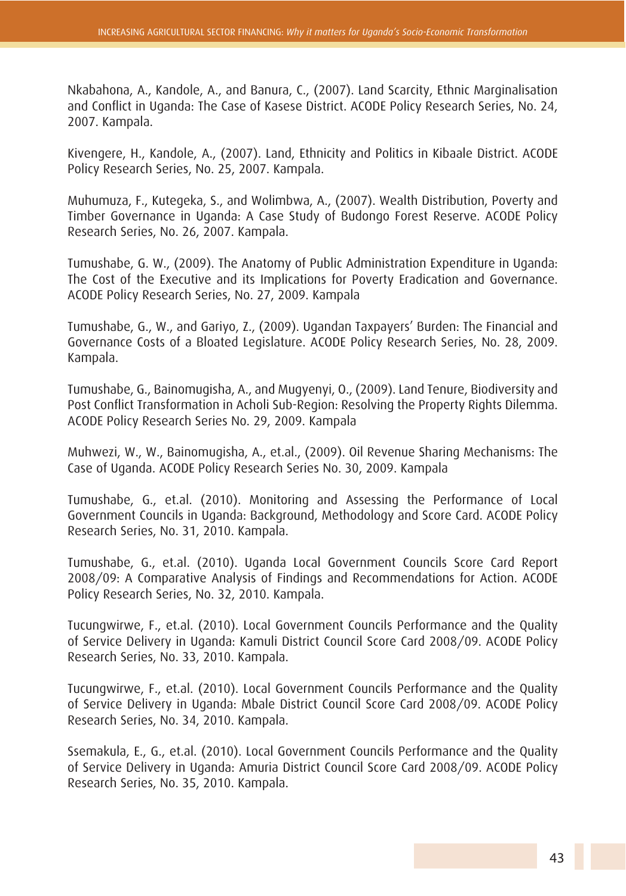Nkabahona, A., Kandole, A., and Banura, C., (2007). Land Scarcity, Ethnic Marginalisation and Conflict in Uganda: The Case of Kasese District. ACODE Policy Research Series, No. 24, 2007. Kampala.

Kivengere, H., Kandole, A., (2007). Land, Ethnicity and Politics in Kibaale District. ACODE Policy Research Series, No. 25, 2007. Kampala.

Muhumuza, F., Kutegeka, S., and Wolimbwa, A., (2007). Wealth Distribution, Poverty and Timber Governance in Uganda: A Case Study of Budongo Forest Reserve. ACODE Policy Research Series, No. 26, 2007. Kampala.

Tumushabe, G. W., (2009). The Anatomy of Public Administration Expenditure in Uganda: The Cost of the Executive and its Implications for Poverty Eradication and Governance. ACODE Policy Research Series, No. 27, 2009. Kampala

Tumushabe, G., W., and Gariyo, Z., (2009). Ugandan Taxpayers' Burden: The Financial and Governance Costs of a Bloated Legislature. ACODE Policy Research Series, No. 28, 2009. Kampala.

Tumushabe, G., Bainomugisha, A., and Mugyenyi, O., (2009). Land Tenure, Biodiversity and Post Conflict Transformation in Acholi Sub-Region: Resolving the Property Rights Dilemma. ACODE Policy Research Series No. 29, 2009. Kampala

Muhwezi, W., W., Bainomugisha, A., et.al., (2009). Oil Revenue Sharing Mechanisms: The Case of Uganda. ACODE Policy Research Series No. 30, 2009. Kampala

Tumushabe, G., et.al. (2010). Monitoring and Assessing the Performance of Local Government Councils in Uganda: Background, Methodology and Score Card. ACODE Policy Research Series, No. 31, 2010. Kampala.

Tumushabe, G., et.al. (2010). Uganda Local Government Councils Score Card Report 2008/09: A Comparative Analysis of Findings and Recommendations for Action. ACODE Policy Research Series, No. 32, 2010. Kampala.

Tucungwirwe, F., et.al. (2010). Local Government Councils Performance and the Quality of Service Delivery in Uganda: Kamuli District Council Score Card 2008/09. ACODE Policy Research Series, No. 33, 2010. Kampala.

Tucungwirwe, F., et.al. (2010). Local Government Councils Performance and the Quality of Service Delivery in Uganda: Mbale District Council Score Card 2008/09. ACODE Policy Research Series, No. 34, 2010. Kampala.

Ssemakula, E., G., et.al. (2010). Local Government Councils Performance and the Quality of Service Delivery in Uganda: Amuria District Council Score Card 2008/09. ACODE Policy Research Series, No. 35, 2010. Kampala.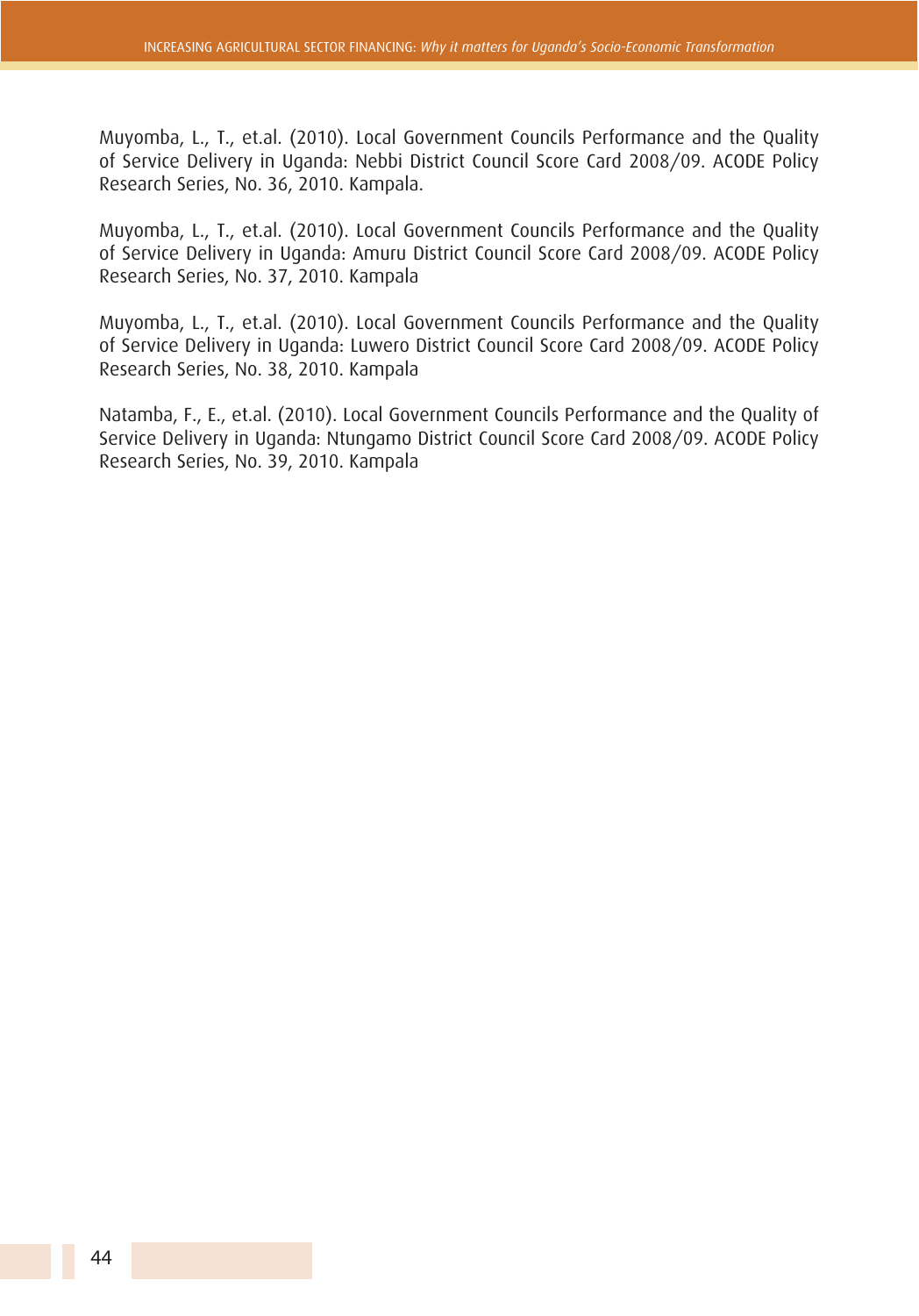Muyomba, L., T., et.al. (2010). Local Government Councils Performance and the Quality of Service Delivery in Uganda: Nebbi District Council Score Card 2008/09. ACODE Policy Research Series, No. 36, 2010. Kampala.

Muyomba, L., T., et.al. (2010). Local Government Councils Performance and the Quality of Service Delivery in Uganda: Amuru District Council Score Card 2008/09. ACODE Policy Research Series, No. 37, 2010. Kampala

Muyomba, L., T., et.al. (2010). Local Government Councils Performance and the Quality of Service Delivery in Uganda: Luwero District Council Score Card 2008/09. ACODE Policy Research Series, No. 38, 2010. Kampala

Natamba, F., E., et.al. (2010). Local Government Councils Performance and the Quality of Service Delivery in Uganda: Ntungamo District Council Score Card 2008/09. ACODE Policy Research Series, No. 39, 2010. Kampala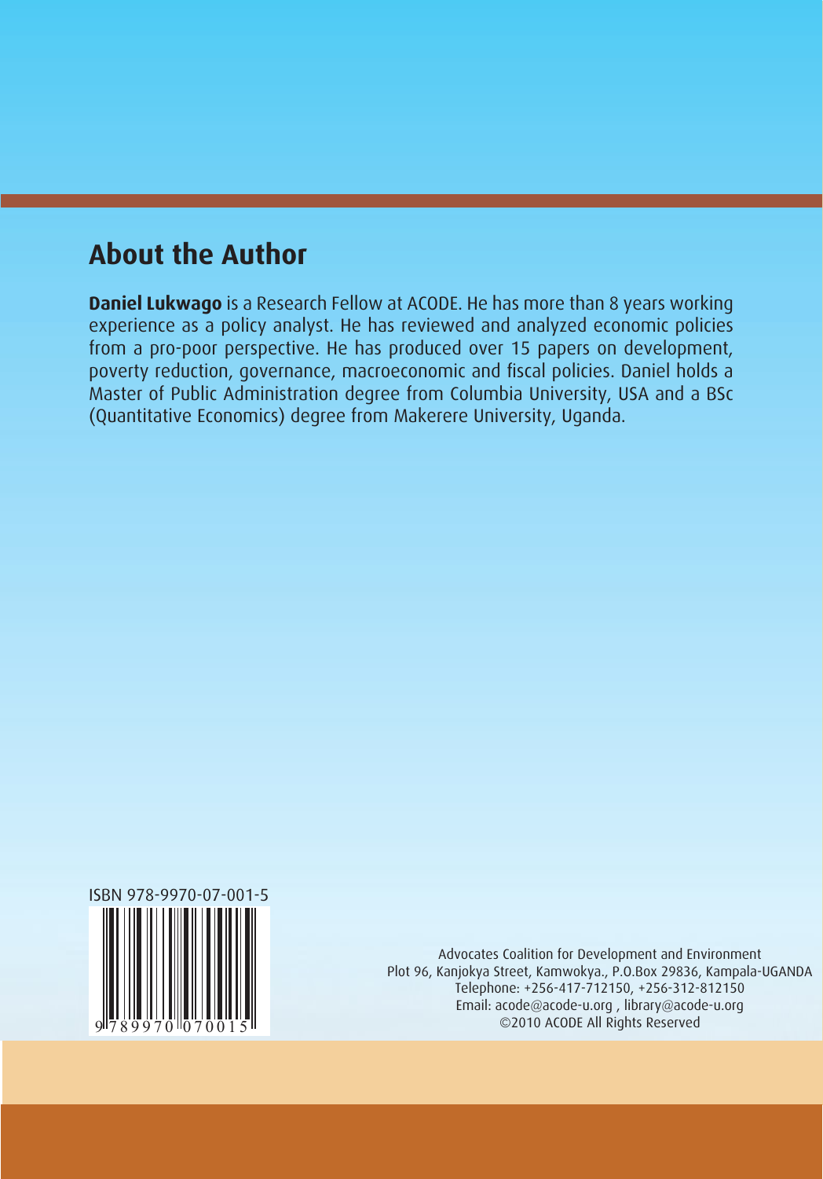## About the Author

**Daniel Lukwago** is a Research Fellow at ACODE. He has more than 8 years working experience as a policy analyst. He has reviewed and analyzed economic policies from a pro-poor perspective. He has produced over 15 papers on development, poverty reduction, governance, macroeconomic and fiscal policies. Daniel holds a Master of Public Administration degree from Columbia University, USA and a BSc (Quantitative Economics) degree from Makerere University, Uganda.

ISBN 978-9970-07-001-5

9 789970 070015

Advocates Coalition for Development and Environment
Plot 96, Kanjokya Street, Kamwokya., P.O.Box 29836, Kampala-UGANDA
Telephone: +256-417-712150, +256-312-812150
Email: acode@acode-u.org , library@acode-u.org
©2010 ACODE All Rights Reserved